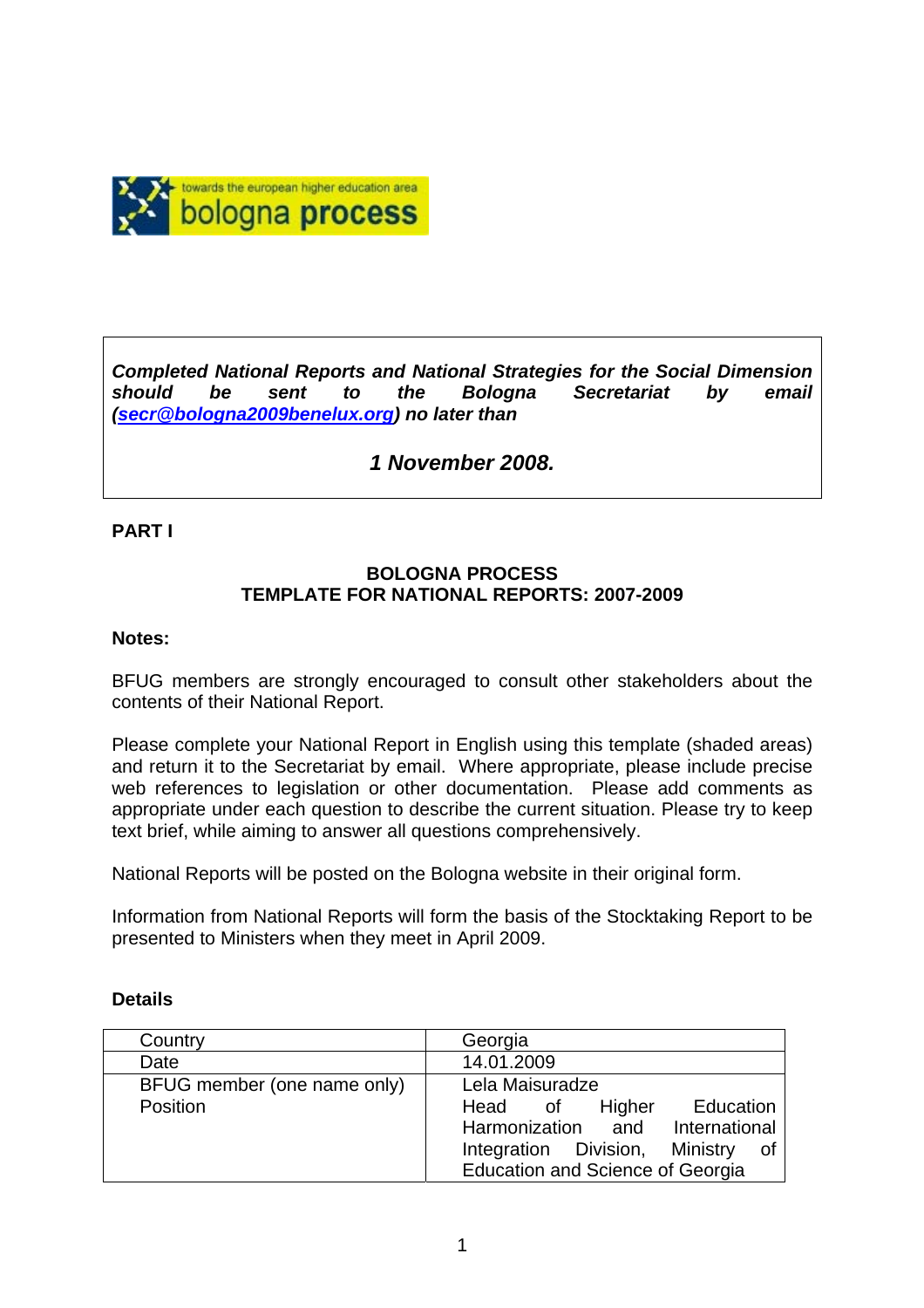towards the european higher education area
bologna process

***Completed National Reports and National Strategies for the Social Dimension should be sent to the Bologna Secretariat by email ([secr@bologna2009benelux.org](mailto:secr@bologna2009benelux.org)) no later than***

***1 November 2008.***

**PART I**

**BOLOGNA PROCESS**
**TEMPLATE FOR NATIONAL REPORTS: 2007-2009**

**Notes:**

BFUG members are strongly encouraged to consult other stakeholders about the contents of their National Report.

Please complete your National Report in English using this template (shaded areas) and return it to the Secretariat by email. Where appropriate, please include precise web references to legislation or other documentation. Please add comments as appropriate under each question to describe the current situation. Please try to keep text brief, while aiming to answer all questions comprehensively.

National Reports will be posted on the Bologna website in their original form.

Information from National Reports will form the basis of the Stocktaking Report to be presented to Ministers when they meet in April 2009.

**Details**

| | |
|---|---|
| Country | Georgia |
| Date | 14.01.2009 |
| BFUG member (one name only)<br>Position | Lela Maisuradze<br>Head of Higher Education Harmonization and International Integration Division, Ministry of Education and Science of Georgia |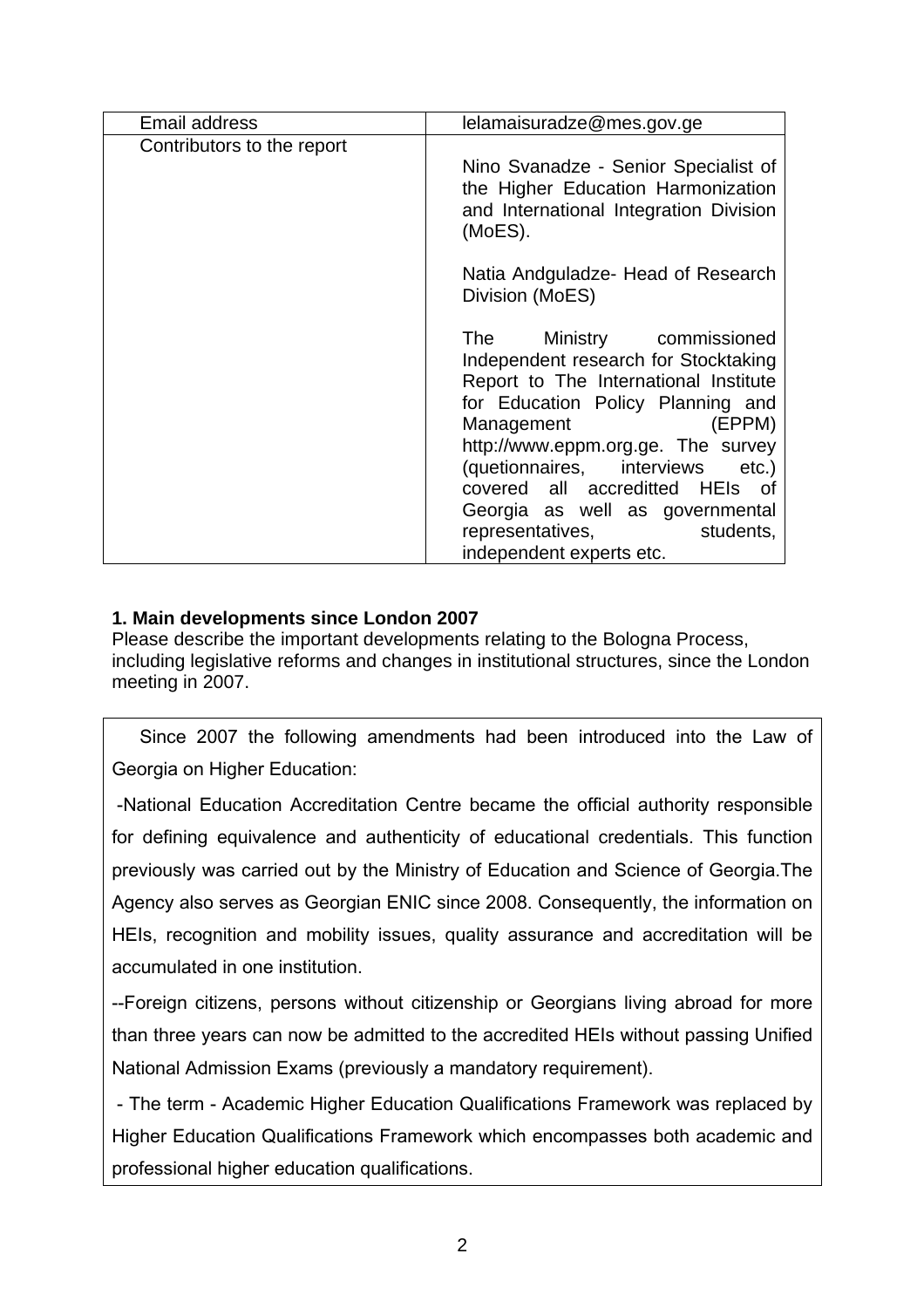| Email address | lelamaisuradze@mes.gov.ge |
|---|---|
| Contributors to the report | Nino Svanadze - Senior Specialist of the Higher Education Harmonization and International Integration Division (MoES).<br><br>Natia Andguladze- Head of Research Division (MoES)<br><br>The Ministry commissioned Independent research for Stocktaking Report to The International Institute for Education Policy Planning and Management (EPPM) http://www.eppm.org.ge. The survey (quetionnaires, interviews etc.) covered all accreditted HEIs of Georgia as well as governmental representatives, students, independent experts etc. |

**1. Main developments since London 2007**

Please describe the important developments relating to the Bologna Process, including legislative reforms and changes in institutional structures, since the London meeting in 2007.

Since 2007 the following amendments had been introduced into the Law of Georgia on Higher Education:

-National Education Accreditation Centre became the official authority responsible for defining equivalence and authenticity of educational credentials. This function previously was carried out by the Ministry of Education and Science of Georgia.The Agency also serves as Georgian ENIC since 2008. Consequently, the information on HEIs, recognition and mobility issues, quality assurance and accreditation will be accumulated in one institution.

--Foreign citizens, persons without citizenship or Georgians living abroad for more than three years can now be admitted to the accredited HEIs without passing Unified National Admission Exams (previously a mandatory requirement).

- The term - Academic Higher Education Qualifications Framework was replaced by Higher Education Qualifications Framework which encompasses both academic and professional higher education qualifications.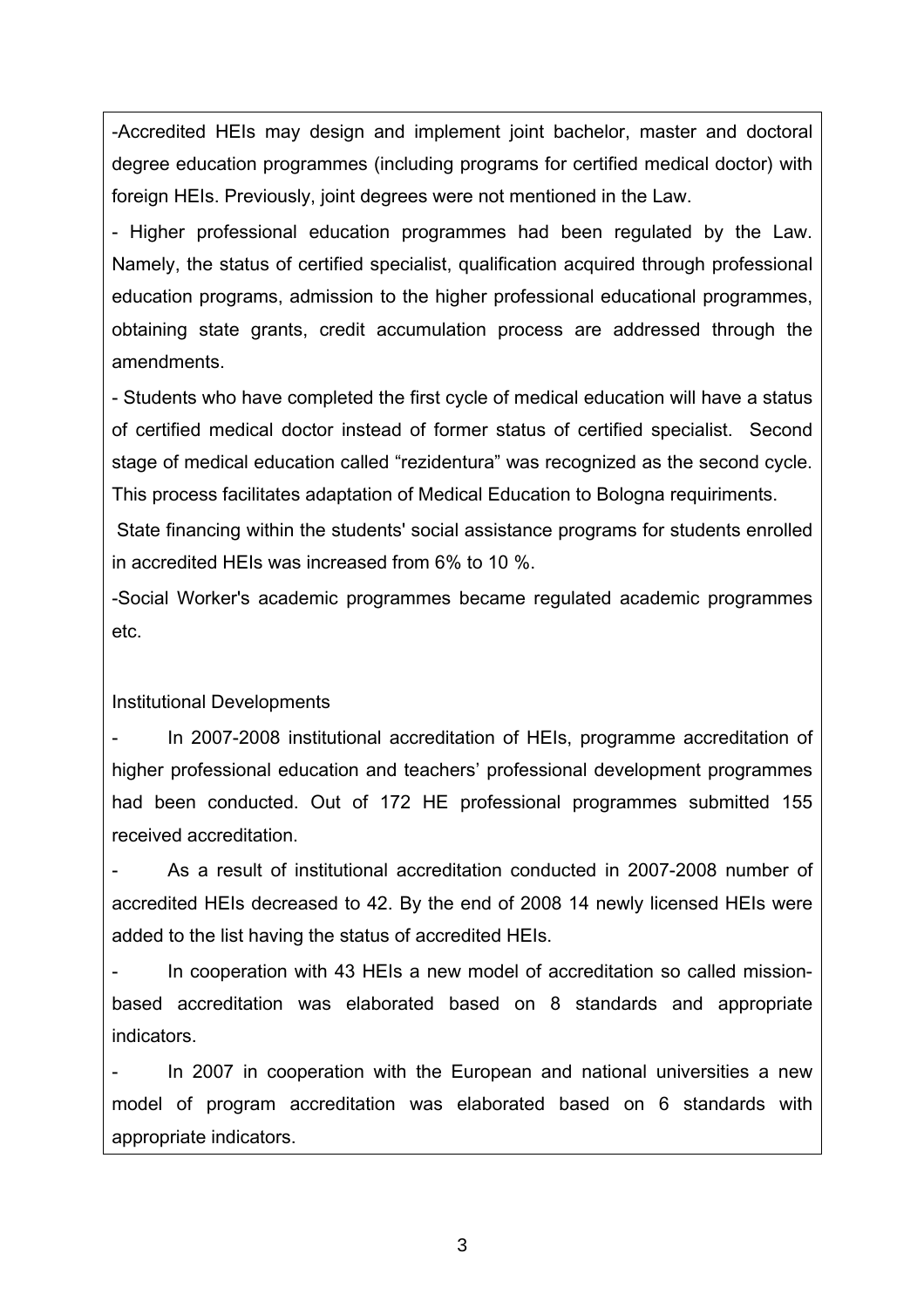-Accredited HEIs may design and implement joint bachelor, master and doctoral degree education programmes (including programs for certified medical doctor) with foreign HEIs. Previously, joint degrees were not mentioned in the Law.

- Higher professional education programmes had been regulated by the Law. Namely, the status of certified specialist, qualification acquired through professional education programs, admission to the higher professional educational programmes, obtaining state grants, credit accumulation process are addressed through the amendments.

- Students who have completed the first cycle of medical education will have a status of certified medical doctor instead of former status of certified specialist. Second stage of medical education called "rezidentura" was recognized as the second cycle. This process facilitates adaptation of Medical Education to Bologna requiriments.

State financing within the students' social assistance programs for students enrolled in accredited HEIs was increased from 6% to 10 %.

-Social Worker's academic programmes became regulated academic programmes etc.

Institutional Developments

- In 2007-2008 institutional accreditation of HEIs, programme accreditation of higher professional education and teachers' professional development programmes had been conducted. Out of 172 HE professional programmes submitted 155 received accreditation.
- As a result of institutional accreditation conducted in 2007-2008 number of accredited HEIs decreased to 42. By the end of 2008 14 newly licensed HEIs were added to the list having the status of accredited HEIs.
- In cooperation with 43 HEIs a new model of accreditation so called mission-based accreditation was elaborated based on 8 standards and appropriate indicators.
- In 2007 in cooperation with the European and national universities a new model of program accreditation was elaborated based on 6 standards with appropriate indicators.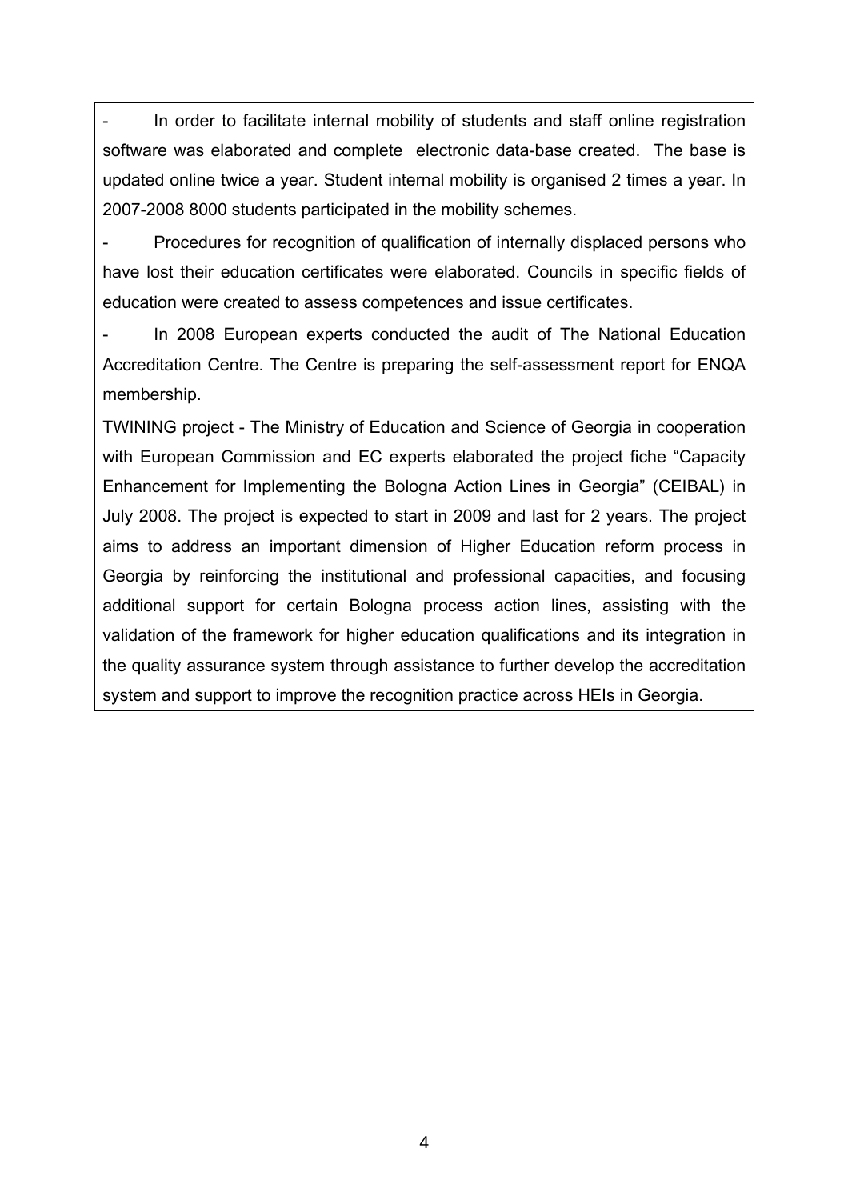- In order to facilitate internal mobility of students and staff online registration software was elaborated and complete electronic data-base created. The base is updated online twice a year. Student internal mobility is organised 2 times a year. In 2007-2008 8000 students participated in the mobility schemes.

- Procedures for recognition of qualification of internally displaced persons who have lost their education certificates were elaborated. Councils in specific fields of education were created to assess competences and issue certificates.

- In 2008 European experts conducted the audit of The National Education Accreditation Centre. The Centre is preparing the self-assessment report for ENQA membership.

TWINING project - The Ministry of Education and Science of Georgia in cooperation with European Commission and EC experts elaborated the project fiche "Capacity Enhancement for Implementing the Bologna Action Lines in Georgia" (CEIBAL) in July 2008. The project is expected to start in 2009 and last for 2 years. The project aims to address an important dimension of Higher Education reform process in Georgia by reinforcing the institutional and professional capacities, and focusing additional support for certain Bologna process action lines, assisting with the validation of the framework for higher education qualifications and its integration in the quality assurance system through assistance to further develop the accreditation system and support to improve the recognition practice across HEIs in Georgia.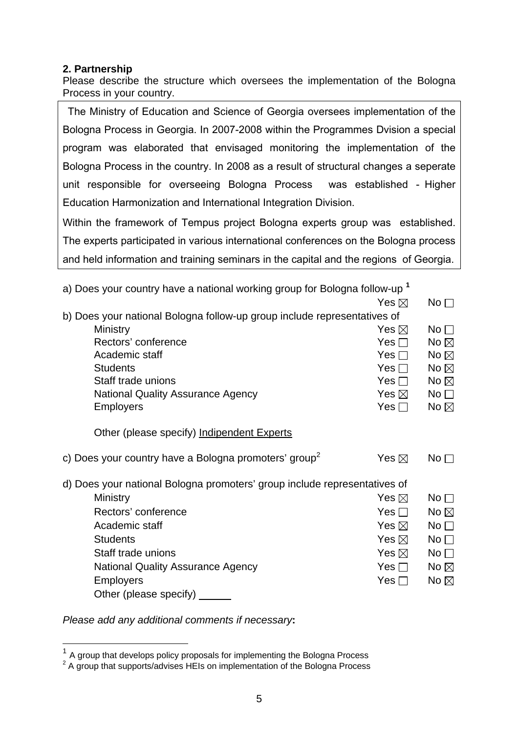**2. Partnership**

Please describe the structure which oversees the implementation of the Bologna Process in your country.

The Ministry of Education and Science of Georgia oversees implementation of the Bologna Process in Georgia. In 2007-2008 within the Programmes Dvision a special program was elaborated that envisaged monitoring the implementation of the Bologna Process in the country. In 2008 as a result of structural changes a seperate unit responsible for overseeing Bologna Process was established - Higher Education Harmonization and International Integration Division.

Within the framework of Tempus project Bologna experts group was established. The experts participated in various international conferences on the Bologna process and held information and training seminars in the capital and the regions of Georgia.

a) Does your country have a national working group for Bologna follow-up [1] Yes ☒ No ☐

b) Does your national Bologna follow-up group include representatives of

| | Yes | No |
|---|---|---|
| Ministry | ☒ | ☐ |
| Rectors' conference | ☐ | ☒ |
| Academic staff | ☐ | ☒ |
| Students | ☐ | ☒ |
| Staff trade unions | ☐ | ☒ |
| National Quality Assurance Agency | ☒ | ☐ |
| Employers | ☐ | ☒ |

Other (please specify) Indipendent Experts

c) Does your country have a Bologna promoters' group[2] Yes ☒ No ☐

d) Does your national Bologna promoters' group include representatives of

| | Yes | No |
|---|---|---|
| Ministry | ☒ | ☐ |
| Rectors' conference | ☐ | ☒ |
| Academic staff | ☒ | ☐ |
| Students | ☒ | ☐ |
| Staff trade unions | ☒ | ☐ |
| National Quality Assurance Agency | ☐ | ☒ |
| Employers | ☐ | ☒ |

Other (please specify) ______

*Please add any additional comments if necessary***:**

[1] A group that develops policy proposals for implementing the Bologna Process

[2] A group that supports/advises HEIs on implementation of the Bologna Process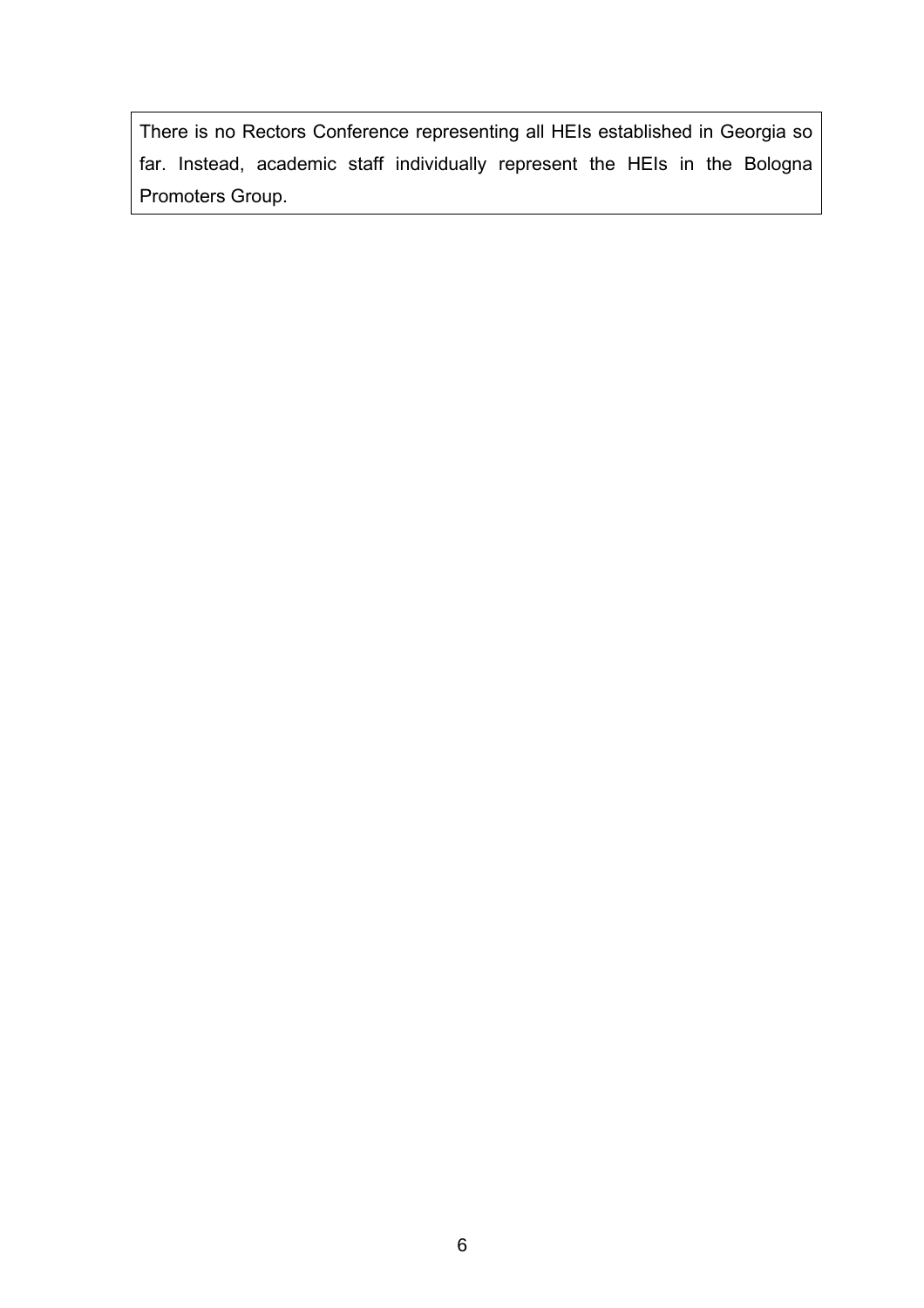There is no Rectors Conference representing all HEIs established in Georgia so far. Instead, academic staff individually represent the HEIs in the Bologna Promoters Group.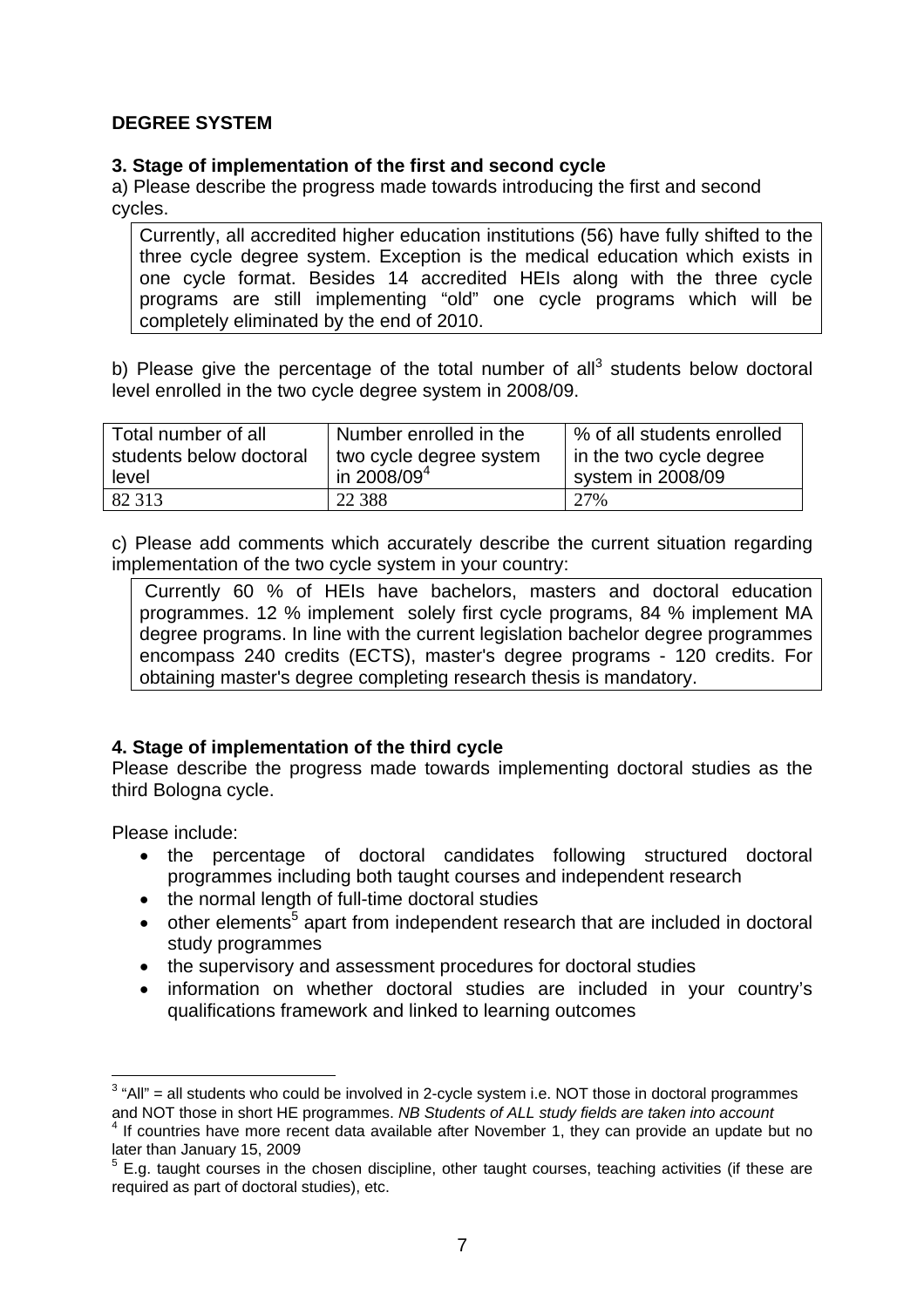**DEGREE SYSTEM**

**3. Stage of implementation of the first and second cycle**

a) Please describe the progress made towards introducing the first and second cycles.

Currently, all accredited higher education institutions (56) have fully shifted to the three cycle degree system. Exception is the medical education which exists in one cycle format. Besides 14 accredited HEIs along with the three cycle programs are still implementing "old" one cycle programs which will be completely eliminated by the end of 2010.

b) Please give the percentage of the total number of all[3] students below doctoral level enrolled in the two cycle degree system in 2008/09.

| Total number of all students below doctoral level | Number enrolled in the two cycle degree system in 2008/09[4] | % of all students enrolled in the two cycle degree system in 2008/09 |
|---|---|---|
| 82 313 | 22 388 | 27% |

c) Please add comments which accurately describe the current situation regarding implementation of the two cycle system in your country:

Currently 60 % of HEIs have bachelors, masters and doctoral education programmes. 12 % implement solely first cycle programs, 84 % implement MA degree programs. In line with the current legislation bachelor degree programmes encompass 240 credits (ECTS), master's degree programs - 120 credits. For obtaining master's degree completing research thesis is mandatory.

**4. Stage of implementation of the third cycle**

Please describe the progress made towards implementing doctoral studies as the third Bologna cycle.

Please include:

- the percentage of doctoral candidates following structured doctoral programmes including both taught courses and independent research
- the normal length of full-time doctoral studies
- other elements[5] apart from independent research that are included in doctoral study programmes
- the supervisory and assessment procedures for doctoral studies
- information on whether doctoral studies are included in your country's qualifications framework and linked to learning outcomes

---

[3] "All" = all students who could be involved in 2-cycle system i.e. NOT those in doctoral programmes and NOT those in short HE programmes. *NB Students of ALL study fields are taken into account*

[4] If countries have more recent data available after November 1, they can provide an update but no later than January 15, 2009

[5] E.g. taught courses in the chosen discipline, other taught courses, teaching activities (if these are required as part of doctoral studies), etc.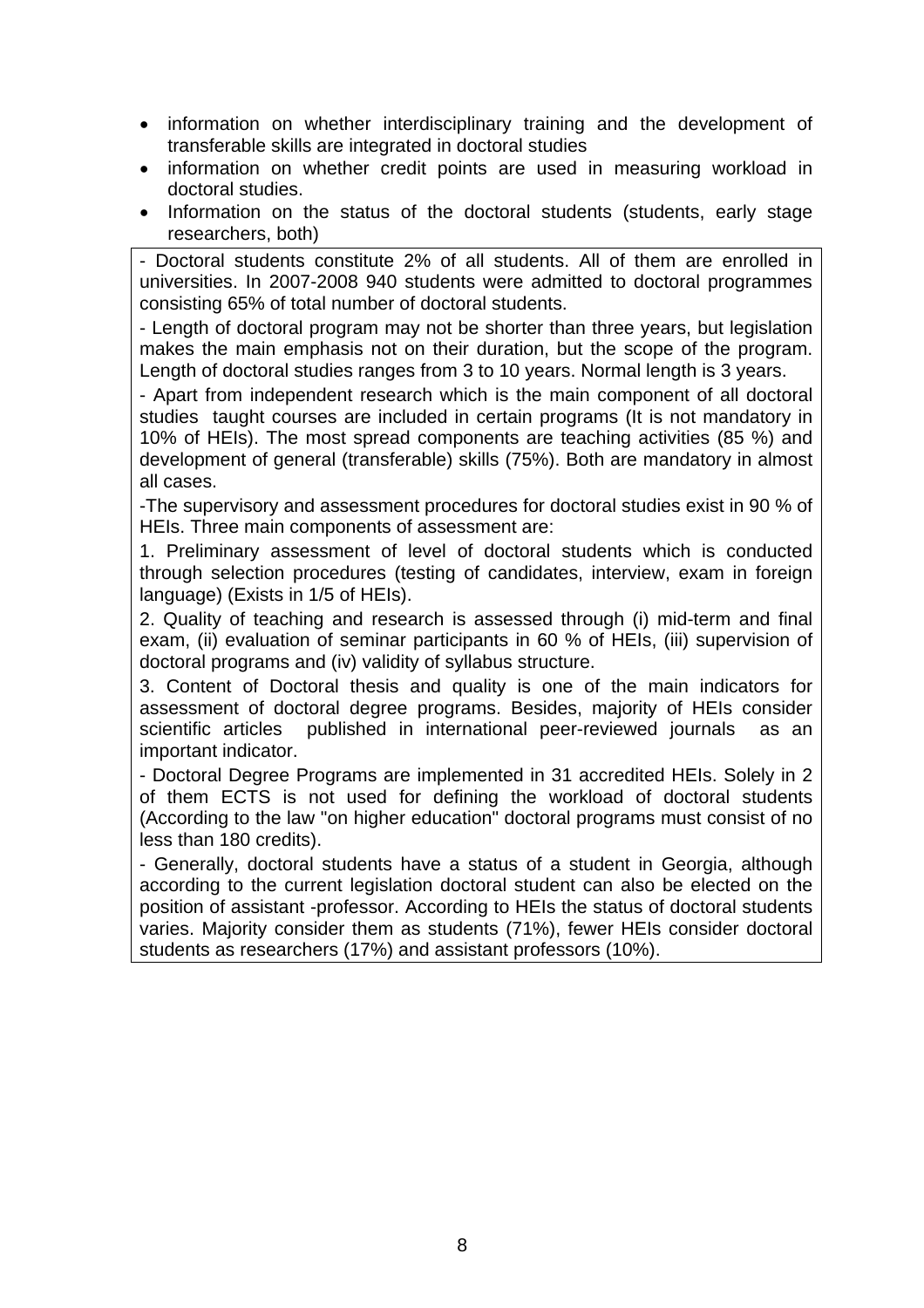- information on whether interdisciplinary training and the development of transferable skills are integrated in doctoral studies
- information on whether credit points are used in measuring workload in doctoral studies.
- Information on the status of the doctoral students (students, early stage researchers, both)

- Doctoral students constitute 2% of all students. All of them are enrolled in universities. In 2007-2008 940 students were admitted to doctoral programmes consisting 65% of total number of doctoral students.

- Length of doctoral program may not be shorter than three years, but legislation makes the main emphasis not on their duration, but the scope of the program. Length of doctoral studies ranges from 3 to 10 years. Normal length is 3 years.

- Apart from independent research which is the main component of all doctoral studies taught courses are included in certain programs (It is not mandatory in 10% of HEIs). The most spread components are teaching activities (85 %) and development of general (transferable) skills (75%). Both are mandatory in almost all cases.

-The supervisory and assessment procedures for doctoral studies exist in 90 % of HEIs. Three main components of assessment are:

1. Preliminary assessment of level of doctoral students which is conducted through selection procedures (testing of candidates, interview, exam in foreign language) (Exists in 1/5 of HEIs).
2. Quality of teaching and research is assessed through (i) mid-term and final exam, (ii) evaluation of seminar participants in 60 % of HEIs, (iii) supervision of doctoral programs and (iv) validity of syllabus structure.
3. Content of Doctoral thesis and quality is one of the main indicators for assessment of doctoral degree programs. Besides, majority of HEIs consider scientific articles published in international peer-reviewed journals as an important indicator.

- Doctoral Degree Programs are implemented in 31 accredited HEIs. Solely in 2 of them ECTS is not used for defining the workload of doctoral students (According to the law "on higher education" doctoral programs must consist of no less than 180 credits).

- Generally, doctoral students have a status of a student in Georgia, although according to the current legislation doctoral student can also be elected on the position of assistant -professor. According to HEIs the status of doctoral students varies. Majority consider them as students (71%), fewer HEIs consider doctoral students as researchers (17%) and assistant professors (10%).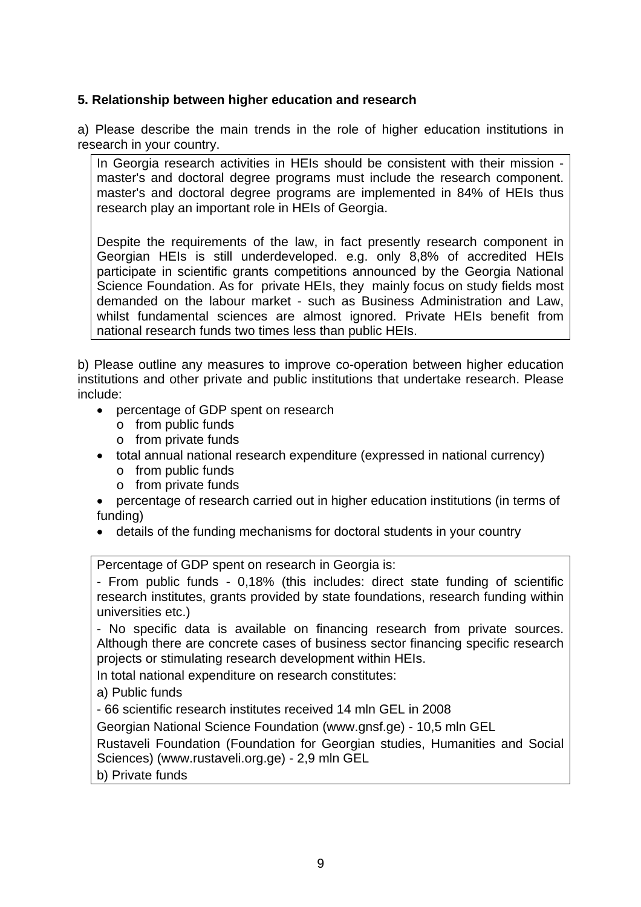## 5. Relationship between higher education and research

a) Please describe the main trends in the role of higher education institutions in research in your country.

In Georgia research activities in HEIs should be consistent with their mission - master's and doctoral degree programs must include the research component. master's and doctoral degree programs are implemented in 84% of HEIs thus research play an important role in HEIs of Georgia.

Despite the requirements of the law, in fact presently research component in Georgian HEIs is still underdeveloped. e.g. only 8,8% of accredited HEIs participate in scientific grants competitions announced by the Georgia National Science Foundation. As for private HEIs, they mainly focus on study fields most demanded on the labour market - such as Business Administration and Law, whilst fundamental sciences are almost ignored. Private HEIs benefit from national research funds two times less than public HEIs.

b) Please outline any measures to improve co-operation between higher education institutions and other private and public institutions that undertake research. Please include:

- percentage of GDP spent on research
  - from public funds
  - from private funds
- total annual national research expenditure (expressed in national currency)
  - from public funds
  - from private funds
- percentage of research carried out in higher education institutions (in terms of funding)
- details of the funding mechanisms for doctoral students in your country

Percentage of GDP spent on research in Georgia is:

- From public funds - 0,18% (this includes: direct state funding of scientific research institutes, grants provided by state foundations, research funding within universities etc.)

- No specific data is available on financing research from private sources. Although there are concrete cases of business sector financing specific research projects or stimulating research development within HEIs.

In total national expenditure on research constitutes:

a) Public funds

- 66 scientific research institutes received 14 mln GEL in 2008

Georgian National Science Foundation (www.gnsf.ge) - 10,5 mln GEL

Rustaveli Foundation (Foundation for Georgian studies, Humanities and Social Sciences) (www.rustaveli.org.ge) - 2,9 mln GEL

b) Private funds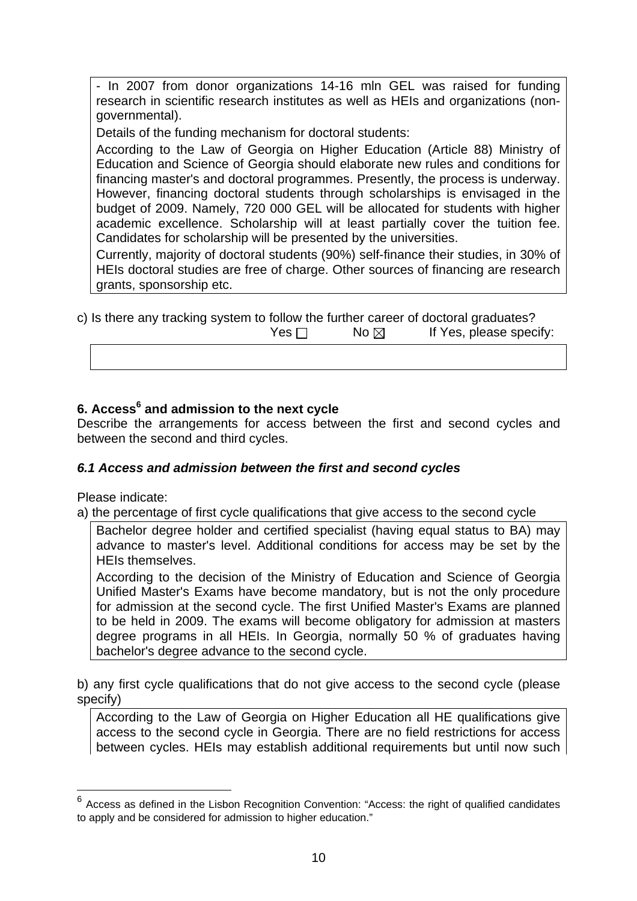- In 2007 from donor organizations 14-16 mln GEL was raised for funding research in scientific research institutes as well as HEIs and organizations (non-governmental).

Details of the funding mechanism for doctoral students:

According to the Law of Georgia on Higher Education (Article 88) Ministry of Education and Science of Georgia should elaborate new rules and conditions for financing master's and doctoral programmes. Presently, the process is underway. However, financing doctoral students through scholarships is envisaged in the budget of 2009. Namely, 720 000 GEL will be allocated for students with higher academic excellence. Scholarship will at least partially cover the tuition fee. Candidates for scholarship will be presented by the universities.

Currently, majority of doctoral students (90%) self-finance their studies, in 30% of HEIs doctoral studies are free of charge. Other sources of financing are research grants, sponsorship etc.

c) Is there any tracking system to follow the further career of doctoral graduates?

Yes ☐ No ☒ If Yes, please specify:

## 6. Access[6] and admission to the next cycle

Describe the arrangements for access between the first and second cycles and between the second and third cycles.

### *6.1 Access and admission between the first and second cycles*

Please indicate:

a) the percentage of first cycle qualifications that give access to the second cycle

Bachelor degree holder and certified specialist (having equal status to BA) may advance to master's level. Additional conditions for access may be set by the HEIs themselves.

According to the decision of the Ministry of Education and Science of Georgia Unified Master's Exams have become mandatory, but is not the only procedure for admission at the second cycle. The first Unified Master's Exams are planned to be held in 2009. The exams will become obligatory for admission at masters degree programs in all HEIs. In Georgia, normally 50 % of graduates having bachelor's degree advance to the second cycle.

b) any first cycle qualifications that do not give access to the second cycle (please specify)

According to the Law of Georgia on Higher Education all HE qualifications give access to the second cycle in Georgia. There are no field restrictions for access between cycles. HEIs may establish additional requirements but until now such

[6] Access as defined in the Lisbon Recognition Convention: "Access: the right of qualified candidates to apply and be considered for admission to higher education."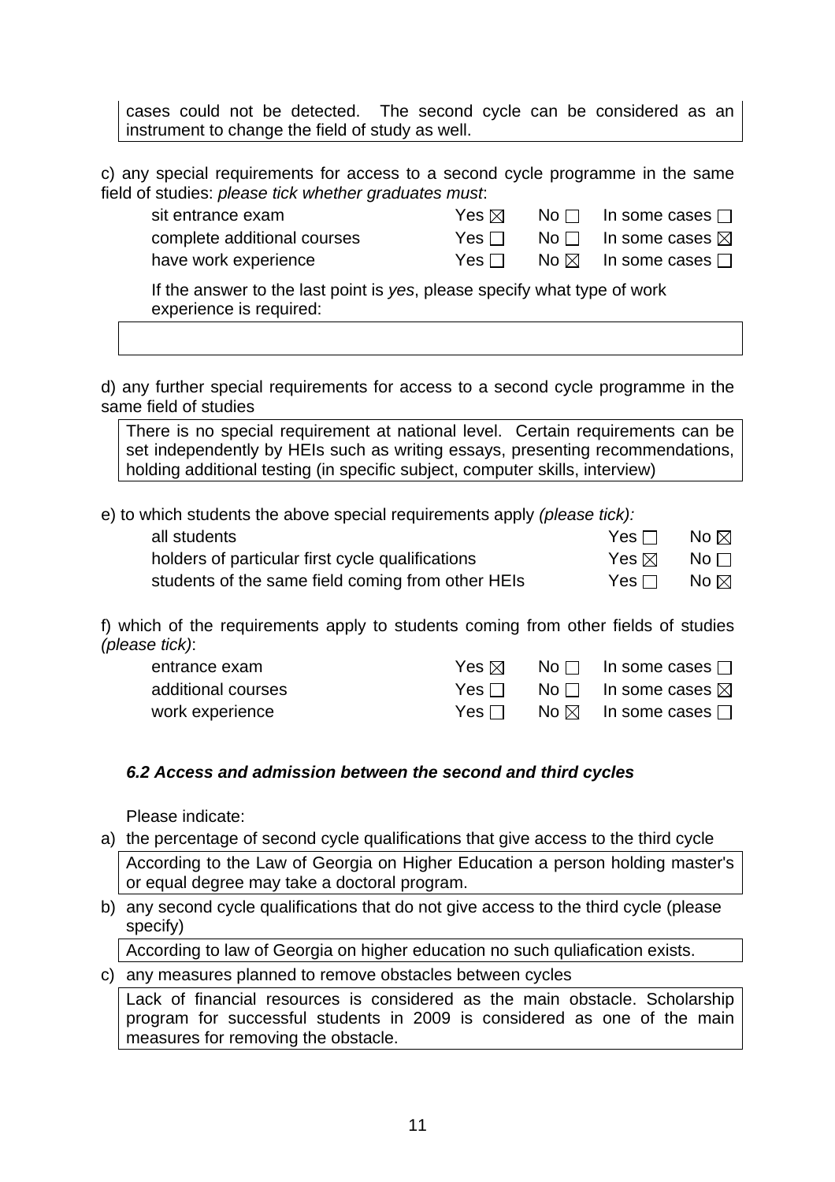cases could not be detected. The second cycle can be considered as an instrument to change the field of study as well.

c) any special requirements for access to a second cycle programme in the same field of studies: *please tick whether graduates must*:

| | | | |
|---|---|---|---|
| sit entrance exam | Yes ☒ | No ☐ | In some cases ☐ |
| complete additional courses | Yes ☐ | No ☐ | In some cases ☒ |
| have work experience | Yes ☐ | No ☒ | In some cases ☐ |

If the answer to the last point is *yes*, please specify what type of work experience is required:

d) any further special requirements for access to a second cycle programme in the same field of studies

There is no special requirement at national level. Certain requirements can be set independently by HEIs such as writing essays, presenting recommendations, holding additional testing (in specific subject, computer skills, interview)

e) to which students the above special requirements apply *(please tick):*

| | | |
|---|---|---|
| all students | Yes ☐ | No ☒ |
| holders of particular first cycle qualifications | Yes ☒ | No ☐ |
| students of the same field coming from other HEIs | Yes ☐ | No ☒ |

f) which of the requirements apply to students coming from other fields of studies *(please tick)*:

| | | | |
|---|---|---|---|
| entrance exam | Yes ☒ | No ☐ | In some cases ☐ |
| additional courses | Yes ☐ | No ☐ | In some cases ☒ |
| work experience | Yes ☐ | No ☒ | In some cases ☐ |

### *6.2 Access and admission between the second and third cycles*

Please indicate:

a) the percentage of second cycle qualifications that give access to the third cycle

According to the Law of Georgia on Higher Education a person holding master's or equal degree may take a doctoral program.

b) any second cycle qualifications that do not give access to the third cycle (please specify)

According to law of Georgia on higher education no such quliafication exists.

c) any measures planned to remove obstacles between cycles

Lack of financial resources is considered as the main obstacle. Scholarship program for successful students in 2009 is considered as one of the main measures for removing the obstacle.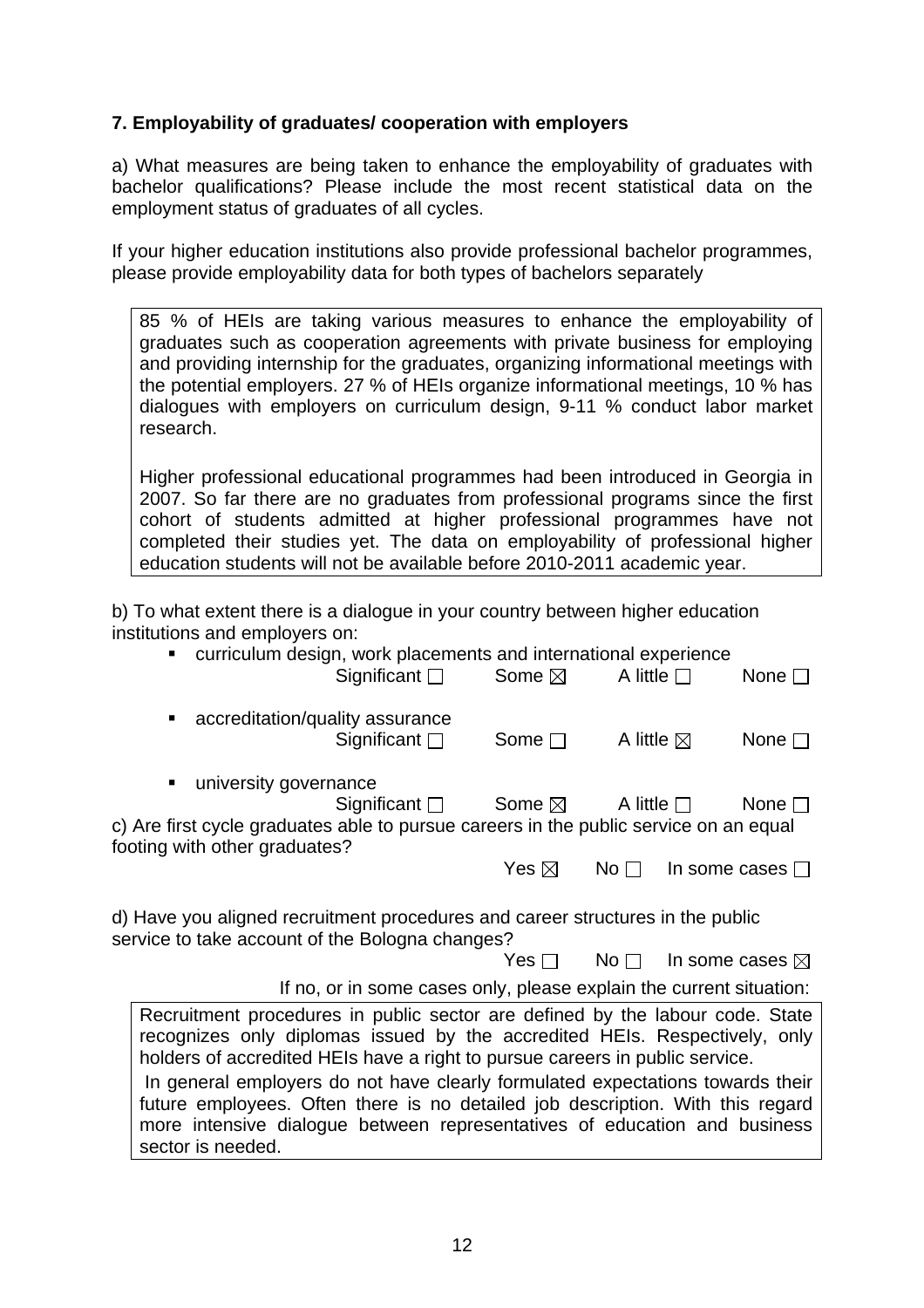**7. Employability of graduates/ cooperation with employers**

a) What measures are being taken to enhance the employability of graduates with bachelor qualifications? Please include the most recent statistical data on the employment status of graduates of all cycles.

If your higher education institutions also provide professional bachelor programmes, please provide employability data for both types of bachelors separately

85 % of HEIs are taking various measures to enhance the employability of graduates such as cooperation agreements with private business for employing and providing internship for the graduates, organizing informational meetings with the potential employers. 27 % of HEIs organize informational meetings, 10 % has dialogues with employers on curriculum design, 9-11 % conduct labor market research.

Higher professional educational programmes had been introduced in Georgia in 2007. So far there are no graduates from professional programs since the first cohort of students admitted at higher professional programmes have not completed their studies yet. The data on employability of professional higher education students will not be available before 2010-2011 academic year.

b) To what extent there is a dialogue in your country between higher education institutions and employers on:

- curriculum design, work placements and international experience
  Significant ☐ Some ☒ A little ☐ None ☐
- accreditation/quality assurance
  Significant ☐ Some ☐ A little ☒ None ☐
- university governance
  Significant ☐ Some ☒ A little ☐ None ☐

c) Are first cycle graduates able to pursue careers in the public service on an equal footing with other graduates?

Yes ☒ No ☐ In some cases ☐

d) Have you aligned recruitment procedures and career structures in the public service to take account of the Bologna changes?

Yes ☐ No ☐ In some cases ☒

If no, or in some cases only, please explain the current situation:

Recruitment procedures in public sector are defined by the labour code. State recognizes only diplomas issued by the accredited HEIs. Respectively, only holders of accredited HEIs have a right to pursue careers in public service.

In general employers do not have clearly formulated expectations towards their future employees. Often there is no detailed job description. With this regard more intensive dialogue between representatives of education and business sector is needed.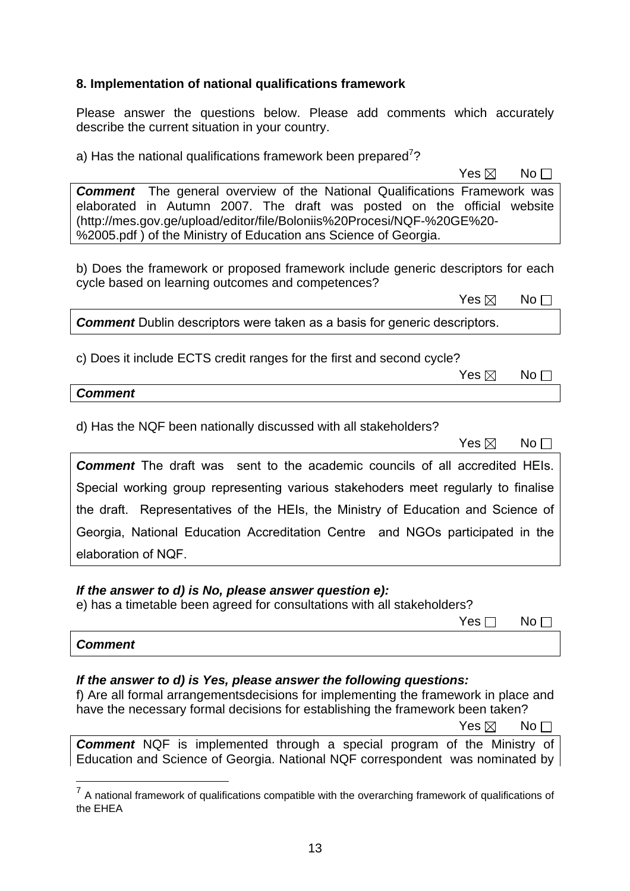**8. Implementation of national qualifications framework**

Please answer the questions below. Please add comments which accurately describe the current situation in your country.

a) Has the national qualifications framework been prepared[7]?

Yes ☒ No ☐

***Comment*** The general overview of the National Qualifications Framework was elaborated in Autumn 2007. The draft was posted on the official website (http://mes.gov.ge/upload/editor/file/Boloniis%20Procesi/NQF-%20GE%20-%2005.pdf ) of the Ministry of Education ans Science of Georgia.

b) Does the framework or proposed framework include generic descriptors for each cycle based on learning outcomes and competences?

Yes ☒ No ☐

***Comment*** Dublin descriptors were taken as a basis for generic descriptors.

c) Does it include ECTS credit ranges for the first and second cycle?

Yes ☒ No ☐

***Comment***

d) Has the NQF been nationally discussed with all stakeholders?

Yes ☒ No ☐

***Comment*** The draft was sent to the academic councils of all accredited HEIs. Special working group representing various stakehoders meet regularly to finalise the draft. Representatives of the HEIs, the Ministry of Education and Science of Georgia, National Education Accreditation Centre and NGOs participated in the elaboration of NQF.

***If the answer to d) is No, please answer question e):***

e) has a timetable been agreed for consultations with all stakeholders?

Yes ☐ No ☐

***Comment***

***If the answer to d) is Yes, please answer the following questions:***

f) Are all formal arrangementsdecisions for implementing the framework in place and have the necessary formal decisions for establishing the framework been taken?

Yes ☒ No ☐

***Comment*** NQF is implemented through a special program of the Ministry of Education and Science of Georgia. National NQF correspondent was nominated by

[7] A national framework of qualifications compatible with the overarching framework of qualifications of the EHEA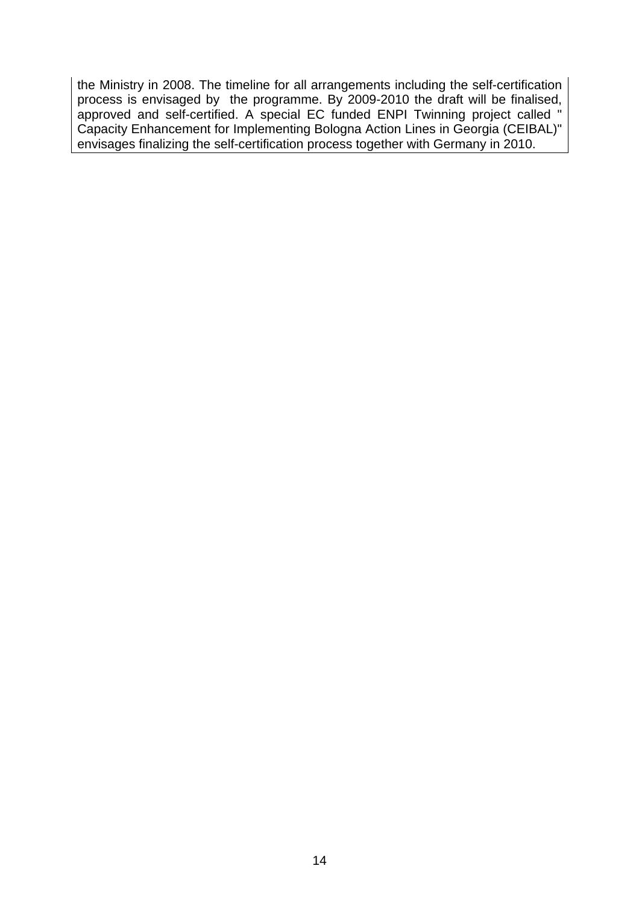the Ministry in 2008. The timeline for all arrangements including the self-certification process is envisaged by the programme. By 2009-2010 the draft will be finalised, approved and self-certified. A special EC funded ENPI Twinning project called " Capacity Enhancement for Implementing Bologna Action Lines in Georgia (CEIBAL)" envisages finalizing the self-certification process together with Germany in 2010.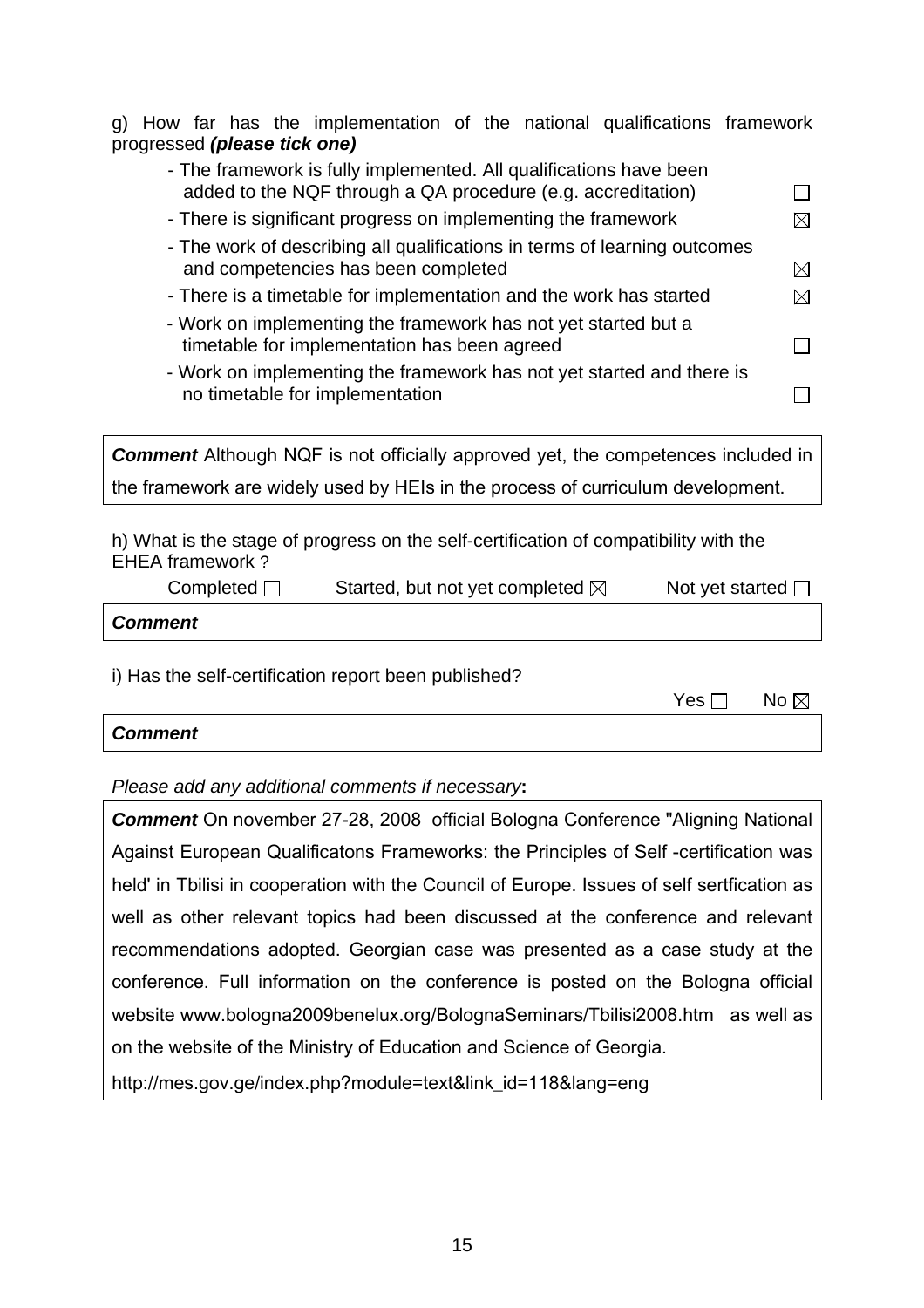g) How far has the implementation of the national qualifications framework progressed ***(please tick one)***

- The framework is fully implemented. All qualifications have been added to the NQF through a QA procedure (e.g. accreditation) ☐
- There is significant progress on implementing the framework ☒
- The work of describing all qualifications in terms of learning outcomes and competencies has been completed ☒
- There is a timetable for implementation and the work has started ☒
- Work on implementing the framework has not yet started but a timetable for implementation has been agreed ☐
- Work on implementing the framework has not yet started and there is no timetable for implementation ☐

***Comment*** Although NQF is not officially approved yet, the competences included in the framework are widely used by HEIs in the process of curriculum development.

h) What is the stage of progress on the self-certification of compatibility with the EHEA framework ?

Completed ☐ Started, but not yet completed ☒ Not yet started ☐

***Comment***

i) Has the self-certification report been published?

Yes ☐ No ☒

***Comment***

*Please add any additional comments if necessary*:

***Comment*** On november 27-28, 2008 official Bologna Conference "Aligning National Against European Qualificatons Frameworks: the Principles of Self -certification was held' in Tbilisi in cooperation with the Council of Europe. Issues of self sertfication as well as other relevant topics had been discussed at the conference and relevant recommendations adopted. Georgian case was presented as a case study at the conference. Full information on the conference is posted on the Bologna official website www.bologna2009benelux.org/BolognaSeminars/Tbilisi2008.htm as well as on the website of the Ministry of Education and Science of Georgia.

http://mes.gov.ge/index.php?module=text&link_id=118&lang=eng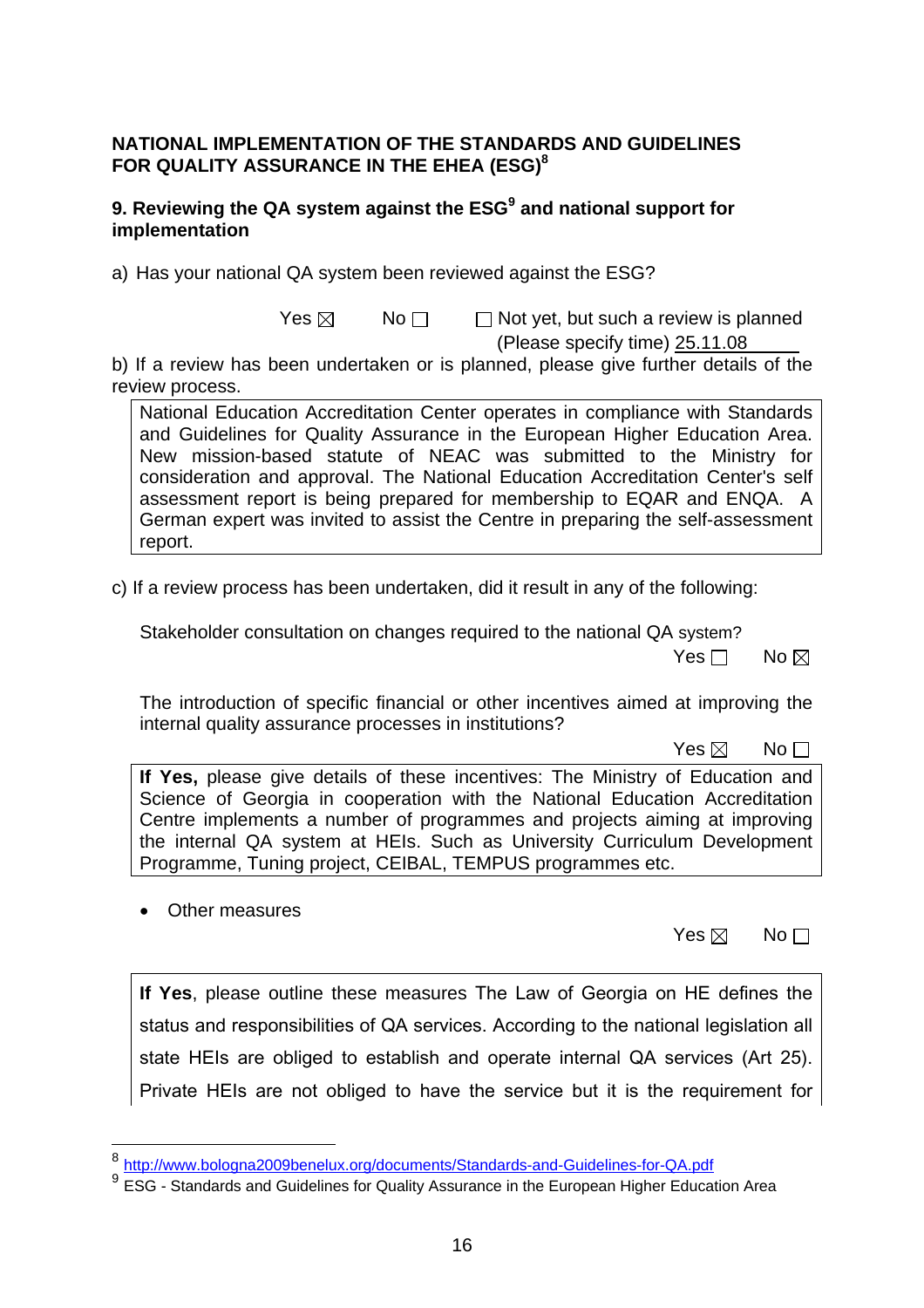**NATIONAL IMPLEMENTATION OF THE STANDARDS AND GUIDELINES FOR QUALITY ASSURANCE IN THE EHEA (ESG)[8]**

**9. Reviewing the QA system against the ESG[9] and national support for implementation**

a) Has your national QA system been reviewed against the ESG?

Yes ☒ No ☐ ☐ Not yet, but such a review is planned (Please specify time) 25.11.08

b) If a review has been undertaken or is planned, please give further details of the review process.

> National Education Accreditation Center operates in compliance with Standards and Guidelines for Quality Assurance in the European Higher Education Area. New mission-based statute of NEAC was submitted to the Ministry for consideration and approval. The National Education Accreditation Center's self assessment report is being prepared for membership to EQAR and ENQA. A German expert was invited to assist the Centre in preparing the self-assessment report.

c) If a review process has been undertaken, did it result in any of the following:

Stakeholder consultation on changes required to the national QA system?

Yes ☐ No ☒

The introduction of specific financial or other incentives aimed at improving the internal quality assurance processes in institutions?

Yes ☒ No ☐

> **If Yes,** please give details of these incentives: The Ministry of Education and Science of Georgia in cooperation with the National Education Accreditation Centre implements a number of programmes and projects aiming at improving the internal QA system at HEIs. Such as University Curriculum Development Programme, Tuning project, CEIBAL, TEMPUS programmes etc.

- Other measures

Yes ☒ No ☐

> **If Yes**, please outline these measures The Law of Georgia on HE defines the status and responsibilities of QA services. According to the national legislation all state HEIs are obliged to establish and operate internal QA services (Art 25). Private HEIs are not obliged to have the service but it is the requirement for

---

[8] http://www.bologna2009benelux.org/documents/Standards-and-Guidelines-for-QA.pdf

[9] ESG - Standards and Guidelines for Quality Assurance in the European Higher Education Area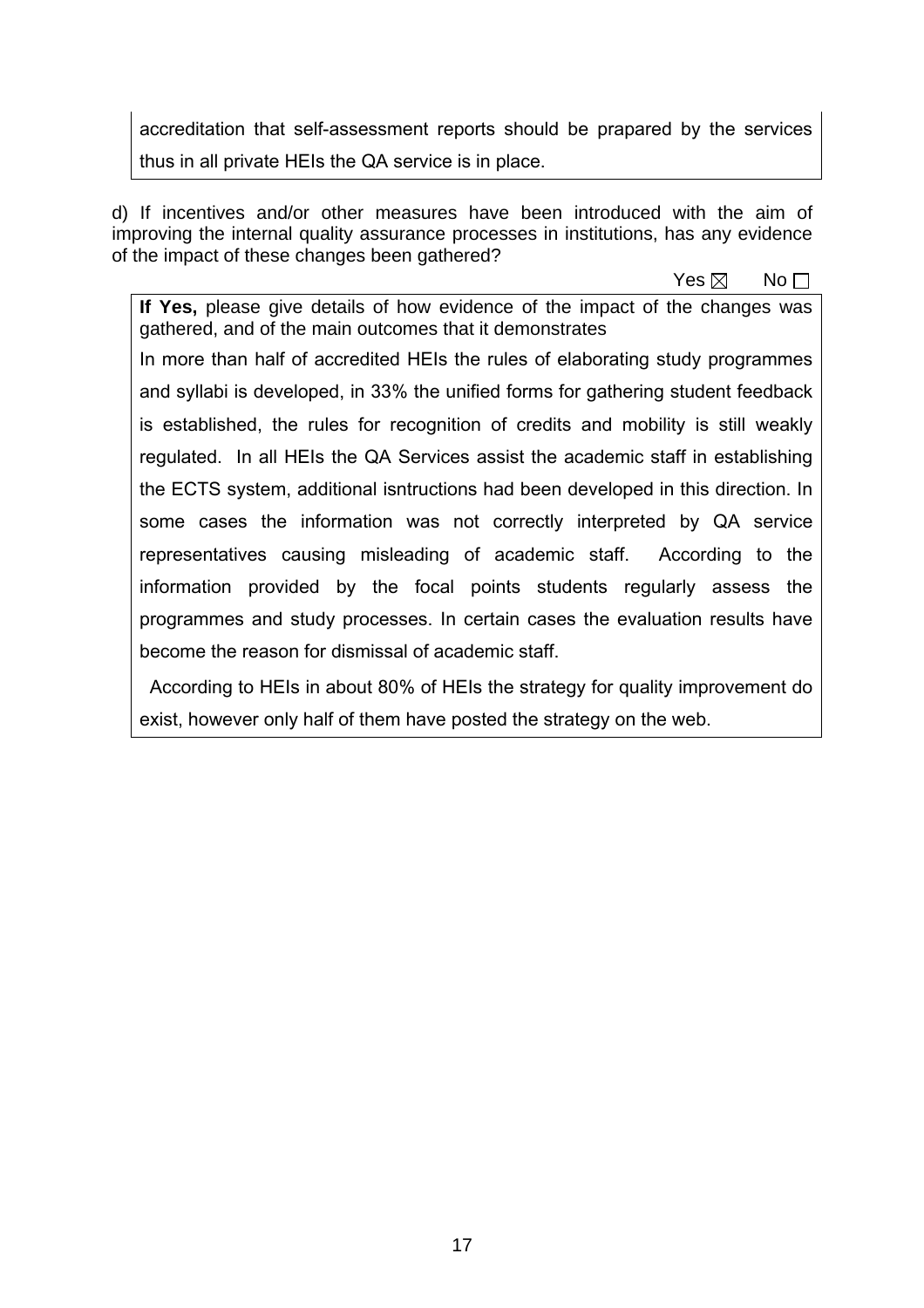accreditation that self-assessment reports should be prapared by the services thus in all private HEIs the QA service is in place.

d) If incentives and/or other measures have been introduced with the aim of improving the internal quality assurance processes in institutions, has any evidence of the impact of these changes been gathered?

Yes ☒ No ☐

**If Yes,** please give details of how evidence of the impact of the changes was gathered, and of the main outcomes that it demonstrates

In more than half of accredited HEIs the rules of elaborating study programmes and syllabi is developed, in 33% the unified forms for gathering student feedback is established, the rules for recognition of credits and mobility is still weakly regulated. In all HEIs the QA Services assist the academic staff in establishing the ECTS system, additional isntructions had been developed in this direction. In some cases the information was not correctly interpreted by QA service representatives causing misleading of academic staff. According to the information provided by the focal points students regularly assess the programmes and study processes. In certain cases the evaluation results have become the reason for dismissal of academic staff.

According to HEIs in about 80% of HEIs the strategy for quality improvement do exist, however only half of them have posted the strategy on the web.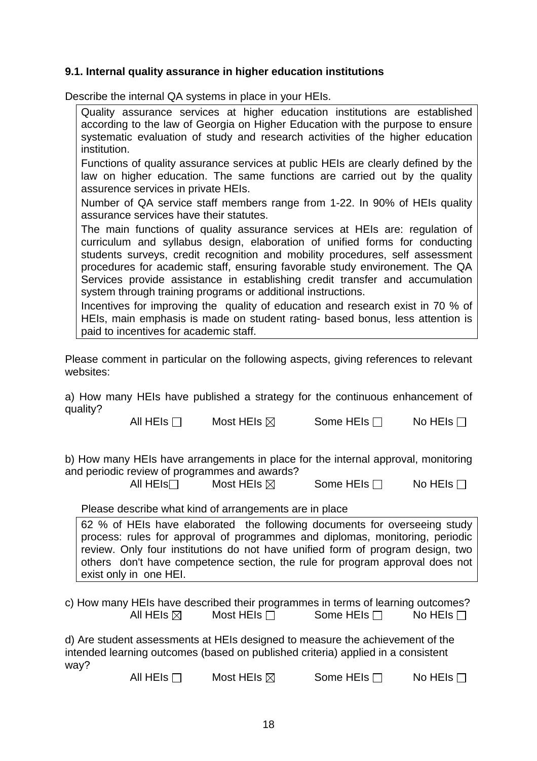### 9.1. Internal quality assurance in higher education institutions

Describe the internal QA systems in place in your HEIs.

> Quality assurance services at higher education institutions are established according to the law of Georgia on Higher Education with the purpose to ensure systematic evaluation of study and research activities of the higher education institution.
>
> Functions of quality assurance services at public HEIs are clearly defined by the law on higher education. The same functions are carried out by the quality assurence services in private HEIs.
>
> Number of QA service staff members range from 1-22. In 90% of HEIs quality assurance services have their statutes.
>
> The main functions of quality assurance services at HEIs are: regulation of curriculum and syllabus design, elaboration of unified forms for conducting students surveys, credit recognition and mobility procedures, self assessment procedures for academic staff, ensuring favorable study environement. The QA Services provide assistance in establishing credit transfer and accumulation system through training programs or additional instructions.
>
> Incentives for improving the quality of education and research exist in 70 % of HEIs, main emphasis is made on student rating- based bonus, less attention is paid to incentives for academic staff.

Please comment in particular on the following aspects, giving references to relevant websites:

a) How many HEIs have published a strategy for the continuous enhancement of quality?

All HEIs ☐ Most HEIs ☒ Some HEIs ☐ No HEIs ☐

b) How many HEIs have arrangements in place for the internal approval, monitoring and periodic review of programmes and awards?

All HEIs ☐ Most HEIs ☒ Some HEIs ☐ No HEIs ☐

Please describe what kind of arrangements are in place

> 62 % of HEIs have elaborated the following documents for overseeing study process: rules for approval of programmes and diplomas, monitoring, periodic review. Only four institutions do not have unified form of program design, two others don't have competence section, the rule for program approval does not exist only in one HEI.

c) How many HEIs have described their programmes in terms of learning outcomes?

All HEIs ☒ Most HEIs ☐ Some HEIs ☐ No HEIs ☐

d) Are student assessments at HEIs designed to measure the achievement of the intended learning outcomes (based on published criteria) applied in a consistent way?

All HEIs ☐ Most HEIs ☒ Some HEIs ☐ No HEIs ☐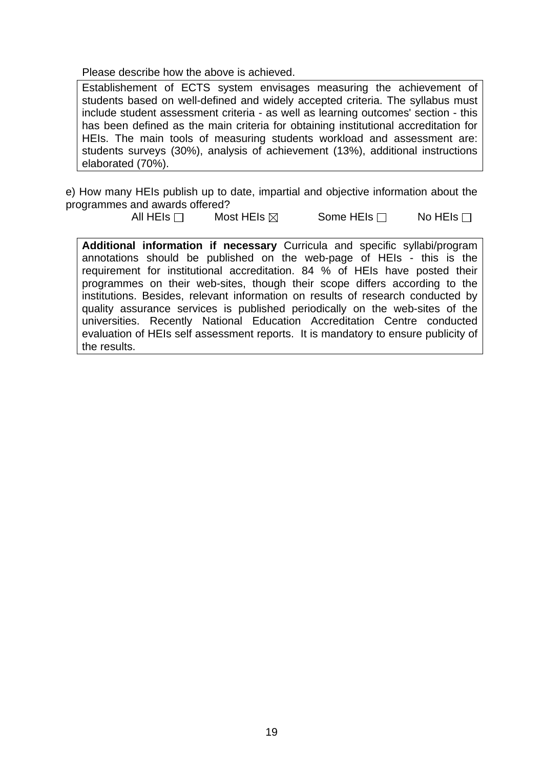Please describe how the above is achieved.

Establishement of ECTS system envisages measuring the achievement of students based on well-defined and widely accepted criteria. The syllabus must include student assessment criteria - as well as learning outcomes' section - this has been defined as the main criteria for obtaining institutional accreditation for HEIs. The main tools of measuring students workload and assessment are: students surveys (30%), analysis of achievement (13%), additional instructions elaborated (70%).

e) How many HEIs publish up to date, impartial and objective information about the programmes and awards offered?

All HEIs ☐ Most HEIs ☒ Some HEIs ☐ No HEIs ☐

**Additional information if necessary** Curricula and specific syllabi/program annotations should be published on the web-page of HEIs - this is the requirement for institutional accreditation. 84 % of HEIs have posted their programmes on their web-sites, though their scope differs according to the institutions. Besides, relevant information on results of research conducted by quality assurance services is published periodically on the web-sites of the universities. Recently National Education Accreditation Centre conducted evaluation of HEIs self assessment reports. It is mandatory to ensure publicity of the results.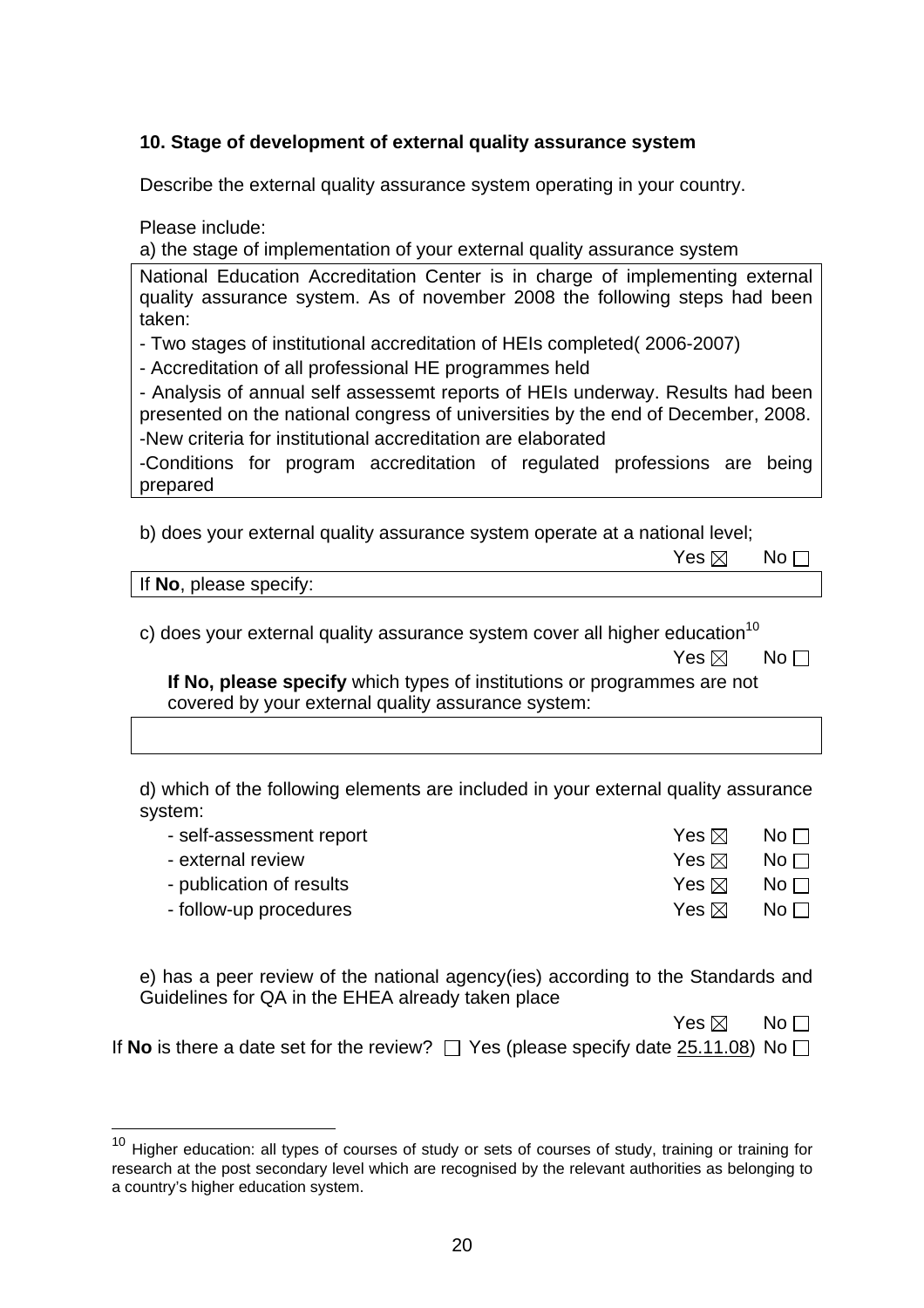### 10. Stage of development of external quality assurance system

Describe the external quality assurance system operating in your country.

Please include:

a) the stage of implementation of your external quality assurance system

National Education Accreditation Center is in charge of implementing external quality assurance system. As of november 2008 the following steps had been taken:

- Two stages of institutional accreditation of HEIs completed( 2006-2007)
- Accreditation of all professional HE programmes held
- Analysis of annual self assessemt reports of HEIs underway. Results had been presented on the national congress of universities by the end of December, 2008.
- New criteria for institutional accreditation are elaborated
- Conditions for program accreditation of regulated professions are being prepared

b) does your external quality assurance system operate at a national level;

Yes ☒ No ☐

If **No**, please specify:

c) does your external quality assurance system cover all higher education[10]

Yes ☒ No ☐

**If No, please specify** which types of institutions or programmes are not covered by your external quality assurance system:

d) which of the following elements are included in your external quality assurance system:

| | | |
|---|---|---|
| - self-assessment report | Yes ☒ | No ☐ |
| - external review | Yes ☒ | No ☐ |
| - publication of results | Yes ☒ | No ☐ |
| - follow-up procedures | Yes ☒ | No ☐ |

e) has a peer review of the national agency(ies) according to the Standards and Guidelines for QA in the EHEA already taken place

Yes ☒ No ☐

If **No** is there a date set for the review? ☐ Yes (please specify date 25.11.08) No ☐

[10] Higher education: all types of courses of study or sets of courses of study, training or training for research at the post secondary level which are recognised by the relevant authorities as belonging to a country's higher education system.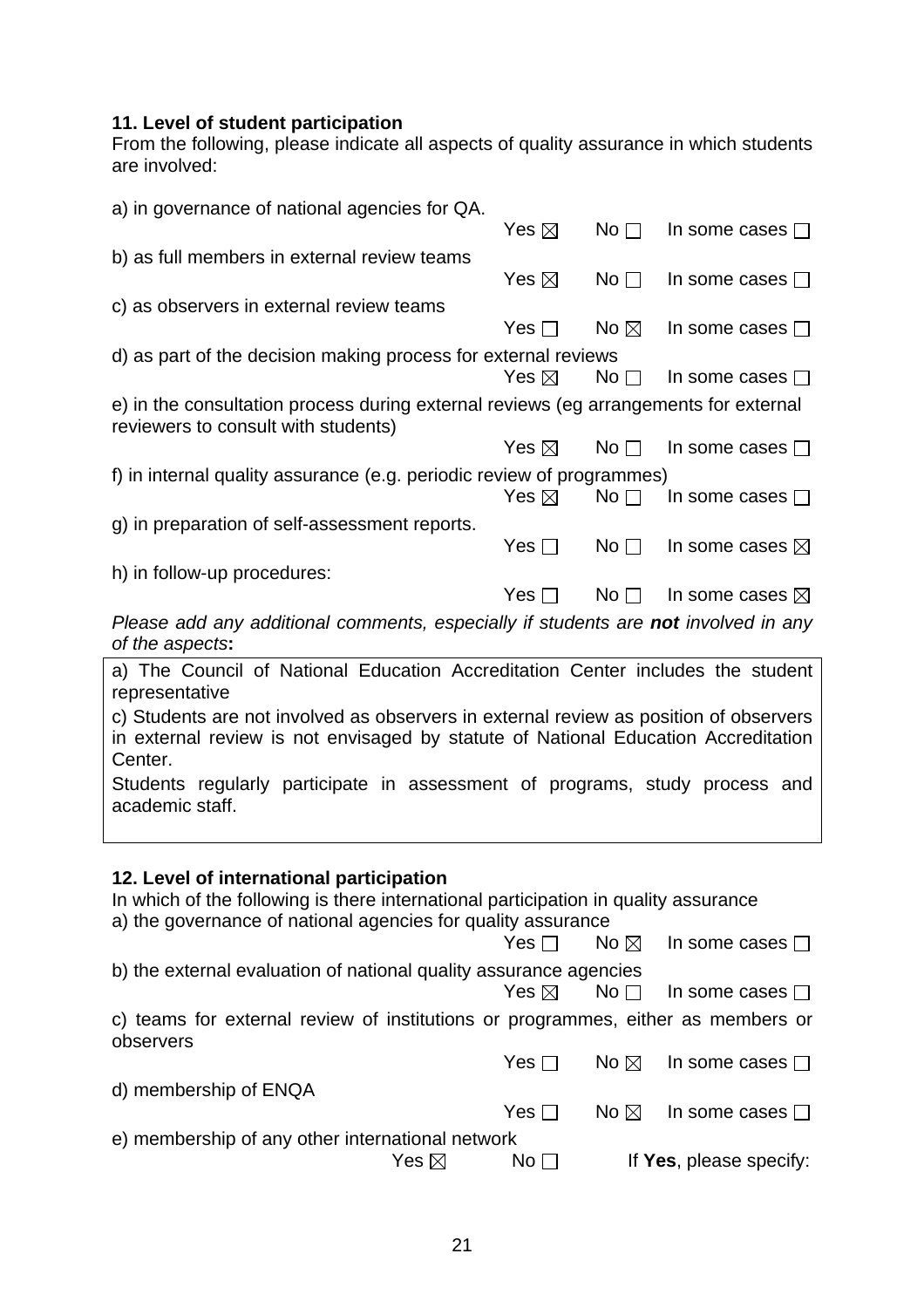**11. Level of student participation**

From the following, please indicate all aspects of quality assurance in which students are involved:

a) in governance of national agencies for QA.
Yes ☒ No ☐ In some cases ☐

b) as full members in external review teams
Yes ☒ No ☐ In some cases ☐

c) as observers in external review teams
Yes ☐ No ☒ In some cases ☐

d) as part of the decision making process for external reviews
Yes ☒ No ☐ In some cases ☐

e) in the consultation process during external reviews (eg arrangements for external reviewers to consult with students)
Yes ☒ No ☐ In some cases ☐

f) in internal quality assurance (e.g. periodic review of programmes)
Yes ☒ No ☐ In some cases ☐

g) in preparation of self-assessment reports.
Yes ☐ No ☐ In some cases ☒

h) in follow-up procedures:
Yes ☐ No ☐ In some cases ☒

*Please add any additional comments, especially if students are **not** involved in any of the aspects***:**

a) The Council of National Education Accreditation Center includes the student representative

c) Students are not involved as observers in external review as position of observers in external review is not envisaged by statute of National Education Accreditation Center.

Students regularly participate in assessment of programs, study process and academic staff.

**12. Level of international participation**

In which of the following is there international participation in quality assurance

a) the governance of national agencies for quality assurance
Yes ☐ No ☒ In some cases ☐

b) the external evaluation of national quality assurance agencies
Yes ☒ No ☐ In some cases ☐

c) teams for external review of institutions or programmes, either as members or observers
Yes ☐ No ☒ In some cases ☐

d) membership of ENQA
Yes ☐ No ☒ In some cases ☐

e) membership of any other international network
Yes ☒ No ☐ If **Yes**, please specify: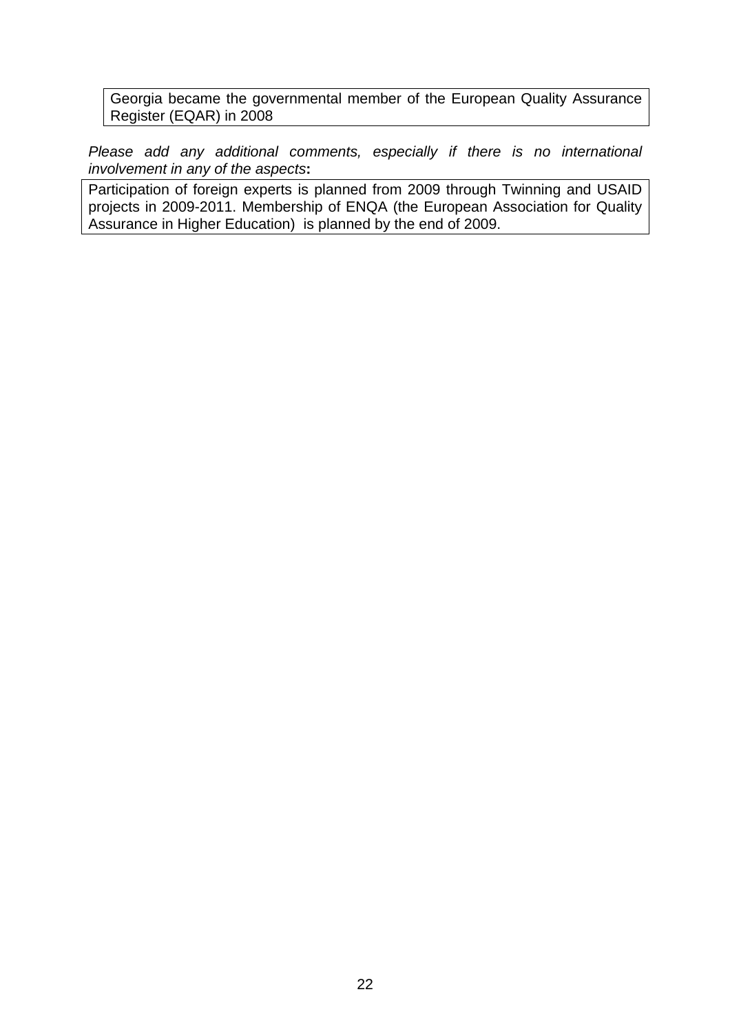Georgia became the governmental member of the European Quality Assurance Register (EQAR) in 2008

*Please add any additional comments, especially if there is no international involvement in any of the aspects***:**

Participation of foreign experts is planned from 2009 through Twinning and USAID projects in 2009-2011. Membership of ENQA (the European Association for Quality Assurance in Higher Education) is planned by the end of 2009.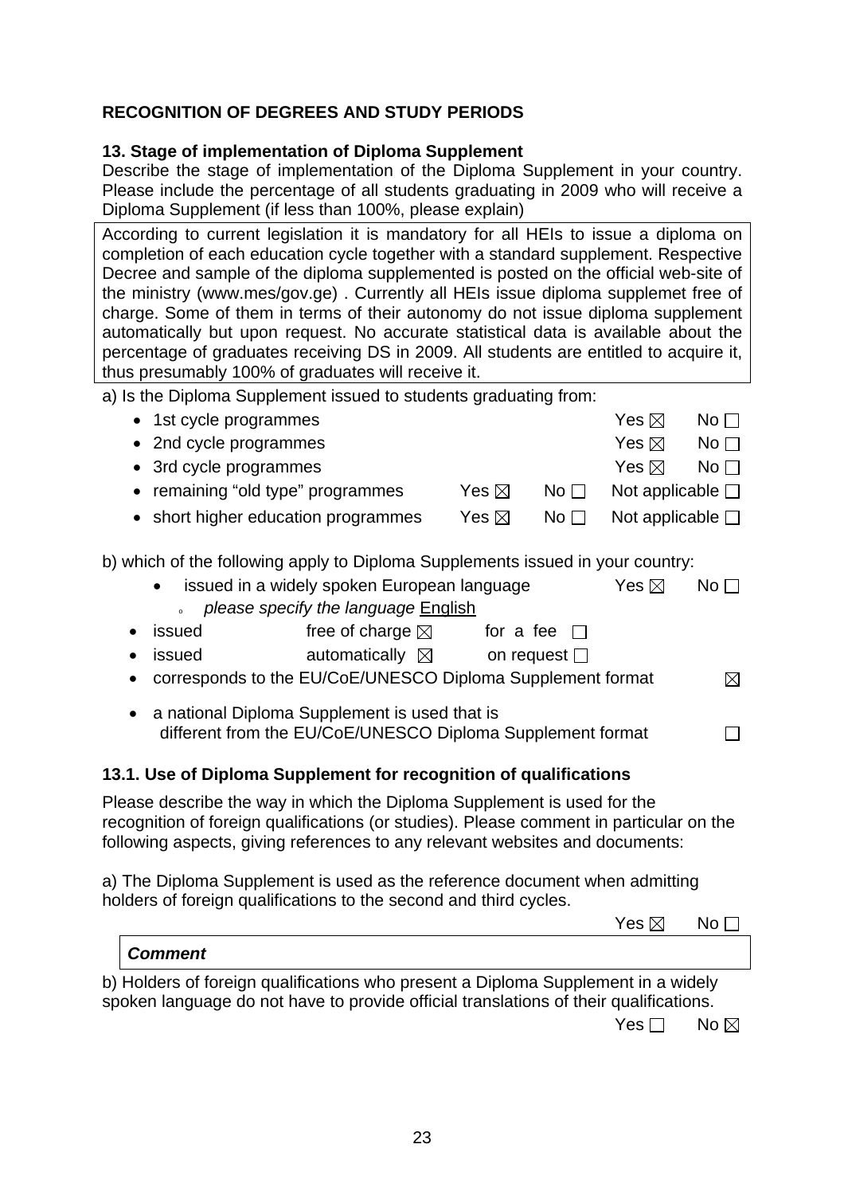## RECOGNITION OF DEGREES AND STUDY PERIODS

### 13. Stage of implementation of Diploma Supplement

Describe the stage of implementation of the Diploma Supplement in your country. Please include the percentage of all students graduating in 2009 who will receive a Diploma Supplement (if less than 100%, please explain)

According to current legislation it is mandatory for all HEIs to issue a diploma on completion of each education cycle together with a standard supplement. Respective Decree and sample of the diploma supplemented is posted on the official web-site of the ministry (www.mes/gov.ge) . Currently all HEIs issue diploma supplemet free of charge. Some of them in terms of their autonomy do not issue diploma supplement automatically but upon request. No accurate statistical data is available about the percentage of graduates receiving DS in 2009. All students are entitled to acquire it, thus presumably 100% of graduates will receive it.

a) Is the Diploma Supplement issued to students graduating from:

- 1st cycle programmes — Yes ☒ No ☐
- 2nd cycle programmes — Yes ☒ No ☐
- 3rd cycle programmes — Yes ☒ No ☐
- remaining "old type" programmes — Yes ☒ No ☐ Not applicable ☐
- short higher education programmes — Yes ☒ No ☐ Not applicable ☐

b) which of the following apply to Diploma Supplements issued in your country:

- issued in a widely spoken European language — Yes ☒ No ☐
  - *please specify the language* English
- issued — free of charge ☒ for a fee ☐
- issued — automatically ☒ on request ☐
- corresponds to the EU/CoE/UNESCO Diploma Supplement format ☒
- a national Diploma Supplement is used that is different from the EU/CoE/UNESCO Diploma Supplement format ☐

### 13.1. Use of Diploma Supplement for recognition of qualifications

Please describe the way in which the Diploma Supplement is used for the recognition of foreign qualifications (or studies). Please comment in particular on the following aspects, giving references to any relevant websites and documents:

a) The Diploma Supplement is used as the reference document when admitting holders of foreign qualifications to the second and third cycles.

Yes ☒ No ☐

***Comment***

b) Holders of foreign qualifications who present a Diploma Supplement in a widely spoken language do not have to provide official translations of their qualifications.

Yes ☐ No ☒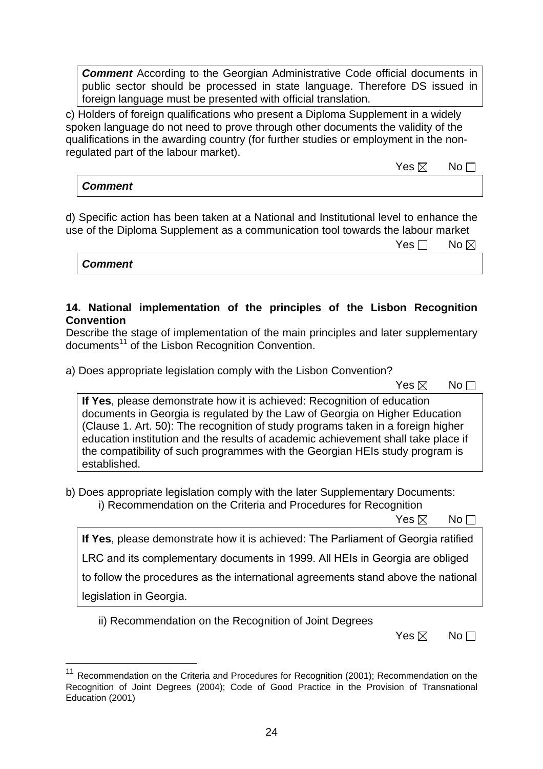> ***Comment*** According to the Georgian Administrative Code official documents in public sector should be processed in state language. Therefore DS issued in foreign language must be presented with official translation.

c) Holders of foreign qualifications who present a Diploma Supplement in a widely spoken language do not need to prove through other documents the validity of the qualifications in the awarding country (for further studies or employment in the non-regulated part of the labour market).

Yes ☒ No ☐

> ***Comment***

d) Specific action has been taken at a National and Institutional level to enhance the use of the Diploma Supplement as a communication tool towards the labour market

Yes ☐ No ☒

> ***Comment***

**14. National implementation of the principles of the Lisbon Recognition Convention**

Describe the stage of implementation of the main principles and later supplementary documents[11] of the Lisbon Recognition Convention.

a) Does appropriate legislation comply with the Lisbon Convention?

Yes ☒ No ☐

> **If Yes**, please demonstrate how it is achieved: Recognition of education documents in Georgia is regulated by the Law of Georgia on Higher Education (Clause 1. Art. 50): The recognition of study programs taken in a foreign higher education institution and the results of academic achievement shall take place if the compatibility of such programmes with the Georgian HEIs study program is established.

b) Does appropriate legislation comply with the later Supplementary Documents:

i) Recommendation on the Criteria and Procedures for Recognition

Yes ☒ No ☐

> **If Yes**, please demonstrate how it is achieved: The Parliament of Georgia ratified LRC and its complementary documents in 1999. All HEIs in Georgia are obliged to follow the procedures as the international agreements stand above the national legislation in Georgia.

ii) Recommendation on the Recognition of Joint Degrees

Yes ☒ No ☐

[11] Recommendation on the Criteria and Procedures for Recognition (2001); Recommendation on the Recognition of Joint Degrees (2004); Code of Good Practice in the Provision of Transnational Education (2001)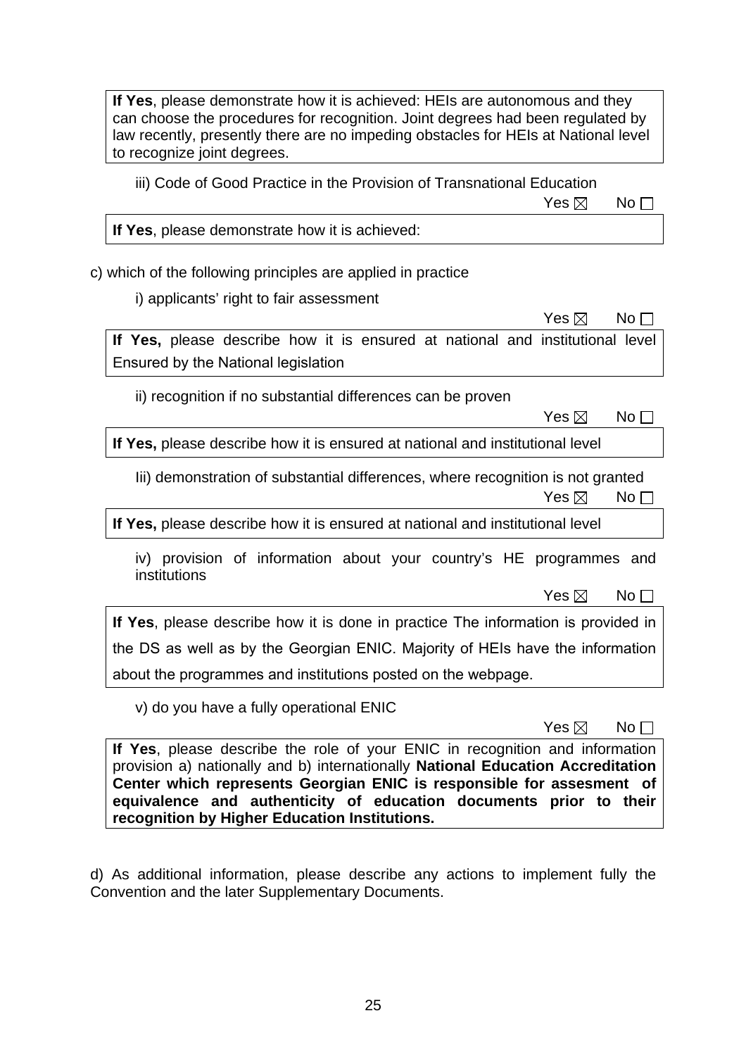**If Yes**, please demonstrate how it is achieved: HEIs are autonomous and they can choose the procedures for recognition. Joint degrees had been regulated by law recently, presently there are no impeding obstacles for HEIs at National level to recognize joint degrees.

iii) Code of Good Practice in the Provision of Transnational Education

Yes ☒ No ☐

**If Yes**, please demonstrate how it is achieved:

c) which of the following principles are applied in practice

i) applicants' right to fair assessment

Yes ☒ No ☐

**If Yes,** please describe how it is ensured at national and institutional level Ensured by the National legislation

ii) recognition if no substantial differences can be proven

Yes ☒ No ☐

**If Yes,** please describe how it is ensured at national and institutional level

Iii) demonstration of substantial differences, where recognition is not granted

Yes ☒ No ☐

**If Yes,** please describe how it is ensured at national and institutional level

iv) provision of information about your country's HE programmes and institutions

Yes ☒ No ☐

**If Yes**, please describe how it is done in practice The information is provided in the DS as well as by the Georgian ENIC. Majority of HEIs have the information about the programmes and institutions posted on the webpage.

v) do you have a fully operational ENIC

Yes ☒ No ☐

**If Yes**, please describe the role of your ENIC in recognition and information provision a) nationally and b) internationally **National Education Accreditation Center which represents Georgian ENIC is responsible for assesment of equivalence and authenticity of education documents prior to their recognition by Higher Education Institutions.**

d) As additional information, please describe any actions to implement fully the Convention and the later Supplementary Documents.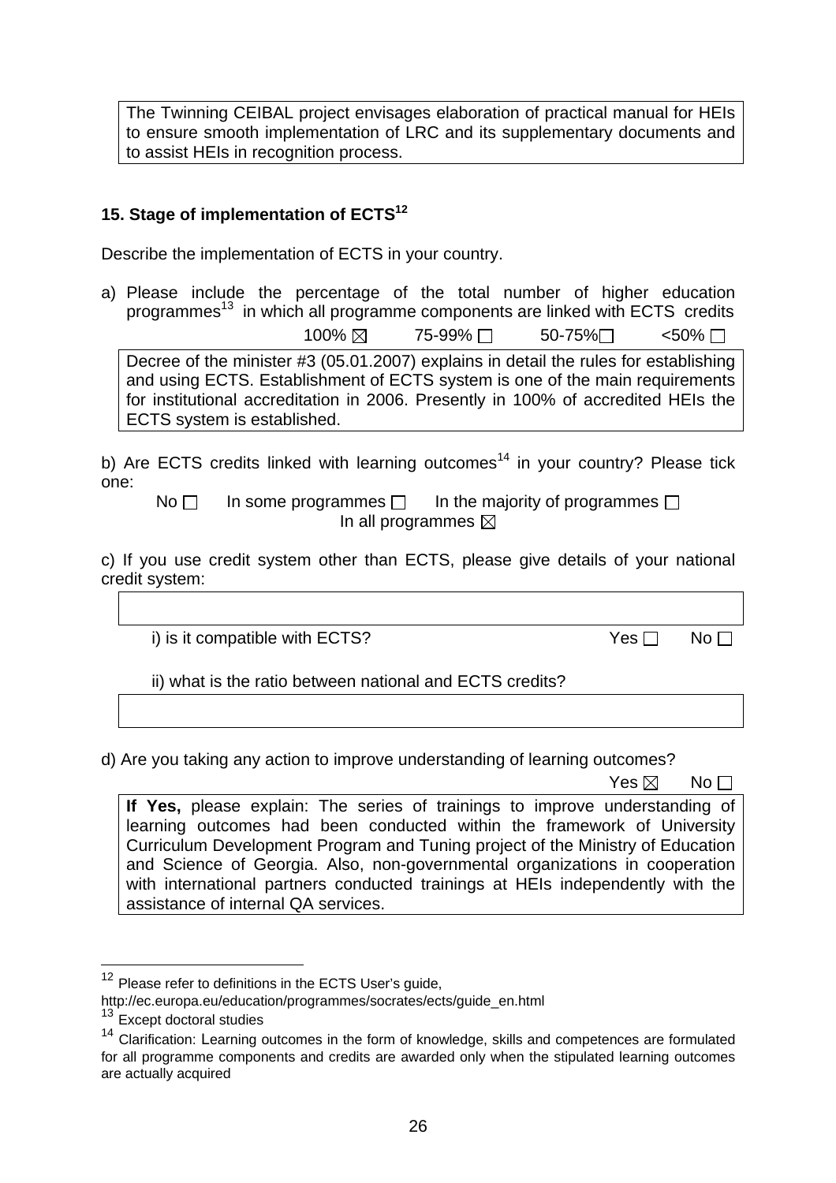The Twinning CEIBAL project envisages elaboration of practical manual for HEIs to ensure smooth implementation of LRC and its supplementary documents and to assist HEIs in recognition process.

### 15. Stage of implementation of ECTS[12]

Describe the implementation of ECTS in your country.

a) Please include the percentage of the total number of higher education programmes[13] in which all programme components are linked with ECTS credits

100% ☒ 75-99% ☐ 50-75% ☐ <50% ☐

Decree of the minister #3 (05.01.2007) explains in detail the rules for establishing and using ECTS. Establishment of ECTS system is one of the main requirements for institutional accreditation in 2006. Presently in 100% of accredited HEIs the ECTS system is established.

b) Are ECTS credits linked with learning outcomes[14] in your country? Please tick one:

No ☐ In some programmes ☐ In the majority of programmes ☐ In all programmes ☒

c) If you use credit system other than ECTS, please give details of your national credit system:

i) is it compatible with ECTS? Yes ☐ No ☐

ii) what is the ratio between national and ECTS credits?

d) Are you taking any action to improve understanding of learning outcomes?

Yes ☒ No ☐

**If Yes,** please explain: The series of trainings to improve understanding of learning outcomes had been conducted within the framework of University Curriculum Development Program and Tuning project of the Ministry of Education and Science of Georgia. Also, non-governmental organizations in cooperation with international partners conducted trainings at HEIs independently with the assistance of internal QA services.

---

[12] Please refer to definitions in the ECTS User's guide, http://ec.europa.eu/education/programmes/socrates/ects/guide_en.html

[13] Except doctoral studies

[14] Clarification: Learning outcomes in the form of knowledge, skills and competences are formulated for all programme components and credits are awarded only when the stipulated learning outcomes are actually acquired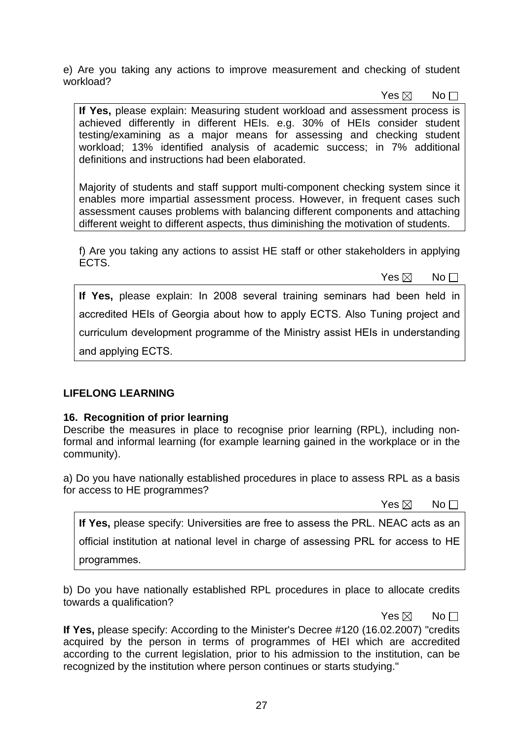e) Are you taking any actions to improve measurement and checking of student workload?

Yes ☒ No ☐

**If Yes,** please explain: Measuring student workload and assessment process is achieved differently in different HEIs. e.g. 30% of HEIs consider student testing/examining as a major means for assessing and checking student workload; 13% identified analysis of academic success; in 7% additional definitions and instructions had been elaborated.

Majority of students and staff support multi-component checking system since it enables more impartial assessment process. However, in frequent cases such assessment causes problems with balancing different components and attaching different weight to different aspects, thus diminishing the motivation of students.

f) Are you taking any actions to assist HE staff or other stakeholders in applying ECTS.

Yes ☒ No ☐

**If Yes,** please explain: In 2008 several training seminars had been held in accredited HEIs of Georgia about how to apply ECTS. Also Tuning project and curriculum development programme of the Ministry assist HEIs in understanding and applying ECTS.

## LIFELONG LEARNING

### 16. Recognition of prior learning

Describe the measures in place to recognise prior learning (RPL), including non-formal and informal learning (for example learning gained in the workplace or in the community).

a) Do you have nationally established procedures in place to assess RPL as a basis for access to HE programmes?

Yes ☒ No ☐

**If Yes,** please specify: Universities are free to assess the PRL. NEAC acts as an official institution at national level in charge of assessing PRL for access to HE programmes.

b) Do you have nationally established RPL procedures in place to allocate credits towards a qualification?

Yes ☒ No ☐

**If Yes,** please specify: According to the Minister's Decree #120 (16.02.2007) "credits acquired by the person in terms of programmes of HEI which are accredited according to the current legislation, prior to his admission to the institution, can be recognized by the institution where person continues or starts studying."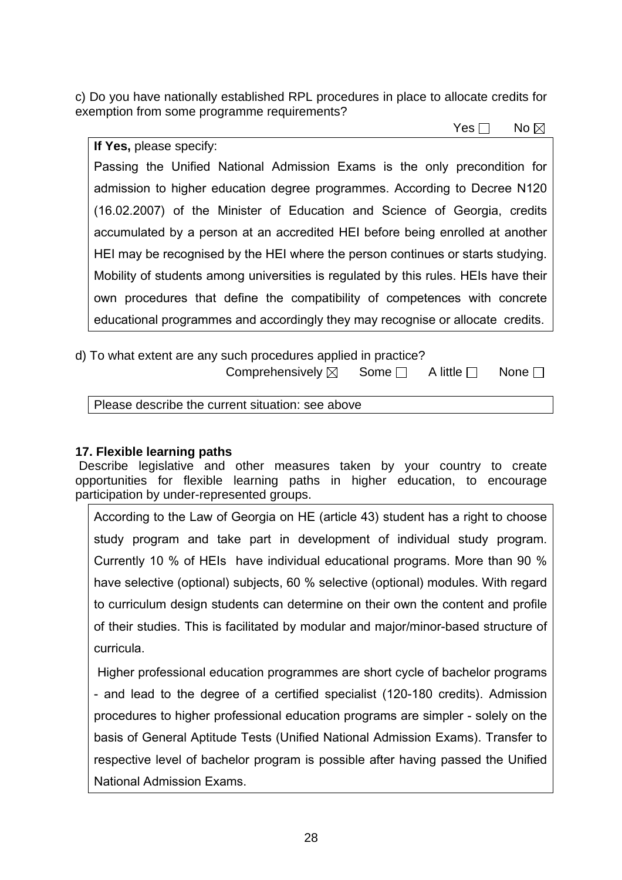c) Do you have nationally established RPL procedures in place to allocate credits for exemption from some programme requirements?

Yes ☐ No ☒

**If Yes,** please specify:

Passing the Unified National Admission Exams is the only precondition for admission to higher education degree programmes. According to Decree N120 (16.02.2007) of the Minister of Education and Science of Georgia, credits accumulated by a person at an accredited HEI before being enrolled at another HEI may be recognised by the HEI where the person continues or starts studying. Mobility of students among universities is regulated by this rules. HEIs have their own procedures that define the compatibility of competences with concrete educational programmes and accordingly they may recognise or allocate credits.

d) To what extent are any such procedures applied in practice?

Comprehensively ☒ Some ☐ A little ☐ None ☐

Please describe the current situation: see above

**17. Flexible learning paths**

Describe legislative and other measures taken by your country to create opportunities for flexible learning paths in higher education, to encourage participation by under-represented groups.

According to the Law of Georgia on HE (article 43) student has a right to choose study program and take part in development of individual study program. Currently 10 % of HEIs have individual educational programs. More than 90 % have selective (optional) subjects, 60 % selective (optional) modules. With regard to curriculum design students can determine on their own the content and profile of their studies. This is facilitated by modular and major/minor-based structure of curricula.

Higher professional education programmes are short cycle of bachelor programs - and lead to the degree of a certified specialist (120-180 credits). Admission procedures to higher professional education programs are simpler - solely on the basis of General Aptitude Tests (Unified National Admission Exams). Transfer to respective level of bachelor program is possible after having passed the Unified National Admission Exams.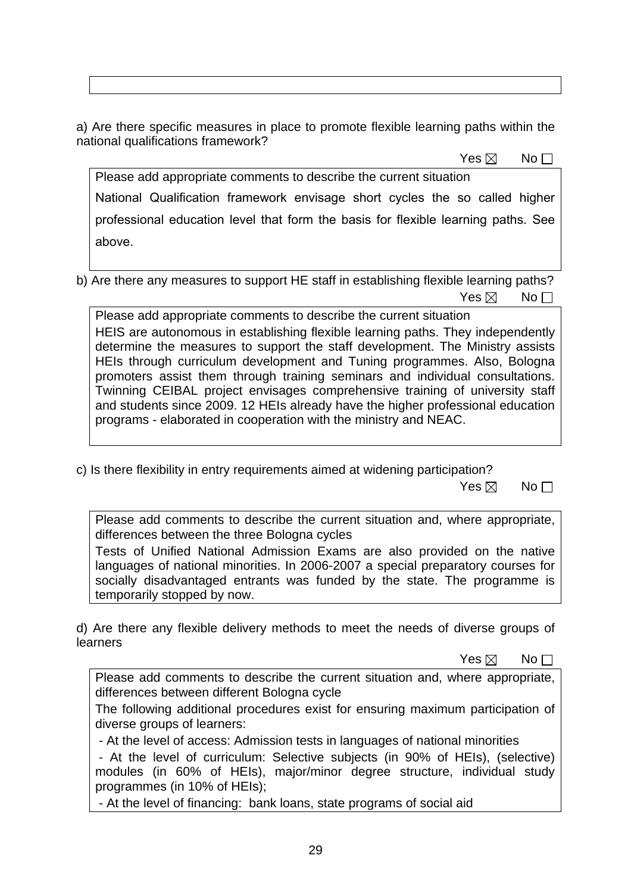a) Are there specific measures in place to promote flexible learning paths within the national qualifications framework?

Yes ☒ No ☐

> Please add appropriate comments to describe the current situation
>
> National Qualification framework envisage short cycles the so called higher professional education level that form the basis for flexible learning paths. See above.

b) Are there any measures to support HE staff in establishing flexible learning paths?

Yes ☒ No ☐

> Please add appropriate comments to describe the current situation
>
> HEIS are autonomous in establishing flexible learning paths. They independently determine the measures to support the staff development. The Ministry assists HEIs through curriculum development and Tuning programmes. Also, Bologna promoters assist them through training seminars and individual consultations. Twinning CEIBAL project envisages comprehensive training of university staff and students since 2009. 12 HEIs already have the higher professional education programs - elaborated in cooperation with the ministry and NEAC.

c) Is there flexibility in entry requirements aimed at widening participation?

Yes ☒ No ☐

> Please add comments to describe the current situation and, where appropriate, differences between the three Bologna cycles
>
> Tests of Unified National Admission Exams are also provided on the native languages of national minorities. In 2006-2007 a special preparatory courses for socially disadvantaged entrants was funded by the state. The programme is temporarily stopped by now.

d) Are there any flexible delivery methods to meet the needs of diverse groups of learners

Yes ☒ No ☐

> Please add comments to describe the current situation and, where appropriate, differences between different Bologna cycle
>
> The following additional procedures exist for ensuring maximum participation of diverse groups of learners:
>
> - At the level of access: Admission tests in languages of national minorities
> - At the level of curriculum: Selective subjects (in 90% of HEIs), (selective) modules (in 60% of HEIs), major/minor degree structure, individual study programmes (in 10% of HEIs);
> - At the level of financing: bank loans, state programs of social aid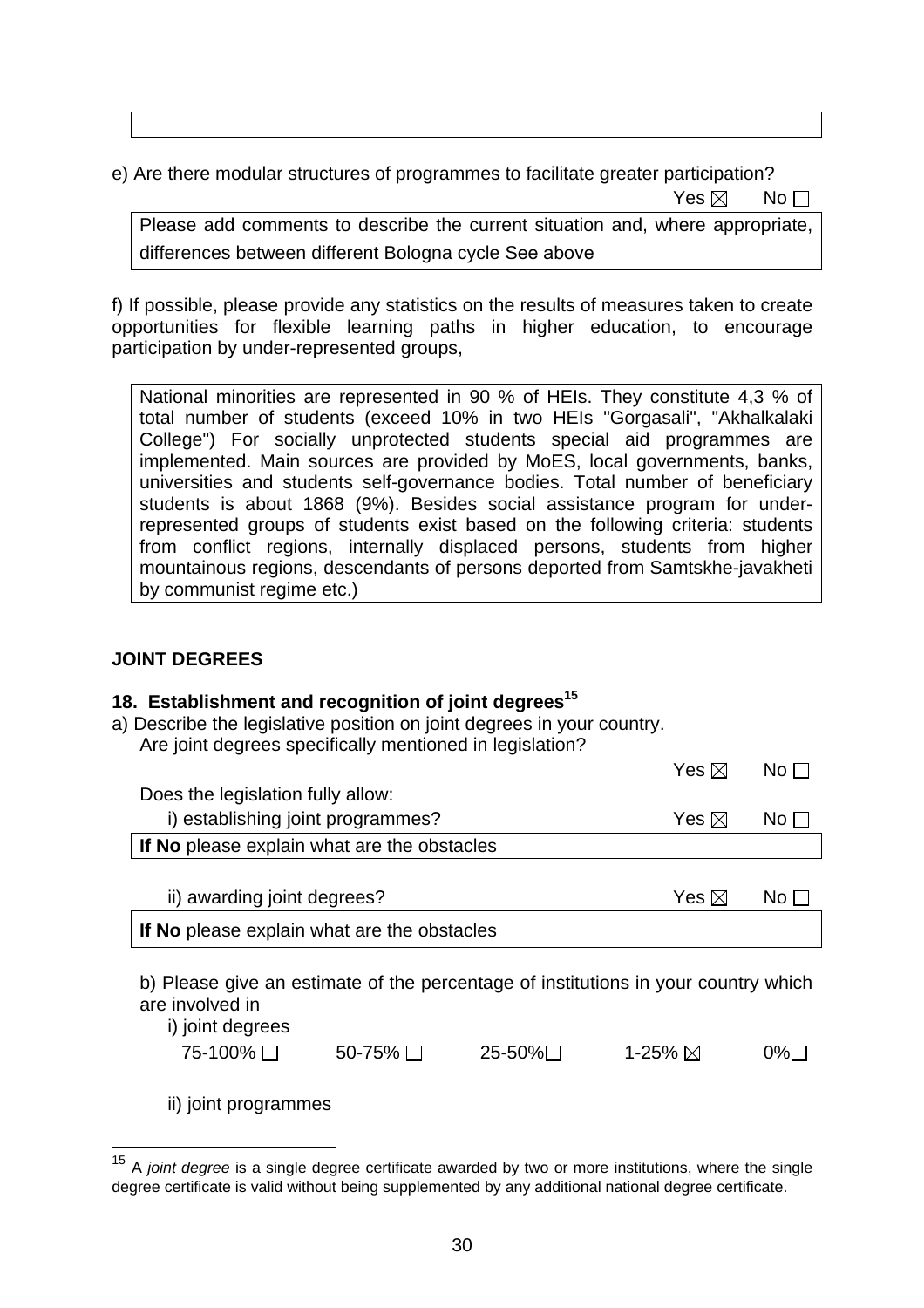e) Are there modular structures of programmes to facilitate greater participation?

Yes ☒ No ☐

Please add comments to describe the current situation and, where appropriate, differences between different Bologna cycle See above

f) If possible, please provide any statistics on the results of measures taken to create opportunities for flexible learning paths in higher education, to encourage participation by under-represented groups,

National minorities are represented in 90 % of HEIs. They constitute 4,3 % of total number of students (exceed 10% in two HEIs "Gorgasali", "Akhalkalaki College") For socially unprotected students special aid programmes are implemented. Main sources are provided by MoES, local governments, banks, universities and students self-governance bodies. Total number of beneficiary students is about 1868 (9%). Besides social assistance program for under-represented groups of students exist based on the following criteria: students from conflict regions, internally displaced persons, students from higher mountainous regions, descendants of persons deported from Samtskhe-javakheti by communist regime etc.)

## JOINT DEGREES

### 18. Establishment and recognition of joint degrees[15]

a) Describe the legislative position on joint degrees in your country.
Are joint degrees specifically mentioned in legislation?

Yes ☒ No ☐

Does the legislation fully allow:

i) establishing joint programmes? Yes ☒ No ☐

**If No** please explain what are the obstacles

ii) awarding joint degrees? Yes ☒ No ☐

**If No** please explain what are the obstacles

b) Please give an estimate of the percentage of institutions in your country which are involved in

i) joint degrees

75-100% ☐ 50-75% ☐ 25-50%☐ 1-25% ☒ 0%☐

ii) joint programmes

[15] A *joint degree* is a single degree certificate awarded by two or more institutions, where the single degree certificate is valid without being supplemented by any additional national degree certificate.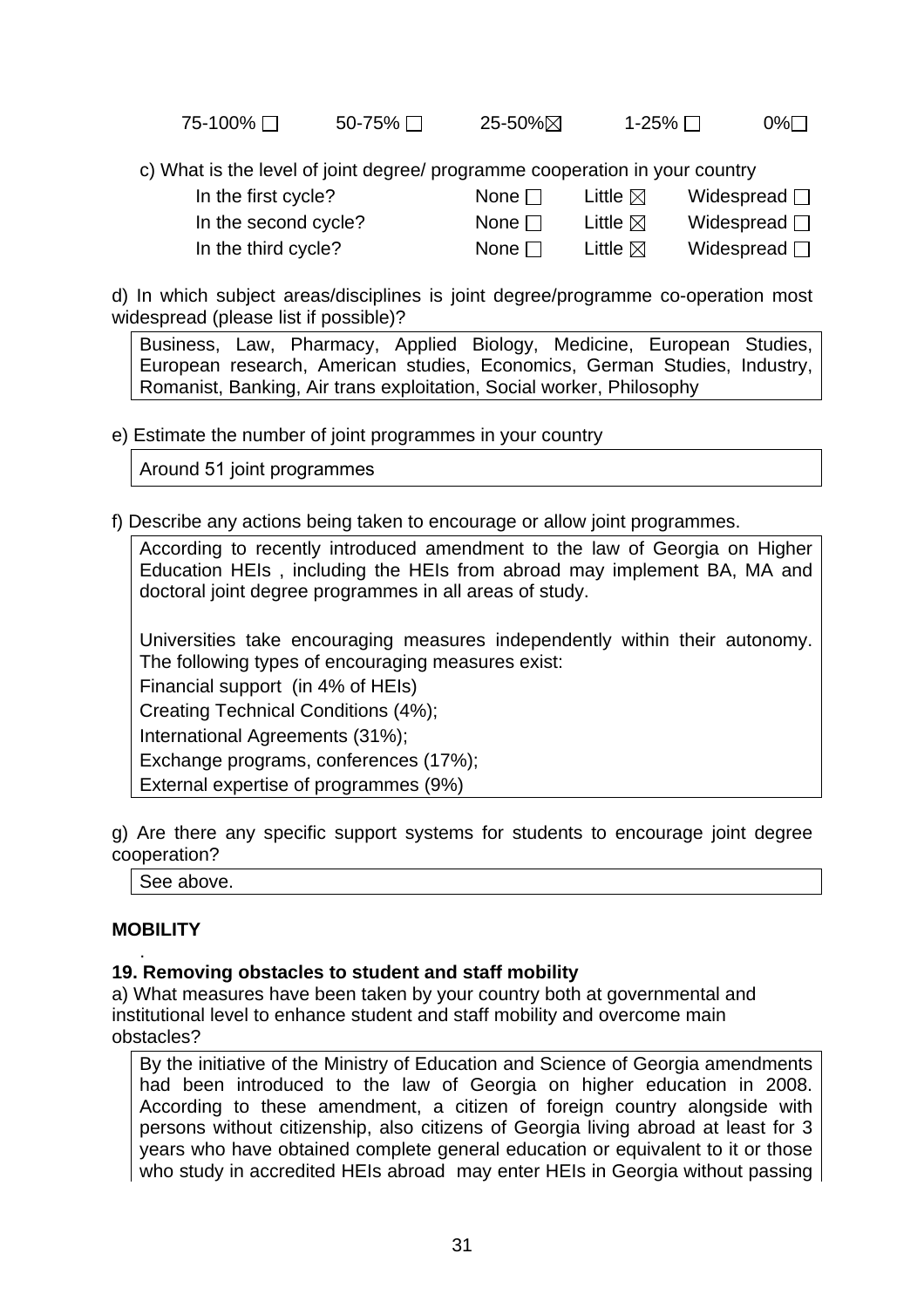75-100% ☐ 50-75% ☐ 25-50% ☒ 1-25% ☐ 0% ☐

c) What is the level of joint degree/ programme cooperation in your country

| | | | |
|---|---|---|---|
| In the first cycle? | None ☐ | Little ☒ | Widespread ☐ |
| In the second cycle? | None ☐ | Little ☒ | Widespread ☐ |
| In the third cycle? | None ☐ | Little ☒ | Widespread ☐ |

d) In which subject areas/disciplines is joint degree/programme co-operation most widespread (please list if possible)?

> Business, Law, Pharmacy, Applied Biology, Medicine, European Studies, European research, American studies, Economics, German Studies, Industry, Romanist, Banking, Air trans exploitation, Social worker, Philosophy

e) Estimate the number of joint programmes in your country

> Around 51 joint programmes

f) Describe any actions being taken to encourage or allow joint programmes.

> According to recently introduced amendment to the law of Georgia on Higher Education HEIs , including the HEIs from abroad may implement BA, MA and doctoral joint degree programmes in all areas of study.
>
> Universities take encouraging measures independently within their autonomy. The following types of encouraging measures exist:
> Financial support (in 4% of HEIs)
> Creating Technical Conditions (4%);
> International Agreements (31%);
> Exchange programs, conferences (17%);
> External expertise of programmes (9%)

g) Are there any specific support systems for students to encourage joint degree cooperation?

> See above.

**MOBILITY**

.

**19. Removing obstacles to student and staff mobility**

a) What measures have been taken by your country both at governmental and institutional level to enhance student and staff mobility and overcome main obstacles?

> By the initiative of the Ministry of Education and Science of Georgia amendments had been introduced to the law of Georgia on higher education in 2008. According to these amendment, a citizen of foreign country alongside with persons without citizenship, also citizens of Georgia living abroad at least for 3 years who have obtained complete general education or equivalent to it or those who study in accredited HEIs abroad may enter HEIs in Georgia without passing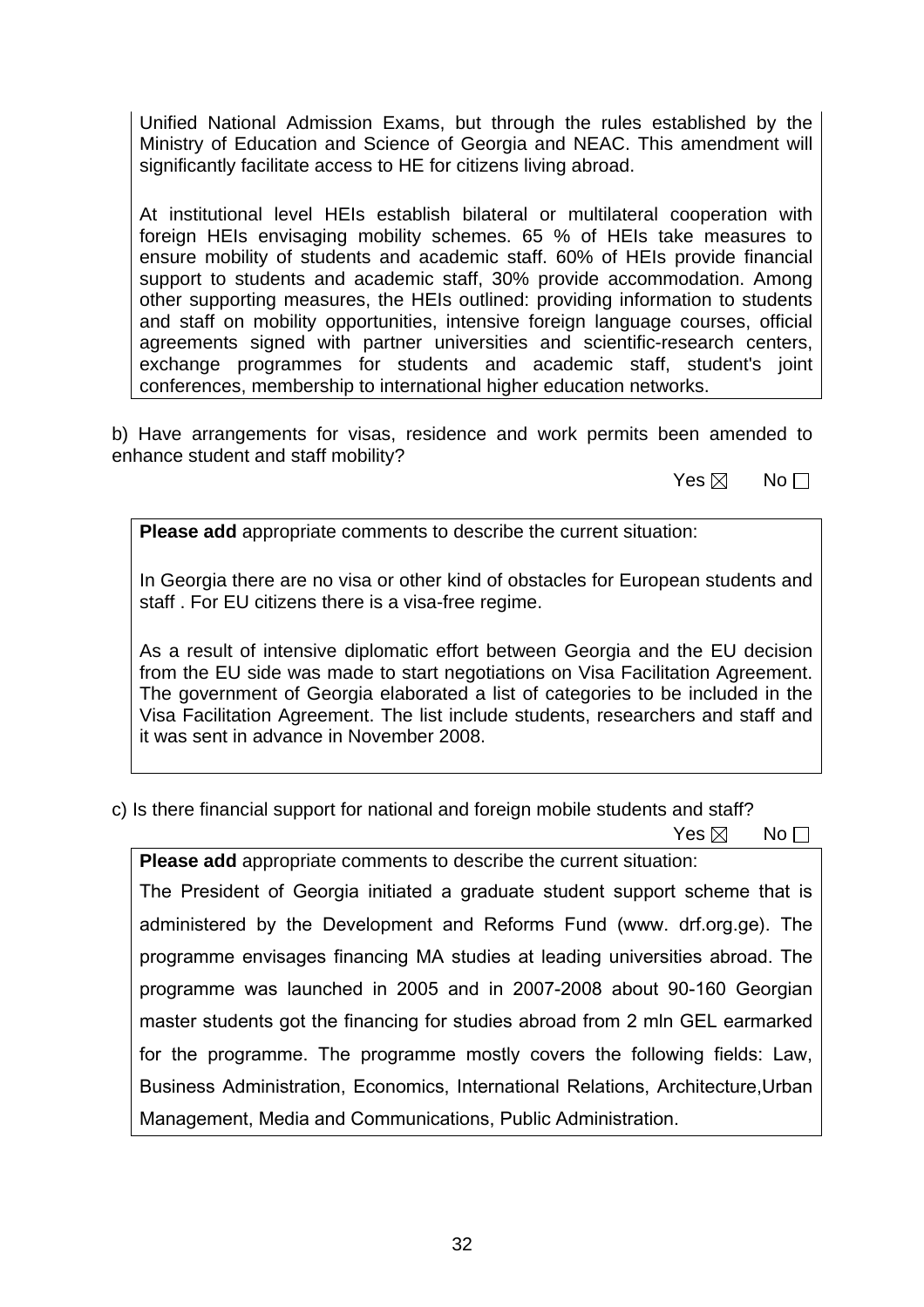Unified National Admission Exams, but through the rules established by the Ministry of Education and Science of Georgia and NEAC. This amendment will significantly facilitate access to HE for citizens living abroad.

At institutional level HEIs establish bilateral or multilateral cooperation with foreign HEIs envisaging mobility schemes. 65 % of HEIs take measures to ensure mobility of students and academic staff. 60% of HEIs provide financial support to students and academic staff, 30% provide accommodation. Among other supporting measures, the HEIs outlined: providing information to students and staff on mobility opportunities, intensive foreign language courses, official agreements signed with partner universities and scientific-research centers, exchange programmes for students and academic staff, student's joint conferences, membership to international higher education networks.

b) Have arrangements for visas, residence and work permits been amended to enhance student and staff mobility?

Yes ☒ No ☐

**Please add** appropriate comments to describe the current situation:

In Georgia there are no visa or other kind of obstacles for European students and staff . For EU citizens there is a visa-free regime.

As a result of intensive diplomatic effort between Georgia and the EU decision from the EU side was made to start negotiations on Visa Facilitation Agreement. The government of Georgia elaborated a list of categories to be included in the Visa Facilitation Agreement. The list include students, researchers and staff and it was sent in advance in November 2008.

c) Is there financial support for national and foreign mobile students and staff?

Yes ☒ No ☐

**Please add** appropriate comments to describe the current situation:

The President of Georgia initiated a graduate student support scheme that is administered by the Development and Reforms Fund (www. drf.org.ge). The programme envisages financing MA studies at leading universities abroad. The programme was launched in 2005 and in 2007-2008 about 90-160 Georgian master students got the financing for studies abroad from 2 mln GEL earmarked for the programme. The programme mostly covers the following fields: Law, Business Administration, Economics, International Relations, Architecture,Urban Management, Media and Communications, Public Administration.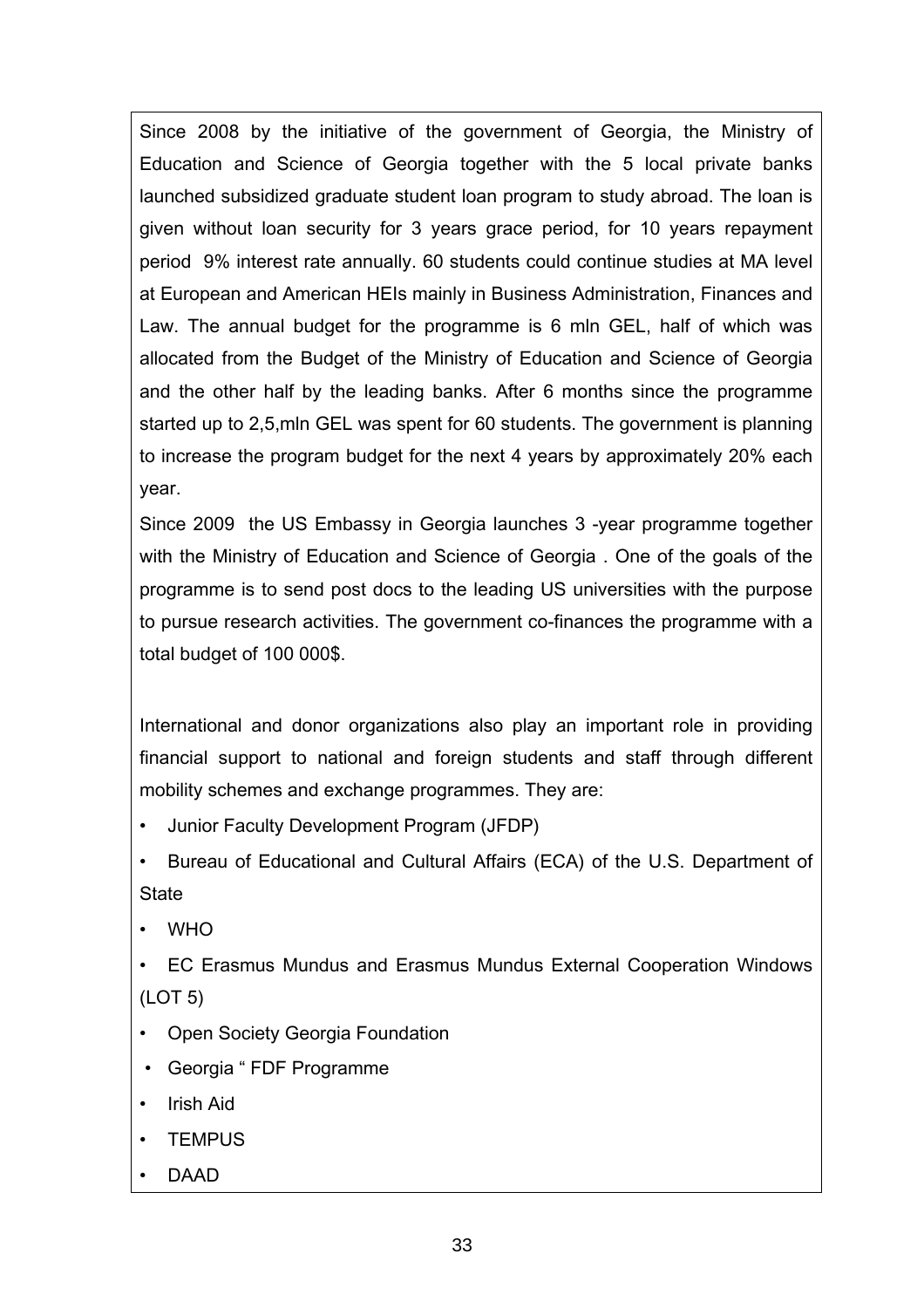Since 2008 by the initiative of the government of Georgia, the Ministry of Education and Science of Georgia together with the 5 local private banks launched subsidized graduate student loan program to study abroad. The loan is given without loan security for 3 years grace period, for 10 years repayment period 9% interest rate annually. 60 students could continue studies at MA level at European and American HEIs mainly in Business Administration, Finances and Law. The annual budget for the programme is 6 mln GEL, half of which was allocated from the Budget of the Ministry of Education and Science of Georgia and the other half by the leading banks. After 6 months since the programme started up to 2,5,mln GEL was spent for 60 students. The government is planning to increase the program budget for the next 4 years by approximately 20% each year.

Since 2009 the US Embassy in Georgia launches 3 -year programme together with the Ministry of Education and Science of Georgia . One of the goals of the programme is to send post docs to the leading US universities with the purpose to pursue research activities. The government co-finances the programme with a total budget of 100 000$.

International and donor organizations also play an important role in providing financial support to national and foreign students and staff through different mobility schemes and exchange programmes. They are:

- Junior Faculty Development Program (JFDP)
- Bureau of Educational and Cultural Affairs (ECA) of the U.S. Department of State
- WHO
- EC Erasmus Mundus and Erasmus Mundus External Cooperation Windows (LOT 5)
- Open Society Georgia Foundation
- Georgia " FDF Programme
- Irish Aid
- TEMPUS
- DAAD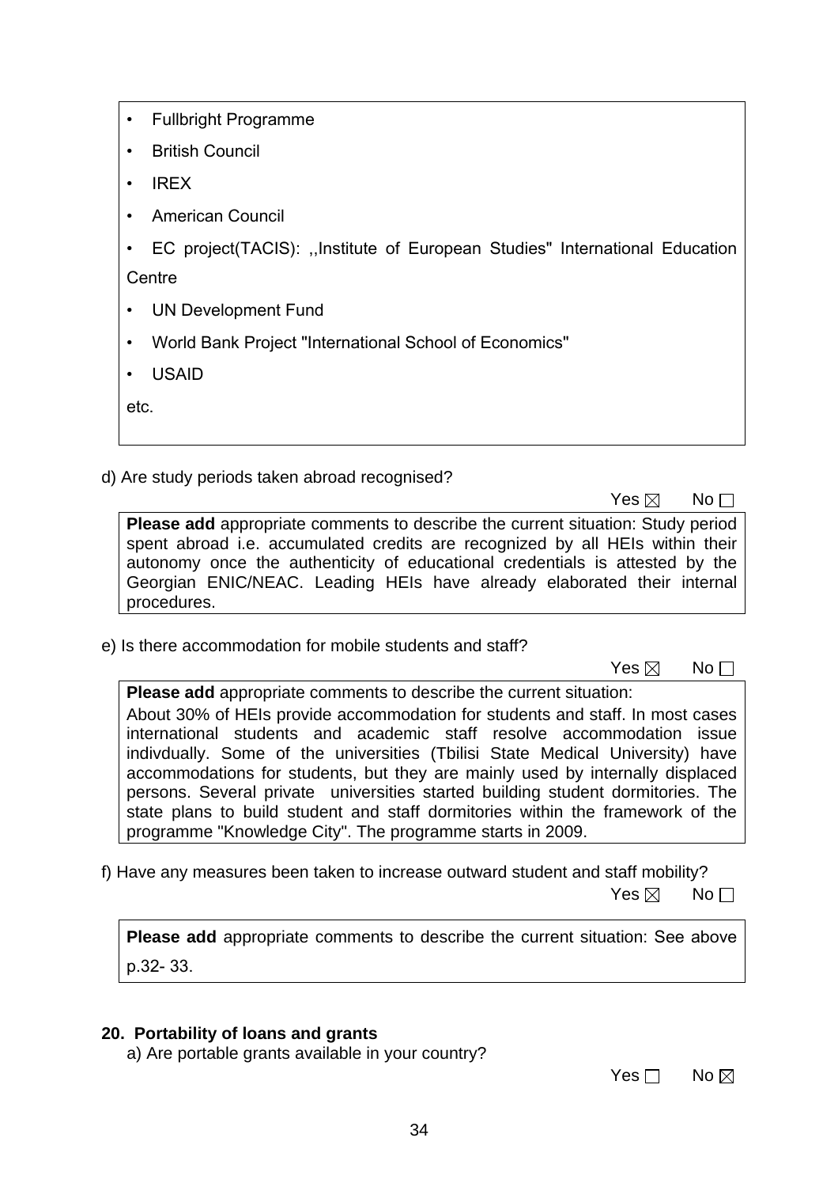- Fullbright Programme
- British Council
- IREX
- American Council
- EC project(TACIS): ,,Institute of European Studies" International Education Centre
- UN Development Fund
- World Bank Project "International School of Economics"
- USAID

etc.

d) Are study periods taken abroad recognised?

Yes ☒ No ☐

**Please add** appropriate comments to describe the current situation: Study period spent abroad i.e. accumulated credits are recognized by all HEIs within their autonomy once the authenticity of educational credentials is attested by the Georgian ENIC/NEAC. Leading HEIs have already elaborated their internal procedures.

e) Is there accommodation for mobile students and staff?

Yes ☒ No ☐

**Please add** appropriate comments to describe the current situation:
About 30% of HEIs provide accommodation for students and staff. In most cases international students and academic staff resolve accommodation issue indivdually. Some of the universities (Tbilisi State Medical University) have accommodations for students, but they are mainly used by internally displaced persons. Several private universities started building student dormitories. The state plans to build student and staff dormitories within the framework of the programme "Knowledge City". The programme starts in 2009.

f) Have any measures been taken to increase outward student and staff mobility?

Yes ☒ No ☐

**Please add** appropriate comments to describe the current situation: See above p.32- 33.

**20. Portability of loans and grants**

a) Are portable grants available in your country?

Yes ☐ No ☒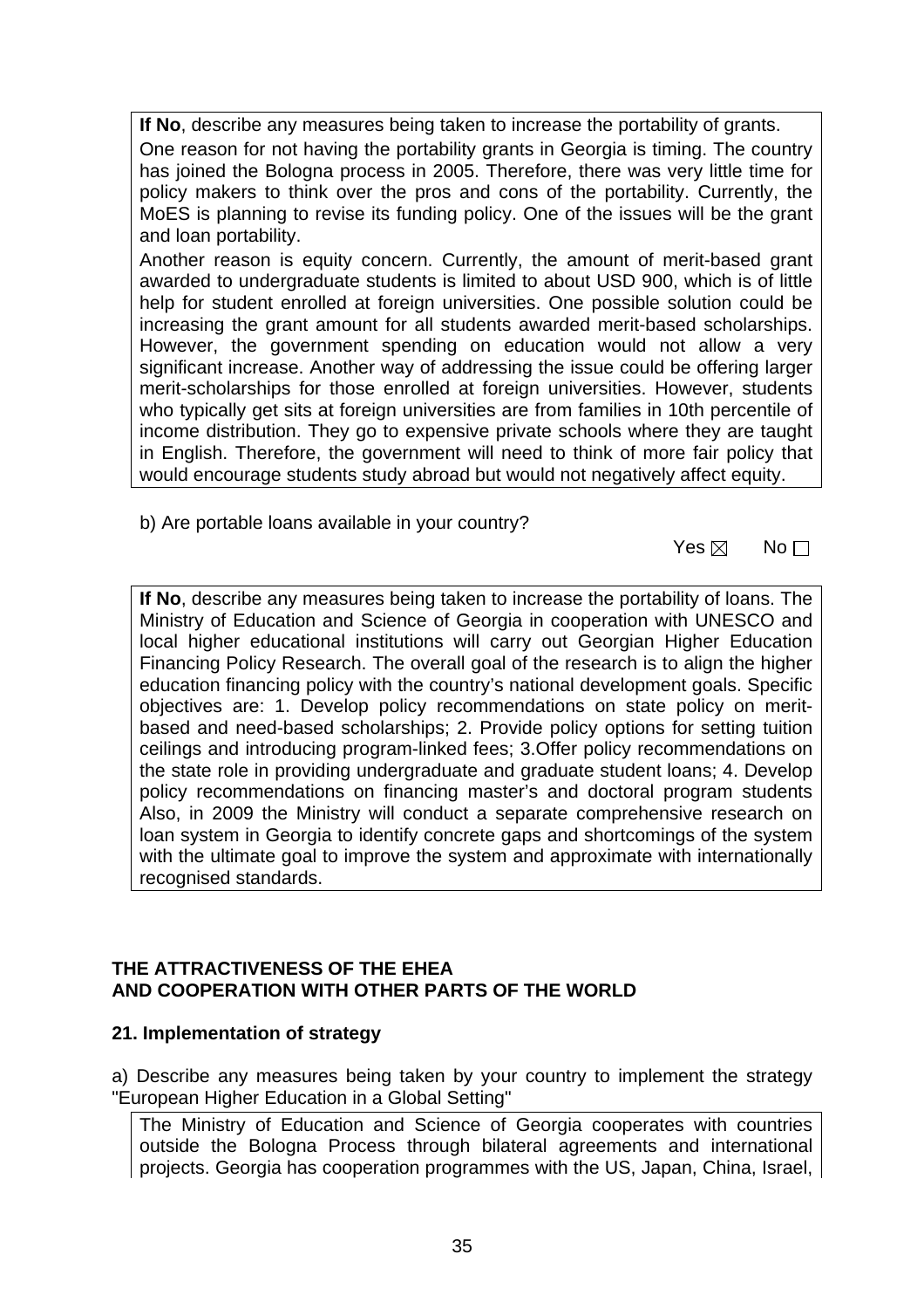**If No**, describe any measures being taken to increase the portability of grants.

One reason for not having the portability grants in Georgia is timing. The country has joined the Bologna process in 2005. Therefore, there was very little time for policy makers to think over the pros and cons of the portability. Currently, the MoES is planning to revise its funding policy. One of the issues will be the grant and loan portability.

Another reason is equity concern. Currently, the amount of merit-based grant awarded to undergraduate students is limited to about USD 900, which is of little help for student enrolled at foreign universities. One possible solution could be increasing the grant amount for all students awarded merit-based scholarships. However, the government spending on education would not allow a very significant increase. Another way of addressing the issue could be offering larger merit-scholarships for those enrolled at foreign universities. However, students who typically get sits at foreign universities are from families in 10th percentile of income distribution. They go to expensive private schools where they are taught in English. Therefore, the government will need to think of more fair policy that would encourage students study abroad but would not negatively affect equity.

b) Are portable loans available in your country?

Yes ☒ No ☐

**If No**, describe any measures being taken to increase the portability of loans. The Ministry of Education and Science of Georgia in cooperation with UNESCO and local higher educational institutions will carry out Georgian Higher Education Financing Policy Research. The overall goal of the research is to align the higher education financing policy with the country's national development goals. Specific objectives are: 1. Develop policy recommendations on state policy on merit-based and need-based scholarships; 2. Provide policy options for setting tuition ceilings and introducing program-linked fees; 3.Offer policy recommendations on the state role in providing undergraduate and graduate student loans; 4. Develop policy recommendations on financing master's and doctoral program students Also, in 2009 the Ministry will conduct a separate comprehensive research on loan system in Georgia to identify concrete gaps and shortcomings of the system with the ultimate goal to improve the system and approximate with internationally recognised standards.

## THE ATTRACTIVENESS OF THE EHEA AND COOPERATION WITH OTHER PARTS OF THE WORLD

### 21. Implementation of strategy

a) Describe any measures being taken by your country to implement the strategy "European Higher Education in a Global Setting"

The Ministry of Education and Science of Georgia cooperates with countries outside the Bologna Process through bilateral agreements and international projects. Georgia has cooperation programmes with the US, Japan, China, Israel,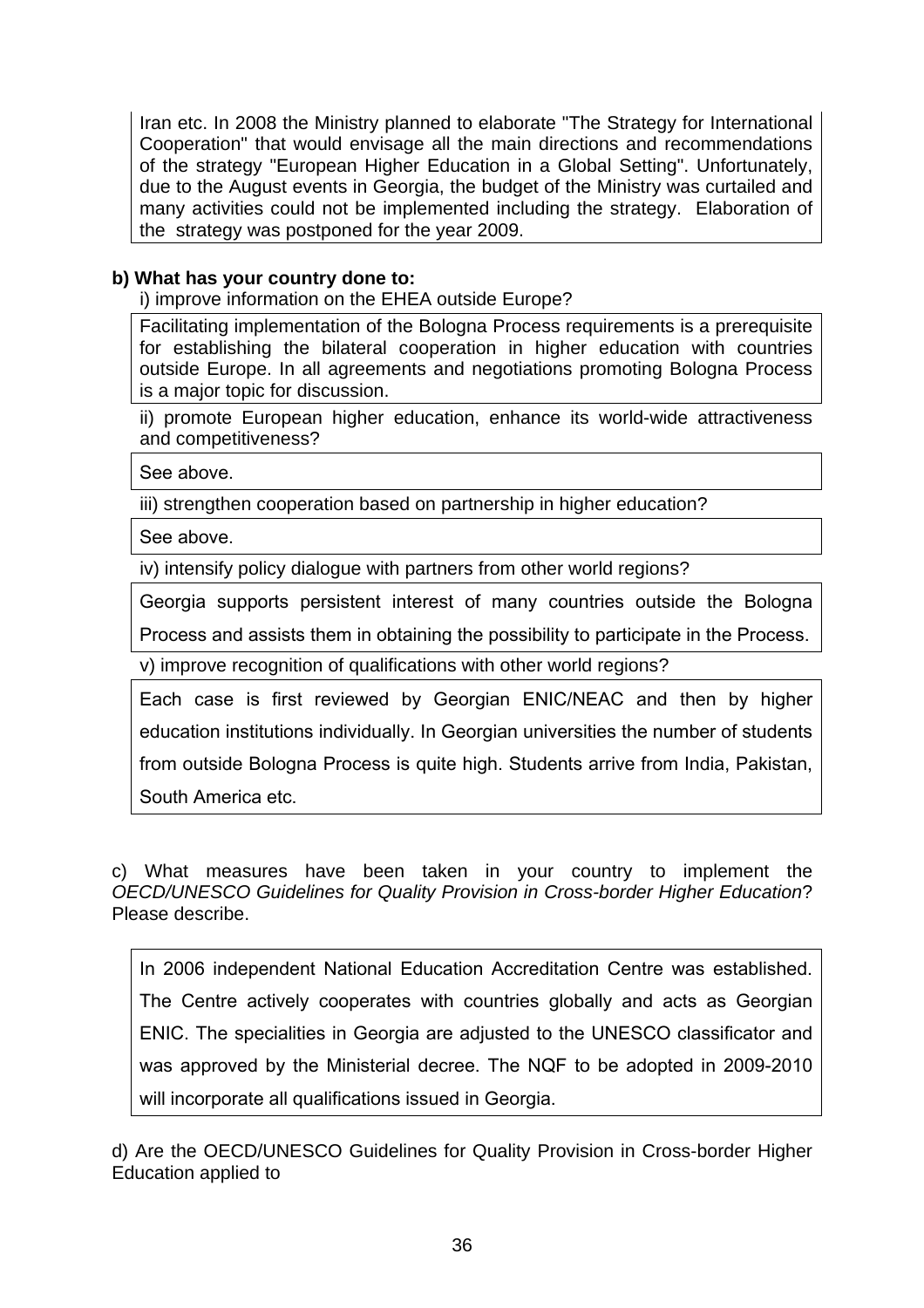Iran etc. In 2008 the Ministry planned to elaborate "The Strategy for International Cooperation" that would envisage all the main directions and recommendations of the strategy "European Higher Education in a Global Setting". Unfortunately, due to the August events in Georgia, the budget of the Ministry was curtailed and many activities could not be implemented including the strategy. Elaboration of the strategy was postponed for the year 2009.

**b) What has your country done to:**

i) improve information on the EHEA outside Europe?

Facilitating implementation of the Bologna Process requirements is a prerequisite for establishing the bilateral cooperation in higher education with countries outside Europe. In all agreements and negotiations promoting Bologna Process is a major topic for discussion.

ii) promote European higher education, enhance its world-wide attractiveness and competitiveness?

See above.

iii) strengthen cooperation based on partnership in higher education?

See above.

iv) intensify policy dialogue with partners from other world regions?

Georgia supports persistent interest of many countries outside the Bologna Process and assists them in obtaining the possibility to participate in the Process.

v) improve recognition of qualifications with other world regions?

Each case is first reviewed by Georgian ENIC/NEAC and then by higher education institutions individually. In Georgian universities the number of students from outside Bologna Process is quite high. Students arrive from India, Pakistan, South America etc.

c) What measures have been taken in your country to implement the *OECD/UNESCO Guidelines for Quality Provision in Cross-border Higher Education*? Please describe.

In 2006 independent National Education Accreditation Centre was established. The Centre actively cooperates with countries globally and acts as Georgian ENIC. The specialities in Georgia are adjusted to the UNESCO classificator and was approved by the Ministerial decree. The NQF to be adopted in 2009-2010 will incorporate all qualifications issued in Georgia.

d) Are the OECD/UNESCO Guidelines for Quality Provision in Cross-border Higher Education applied to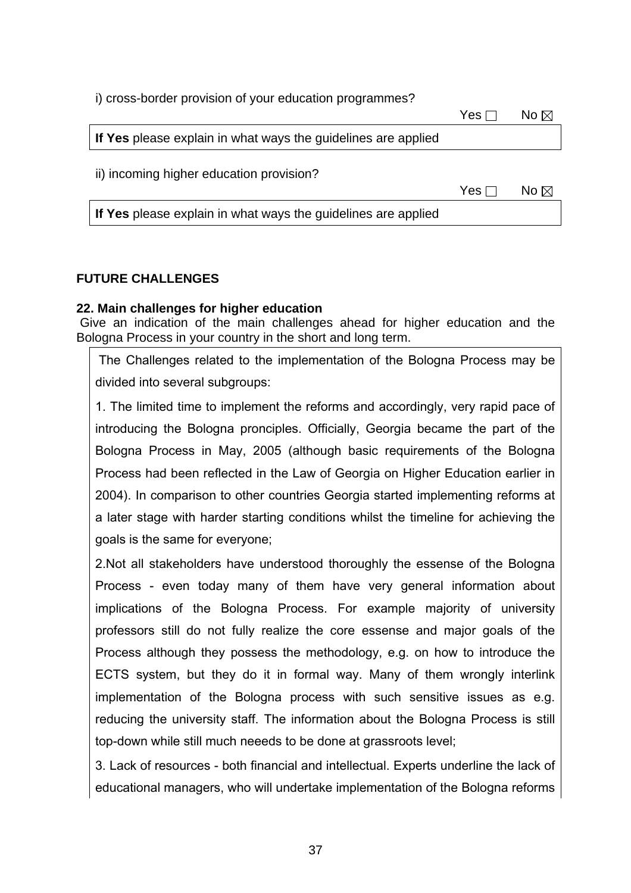i) cross-border provision of your education programmes?

Yes ☐ No ☒

| **If Yes** please explain in what ways the guidelines are applied |
|---|

ii) incoming higher education provision?

Yes ☐ No ☒

| **If Yes** please explain in what ways the guidelines are applied |
|---|

## FUTURE CHALLENGES

### 22. Main challenges for higher education

Give an indication of the main challenges ahead for higher education and the Bologna Process in your country in the short and long term.

The Challenges related to the implementation of the Bologna Process may be divided into several subgroups:

1. The limited time to implement the reforms and accordingly, very rapid pace of introducing the Bologna proncíples. Officially, Georgia became the part of the Bologna Process in May, 2005 (although basic requirements of the Bologna Process had been reflected in the Law of Georgia on Higher Education earlier in 2004). In comparison to other countries Georgia started implementing reforms at a later stage with harder starting conditions whilst the timeline for achieving the goals is the same for everyone;

2.Not all stakeholders have understood thoroughly the essense of the Bologna Process - even today many of them have very general information about implications of the Bologna Process. For example majority of university professors still do not fully realize the core essense and major goals of the Process although they possess the methodology, e.g. on how to introduce the ECTS system, but they do it in formal way. Many of them wrongly interlink implementation of the Bologna process with such sensitive issues as e.g. reducing the university staff. The information about the Bologna Process is still top-down while still much neeeds to be done at grassroots level;

3. Lack of resources - both financial and intellectual. Experts underline the lack of educational managers, who will undertake implementation of the Bologna reforms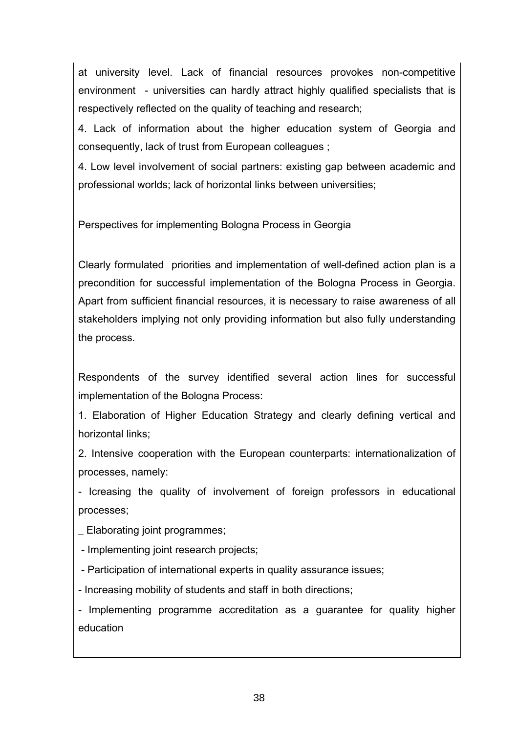at university level. Lack of financial resources provokes non-competitive environment - universities can hardly attract highly qualified specialists that is respectively reflected on the quality of teaching and research;

4. Lack of information about the higher education system of Georgia and consequently, lack of trust from European colleagues ;

4. Low level involvement of social partners: existing gap between academic and professional worlds; lack of horizontal links between universities;

Perspectives for implementing Bologna Process in Georgia

Clearly formulated priorities and implementation of well-defined action plan is a precondition for successful implementation of the Bologna Process in Georgia. Apart from sufficient financial resources, it is necessary to raise awareness of all stakeholders implying not only providing information but also fully understanding the process.

Respondents of the survey identified several action lines for successful implementation of the Bologna Process:

1. Elaboration of Higher Education Strategy and clearly defining vertical and horizontal links;

2. Intensive cooperation with the European counterparts: internationalization of processes, namely:

- Icreasing the quality of involvement of foreign professors in educational processes;

_ Elaborating joint programmes;

- Implementing joint research projects;

- Participation of international experts in quality assurance issues;

- Increasing mobility of students and staff in both directions;

- Implementing programme accreditation as a guarantee for quality higher education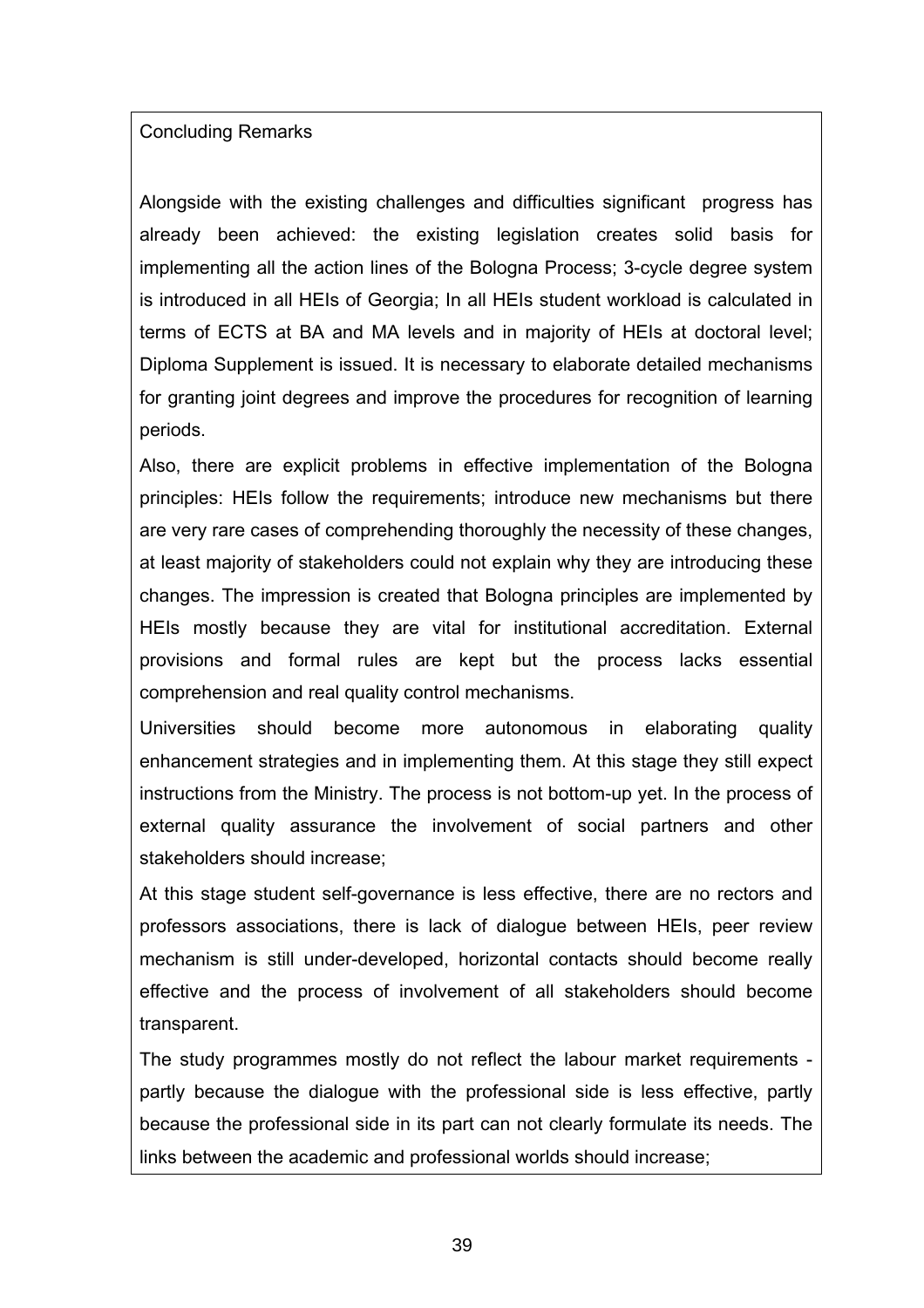## Concluding Remarks

Alongside with the existing challenges and difficulties significant progress has already been achieved: the existing legislation creates solid basis for implementing all the action lines of the Bologna Process; 3-cycle degree system is introduced in all HEIs of Georgia; In all HEIs student workload is calculated in terms of ECTS at BA and MA levels and in majority of HEIs at doctoral level; Diploma Supplement is issued. It is necessary to elaborate detailed mechanisms for granting joint degrees and improve the procedures for recognition of learning periods.

Also, there are explicit problems in effective implementation of the Bologna principles: HEIs follow the requirements; introduce new mechanisms but there are very rare cases of comprehending thoroughly the necessity of these changes, at least majority of stakeholders could not explain why they are introducing these changes. The impression is created that Bologna principles are implemented by HEIs mostly because they are vital for institutional accreditation. External provisions and formal rules are kept but the process lacks essential comprehension and real quality control mechanisms.

Universities should become more autonomous in elaborating quality enhancement strategies and in implementing them. At this stage they still expect instructions from the Ministry. The process is not bottom-up yet. In the process of external quality assurance the involvement of social partners and other stakeholders should increase;

At this stage student self-governance is less effective, there are no rectors and professors associations, there is lack of dialogue between HEIs, peer review mechanism is still under-developed, horizontal contacts should become really effective and the process of involvement of all stakeholders should become transparent.

The study programmes mostly do not reflect the labour market requirements - partly because the dialogue with the professional side is less effective, partly because the professional side in its part can not clearly formulate its needs. The links between the academic and professional worlds should increase;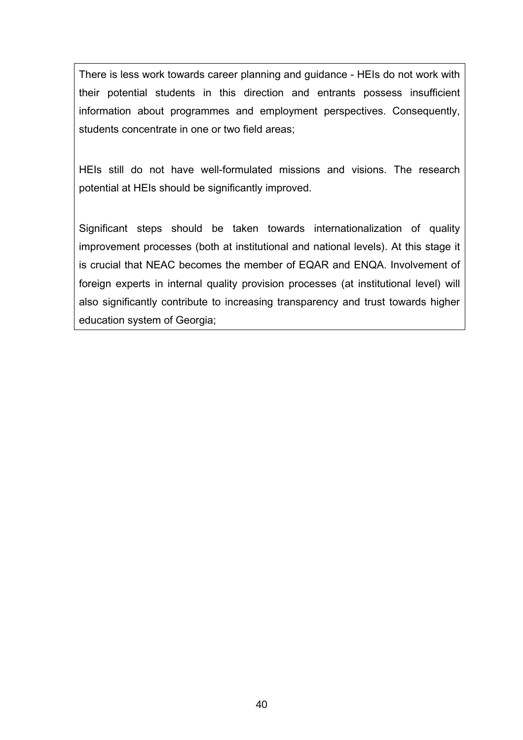There is less work towards career planning and guidance - HEIs do not work with their potential students in this direction and entrants possess insufficient information about programmes and employment perspectives. Consequently, students concentrate in one or two field areas;

HEIs still do not have well-formulated missions and visions. The research potential at HEIs should be significantly improved.

Significant steps should be taken towards internationalization of quality improvement processes (both at institutional and national levels). At this stage it is crucial that NEAC becomes the member of EQAR and ENQA. Involvement of foreign experts in internal quality provision processes (at institutional level) will also significantly contribute to increasing transparency and trust towards higher education system of Georgia;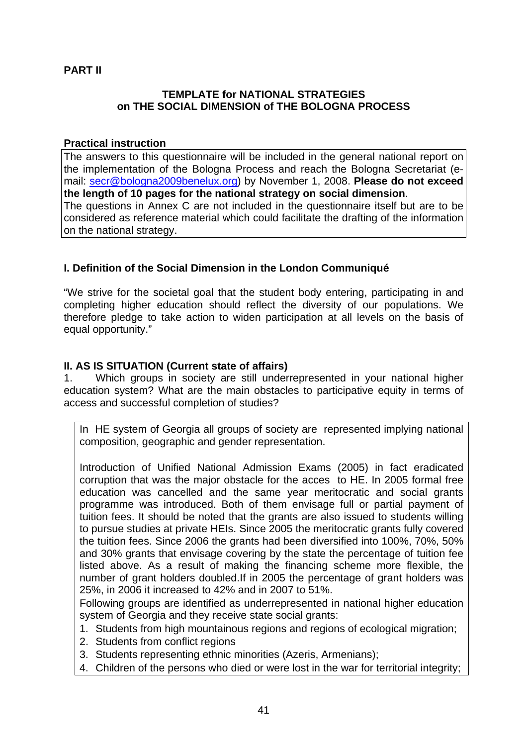**PART II**

**TEMPLATE for NATIONAL STRATEGIES on THE SOCIAL DIMENSION of THE BOLOGNA PROCESS**

**Practical instruction**

The answers to this questionnaire will be included in the general national report on the implementation of the Bologna Process and reach the Bologna Secretariat (e-mail: secr@bologna2009benelux.org) by November 1, 2008. **Please do not exceed the length of 10 pages for the national strategy on social dimension**.
The questions in Annex C are not included in the questionnaire itself but are to be considered as reference material which could facilitate the drafting of the information on the national strategy.

**I. Definition of the Social Dimension in the London Communiqué**

"We strive for the societal goal that the student body entering, participating in and completing higher education should reflect the diversity of our populations. We therefore pledge to take action to widen participation at all levels on the basis of equal opportunity."

**II. AS IS SITUATION (Current state of affairs)**

1. Which groups in society are still underrepresented in your national higher education system? What are the main obstacles to participative equity in terms of access and successful completion of studies?

In HE system of Georgia all groups of society are represented implying national composition, geographic and gender representation.

Introduction of Unified National Admission Exams (2005) in fact eradicated corruption that was the major obstacle for the acces to HE. In 2005 formal free education was cancelled and the same year meritocratic and social grants programme was introduced. Both of them envisage full or partial payment of tuition fees. It should be noted that the grants are also issued to students willing to pursue studies at private HEIs. Since 2005 the meritocratic grants fully covered the tuition fees. Since 2006 the grants had been diversified into 100%, 70%, 50% and 30% grants that envisage covering by the state the percentage of tuition fee listed above. As a result of making the financing scheme more flexible, the number of grant holders doubled.If in 2005 the percentage of grant holders was 25%, in 2006 it increased to 42% and in 2007 to 51%.
Following groups are identified as underrepresented in national higher education system of Georgia and they receive state social grants:

1. Students from high mountainous regions and regions of ecological migration;
2. Students from conflict regions
3. Students representing ethnic minorities (Azeris, Armenians);
4. Children of the persons who died or were lost in the war for territorial integrity;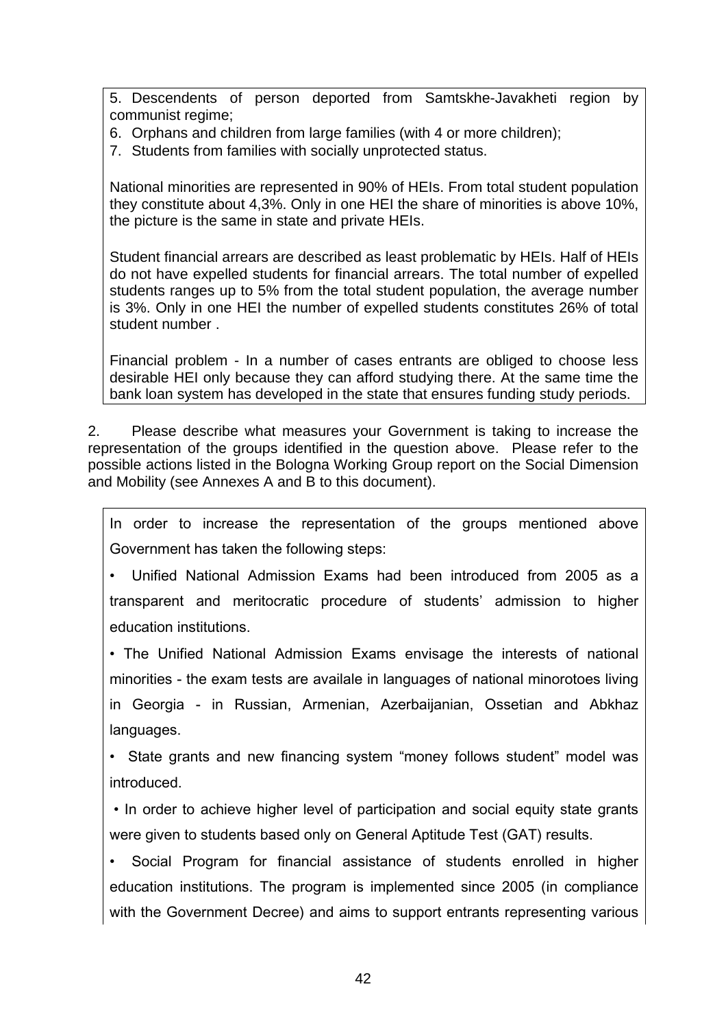5. Descendents of person deported from Samtskhe-Javakheti region by communist regime;
6. Orphans and children from large families (with 4 or more children);
7. Students from families with socially unprotected status.

National minorities are represented in 90% of HEIs. From total student population they constitute about 4,3%. Only in one HEI the share of minorities is above 10%, the picture is the same in state and private HEIs.

Student financial arrears are described as least problematic by HEIs. Half of HEIs do not have expelled students for financial arrears. The total number of expelled students ranges up to 5% from the total student population, the average number is 3%. Only in one HEI the number of expelled students constitutes 26% of total student number .

Financial problem - In a number of cases entrants are obliged to choose less desirable HEI only because they can afford studying there. At the same time the bank loan system has developed in the state that ensures funding study periods.

2. Please describe what measures your Government is taking to increase the representation of the groups identified in the question above. Please refer to the possible actions listed in the Bologna Working Group report on the Social Dimension and Mobility (see Annexes A and B to this document).

In order to increase the representation of the groups mentioned above Government has taken the following steps:

- Unified National Admission Exams had been introduced from 2005 as a transparent and meritocratic procedure of students' admission to higher education institutions.
- The Unified National Admission Exams envisage the interests of national minorities - the exam tests are availale in languages of national minorotoes living in Georgia - in Russian, Armenian, Azerbaijanian, Ossetian and Abkhaz languages.
- State grants and new financing system "money follows student" model was introduced.
- In order to achieve higher level of participation and social equity state grants were given to students based only on General Aptitude Test (GAT) results.
- Social Program for financial assistance of students enrolled in higher education institutions. The program is implemented since 2005 (in compliance with the Government Decree) and aims to support entrants representing various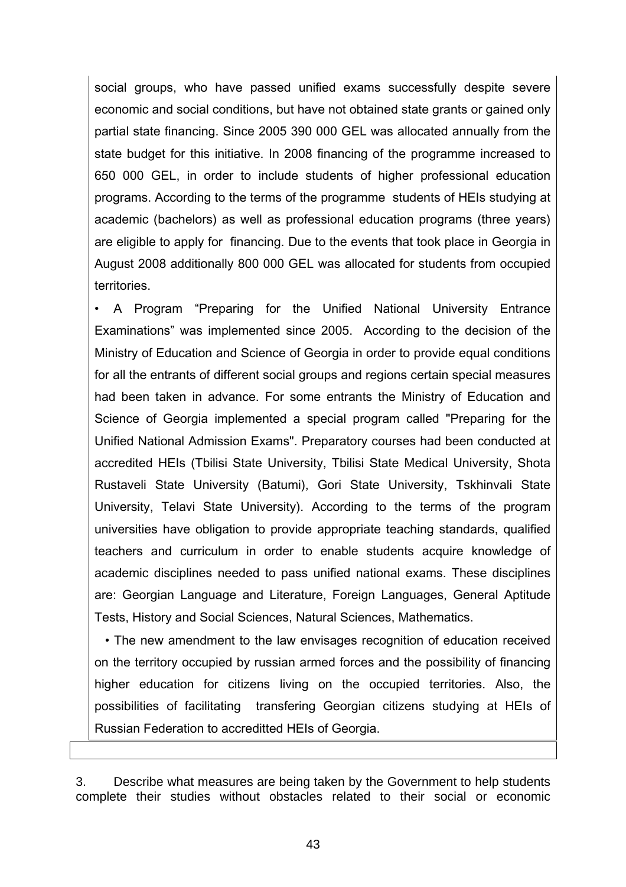social groups, who have passed unified exams successfully despite severe economic and social conditions, but have not obtained state grants or gained only partial state financing. Since 2005 390 000 GEL was allocated annually from the state budget for this initiative. In 2008 financing of the programme increased to 650 000 GEL, in order to include students of higher professional education programs. According to the terms of the programme students of HEIs studying at academic (bachelors) as well as professional education programs (three years) are eligible to apply for financing. Due to the events that took place in Georgia in August 2008 additionally 800 000 GEL was allocated for students from occupied territories.

• A Program "Preparing for the Unified National University Entrance Examinations" was implemented since 2005. According to the decision of the Ministry of Education and Science of Georgia in order to provide equal conditions for all the entrants of different social groups and regions certain special measures had been taken in advance. For some entrants the Ministry of Education and Science of Georgia implemented a special program called "Preparing for the Unified National Admission Exams". Preparatory courses had been conducted at accredited HEIs (Tbilisi State University, Tbilisi State Medical University, Shota Rustaveli State University (Batumi), Gori State University, Tskhinvali State University, Telavi State University). According to the terms of the program universities have obligation to provide appropriate teaching standards, qualified teachers and curriculum in order to enable students acquire knowledge of academic disciplines needed to pass unified national exams. These disciplines are: Georgian Language and Literature, Foreign Languages, General Aptitude Tests, History and Social Sciences, Natural Sciences, Mathematics.

• The new amendment to the law envisages recognition of education received on the territory occupied by russian armed forces and the possibility of financing higher education for citizens living on the occupied territories. Also, the possibilities of facilitating transfering Georgian citizens studying at HEIs of Russian Federation to accreditted HEIs of Georgia.

3. Describe what measures are being taken by the Government to help students complete their studies without obstacles related to their social or economic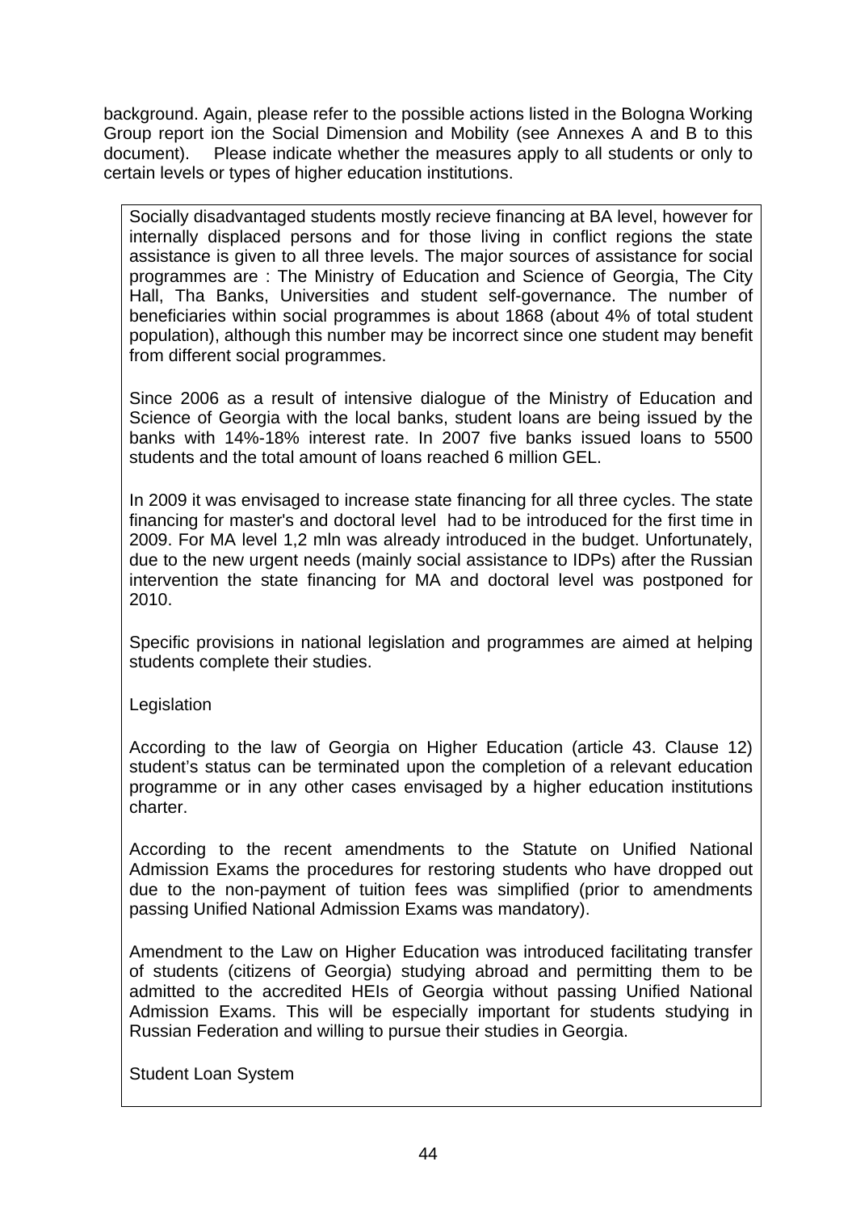background. Again, please refer to the possible actions listed in the Bologna Working Group report ion the Social Dimension and Mobility (see Annexes A and B to this document). Please indicate whether the measures apply to all students or only to certain levels or types of higher education institutions.

Socially disadvantaged students mostly recieve financing at BA level, however for internally displaced persons and for those living in conflict regions the state assistance is given to all three levels. The major sources of assistance for social programmes are : The Ministry of Education and Science of Georgia, The City Hall, Tha Banks, Universities and student self-governance. The number of beneficiaries within social programmes is about 1868 (about 4% of total student population), although this number may be incorrect since one student may benefit from different social programmes.

Since 2006 as a result of intensive dialogue of the Ministry of Education and Science of Georgia with the local banks, student loans are being issued by the banks with 14%-18% interest rate. In 2007 five banks issued loans to 5500 students and the total amount of loans reached 6 million GEL.

In 2009 it was envisaged to increase state financing for all three cycles. The state financing for master's and doctoral level had to be introduced for the first time in 2009. For MA level 1,2 mln was already introduced in the budget. Unfortunately, due to the new urgent needs (mainly social assistance to IDPs) after the Russian intervention the state financing for MA and doctoral level was postponed for 2010.

Specific provisions in national legislation and programmes are aimed at helping students complete their studies.

Legislation

According to the law of Georgia on Higher Education (article 43. Clause 12) student's status can be terminated upon the completion of a relevant education programme or in any other cases envisaged by a higher education institutions charter.

According to the recent amendments to the Statute on Unified National Admission Exams the procedures for restoring students who have dropped out due to the non-payment of tuition fees was simplified (prior to amendments passing Unified National Admission Exams was mandatory).

Amendment to the Law on Higher Education was introduced facilitating transfer of students (citizens of Georgia) studying abroad and permitting them to be admitted to the accredited HEIs of Georgia without passing Unified National Admission Exams. This will be especially important for students studying in Russian Federation and willing to pursue their studies in Georgia.

Student Loan System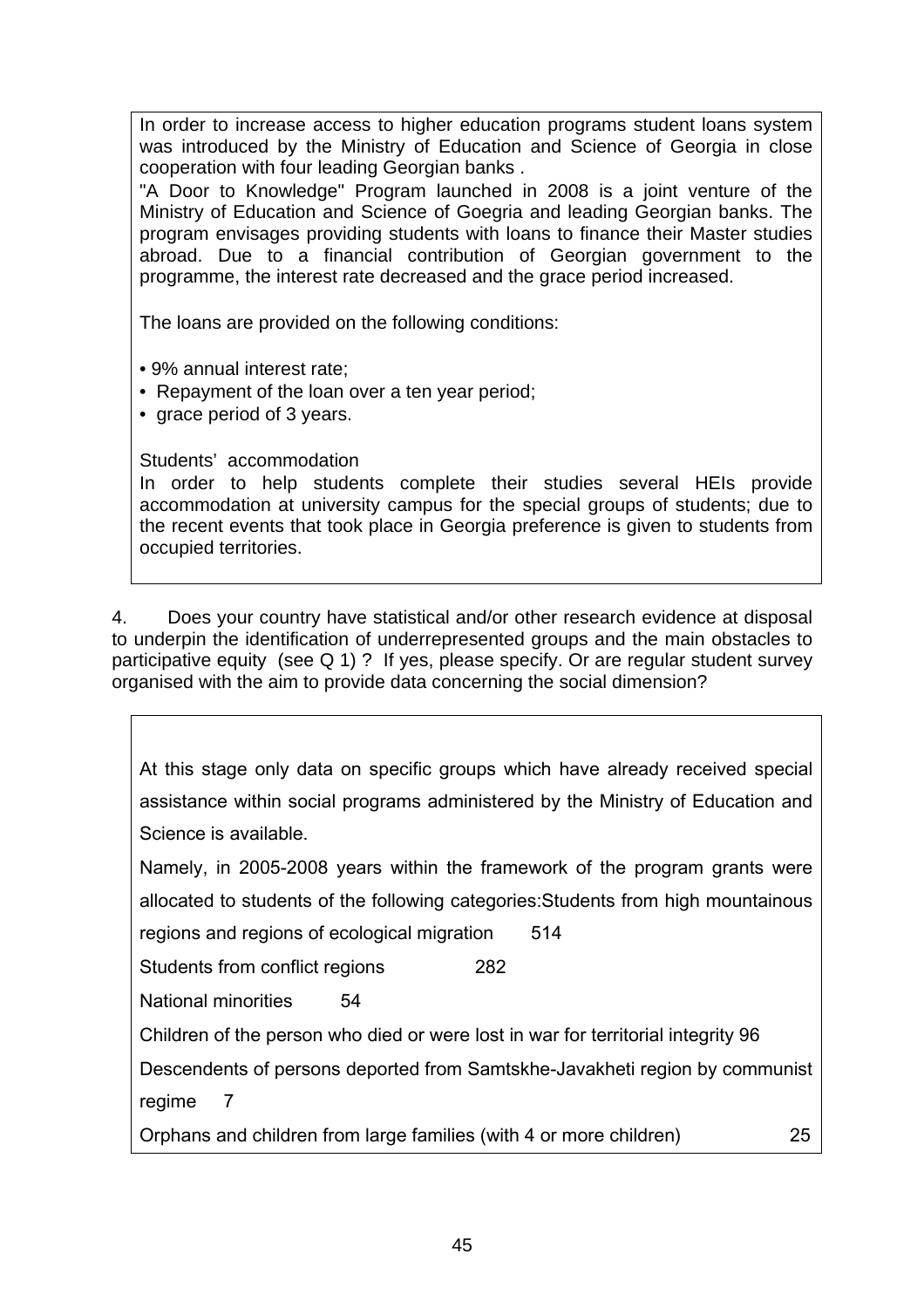In order to increase access to higher education programs student loans system was introduced by the Ministry of Education and Science of Georgia in close cooperation with four leading Georgian banks .

"A Door to Knowledge" Program launched in 2008 is a joint venture of the Ministry of Education and Science of Goegria and leading Georgian banks. The program envisages providing students with loans to finance their Master studies abroad. Due to a financial contribution of Georgian government to the programme, the interest rate decreased and the grace period increased.

The loans are provided on the following conditions:

- 9% annual interest rate;
- Repayment of the loan over a ten year period;
- grace period of 3 years.

Students' accommodation

In order to help students complete their studies several HEIs provide accommodation at university campus for the special groups of students; due to the recent events that took place in Georgia preference is given to students from occupied territories.

4. Does your country have statistical and/or other research evidence at disposal to underpin the identification of underrepresented groups and the main obstacles to participative equity (see Q 1) ? If yes, please specify. Or are regular student survey organised with the aim to provide data concerning the social dimension?

At this stage only data on specific groups which have already received special assistance within social programs administered by the Ministry of Education and Science is available.

Namely, in 2005-2008 years within the framework of the program grants were allocated to students of the following categories:Students from high mountainous regions and regions of ecological migration 514

Students from conflict regions 282

National minorities 54

Children of the person who died or were lost in war for territorial integrity 96

Descendents of persons deported from Samtskhe-Javakheti region by communist regime 7

Orphans and children from large families (with 4 or more children) 25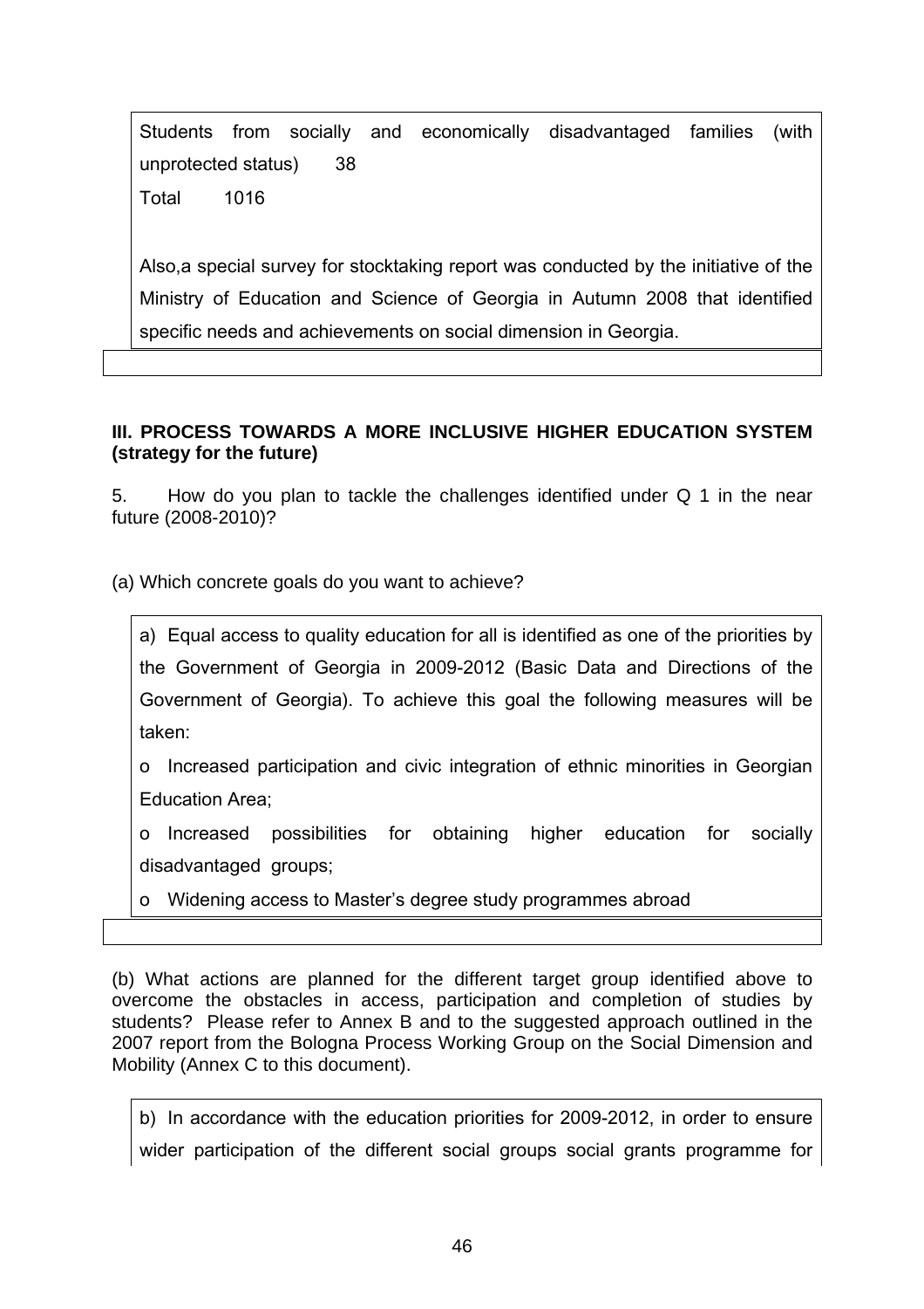Students from socially and economically disadvantaged families (with unprotected status) 38

Total 1016

Also,a special survey for stocktaking report was conducted by the initiative of the Ministry of Education and Science of Georgia in Autumn 2008 that identified specific needs and achievements on social dimension in Georgia.

**III. PROCESS TOWARDS A MORE INCLUSIVE HIGHER EDUCATION SYSTEM (strategy for the future)**

5. How do you plan to tackle the challenges identified under Q 1 in the near future (2008-2010)?

(a) Which concrete goals do you want to achieve?

a) Equal access to quality education for all is identified as one of the priorities by the Government of Georgia in 2009-2012 (Basic Data and Directions of the Government of Georgia). To achieve this goal the following measures will be taken:

- Increased participation and civic integration of ethnic minorities in Georgian Education Area;
- Increased possibilities for obtaining higher education for socially disadvantaged groups;
- Widening access to Master's degree study programmes abroad

(b) What actions are planned for the different target group identified above to overcome the obstacles in access, participation and completion of studies by students? Please refer to Annex B and to the suggested approach outlined in the 2007 report from the Bologna Process Working Group on the Social Dimension and Mobility (Annex C to this document).

b) In accordance with the education priorities for 2009-2012, in order to ensure wider participation of the different social groups social grants programme for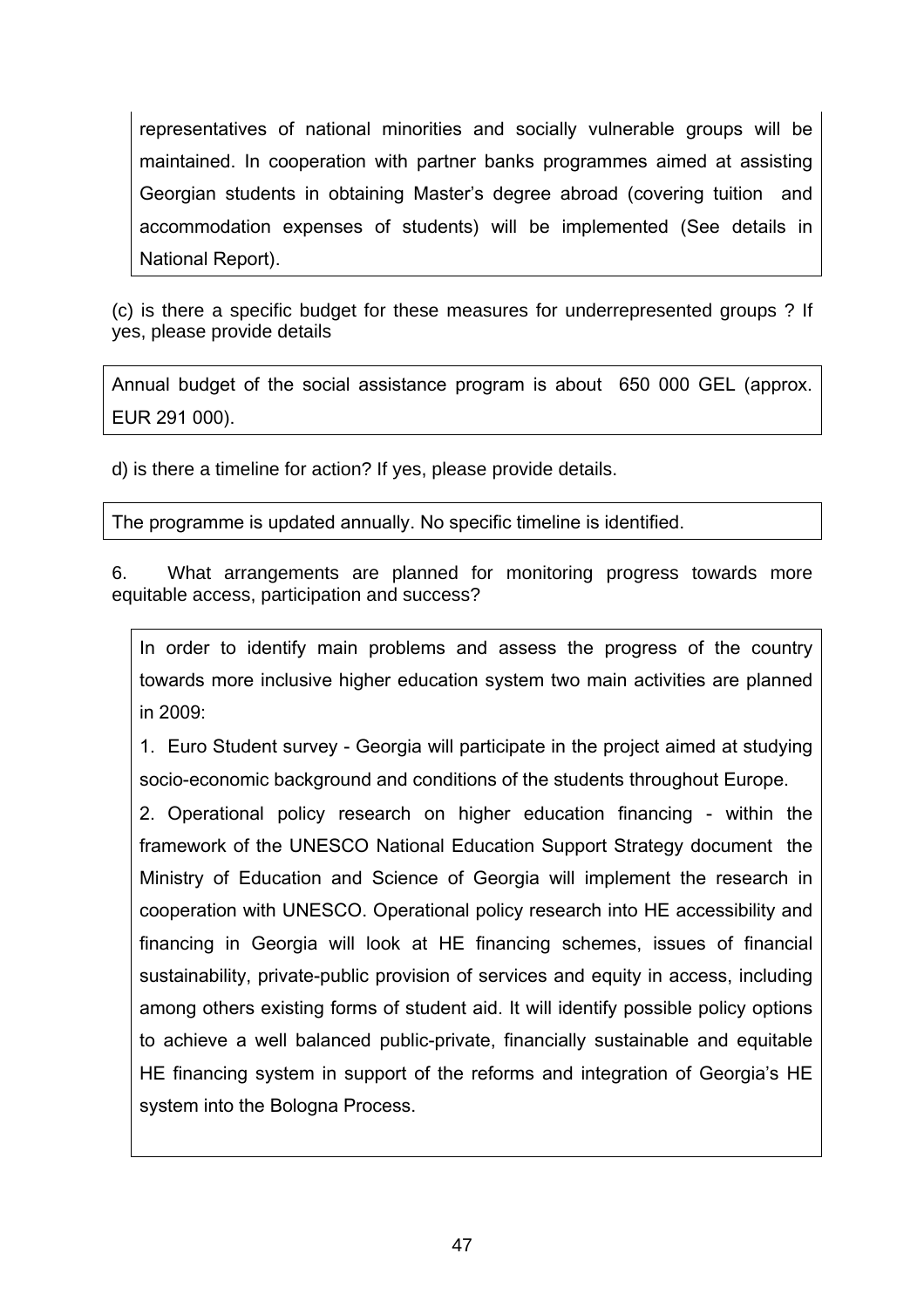representatives of national minorities and socially vulnerable groups will be maintained. In cooperation with partner banks programmes aimed at assisting Georgian students in obtaining Master's degree abroad (covering tuition and accommodation expenses of students) will be implemented (See details in National Report).

(c) is there a specific budget for these measures for underrepresented groups ? If yes, please provide details

Annual budget of the social assistance program is about 650 000 GEL (approx. EUR 291 000).

d) is there a timeline for action? If yes, please provide details.

The programme is updated annually. No specific timeline is identified.

6. What arrangements are planned for monitoring progress towards more equitable access, participation and success?

In order to identify main problems and assess the progress of the country towards more inclusive higher education system two main activities are planned in 2009:

1. Euro Student survey - Georgia will participate in the project aimed at studying socio-economic background and conditions of the students throughout Europe.

2. Operational policy research on higher education financing - within the framework of the UNESCO National Education Support Strategy document the Ministry of Education and Science of Georgia will implement the research in cooperation with UNESCO. Operational policy research into HE accessibility and financing in Georgia will look at HE financing schemes, issues of financial sustainability, private-public provision of services and equity in access, including among others existing forms of student aid. It will identify possible policy options to achieve a well balanced public-private, financially sustainable and equitable HE financing system in support of the reforms and integration of Georgia's HE system into the Bologna Process.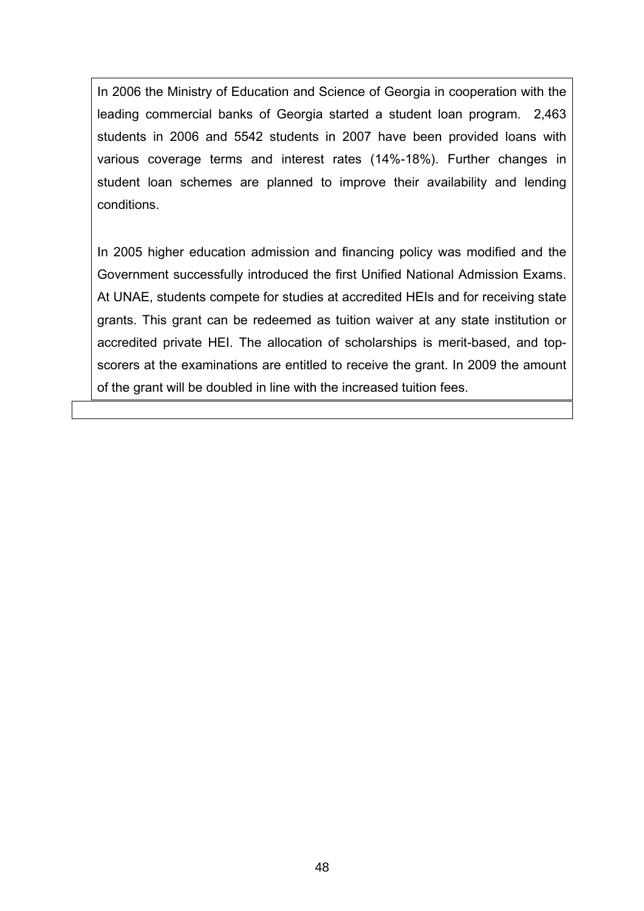In 2006 the Ministry of Education and Science of Georgia in cooperation with the leading commercial banks of Georgia started a student loan program. 2,463 students in 2006 and 5542 students in 2007 have been provided loans with various coverage terms and interest rates (14%-18%). Further changes in student loan schemes are planned to improve their availability and lending conditions.

In 2005 higher education admission and financing policy was modified and the Government successfully introduced the first Unified National Admission Exams. At UNAE, students compete for studies at accredited HEIs and for receiving state grants. This grant can be redeemed as tuition waiver at any state institution or accredited private HEI. The allocation of scholarships is merit-based, and top-scorers at the examinations are entitled to receive the grant. In 2009 the amount of the grant will be doubled in line with the increased tuition fees.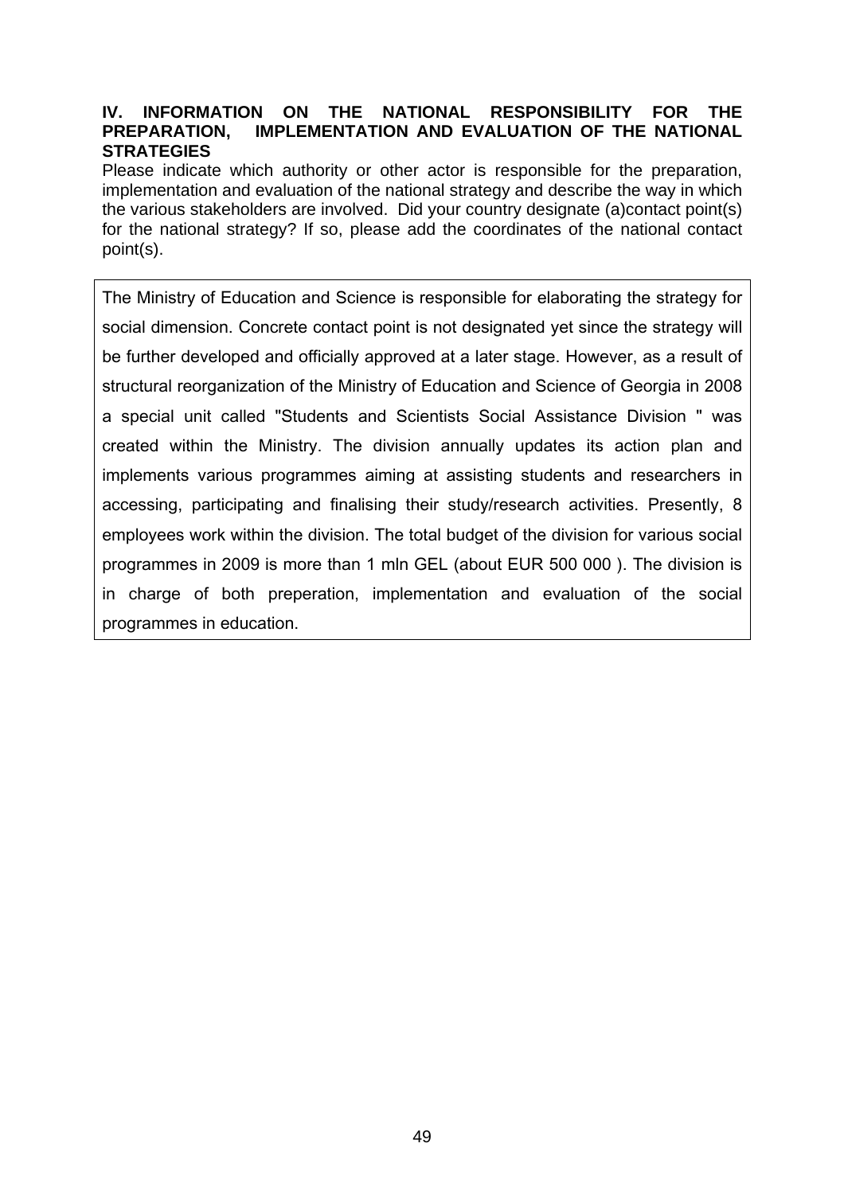## IV. INFORMATION ON THE NATIONAL RESPONSIBILITY FOR THE PREPARATION, IMPLEMENTATION AND EVALUATION OF THE NATIONAL STRATEGIES

Please indicate which authority or other actor is responsible for the preparation, implementation and evaluation of the national strategy and describe the way in which the various stakeholders are involved. Did your country designate (a)contact point(s) for the national strategy? If so, please add the coordinates of the national contact point(s).

The Ministry of Education and Science is responsible for elaborating the strategy for social dimension. Concrete contact point is not designated yet since the strategy will be further developed and officially approved at a later stage. However, as a result of structural reorganization of the Ministry of Education and Science of Georgia in 2008 a special unit called "Students and Scientists Social Assistance Division " was created within the Ministry. The division annually updates its action plan and implements various programmes aiming at assisting students and researchers in accessing, participating and finalising their study/research activities. Presently, 8 employees work within the division. The total budget of the division for various social programmes in 2009 is more than 1 mln GEL (about EUR 500 000 ). The division is in charge of both preperation, implementation and evaluation of the social programmes in education.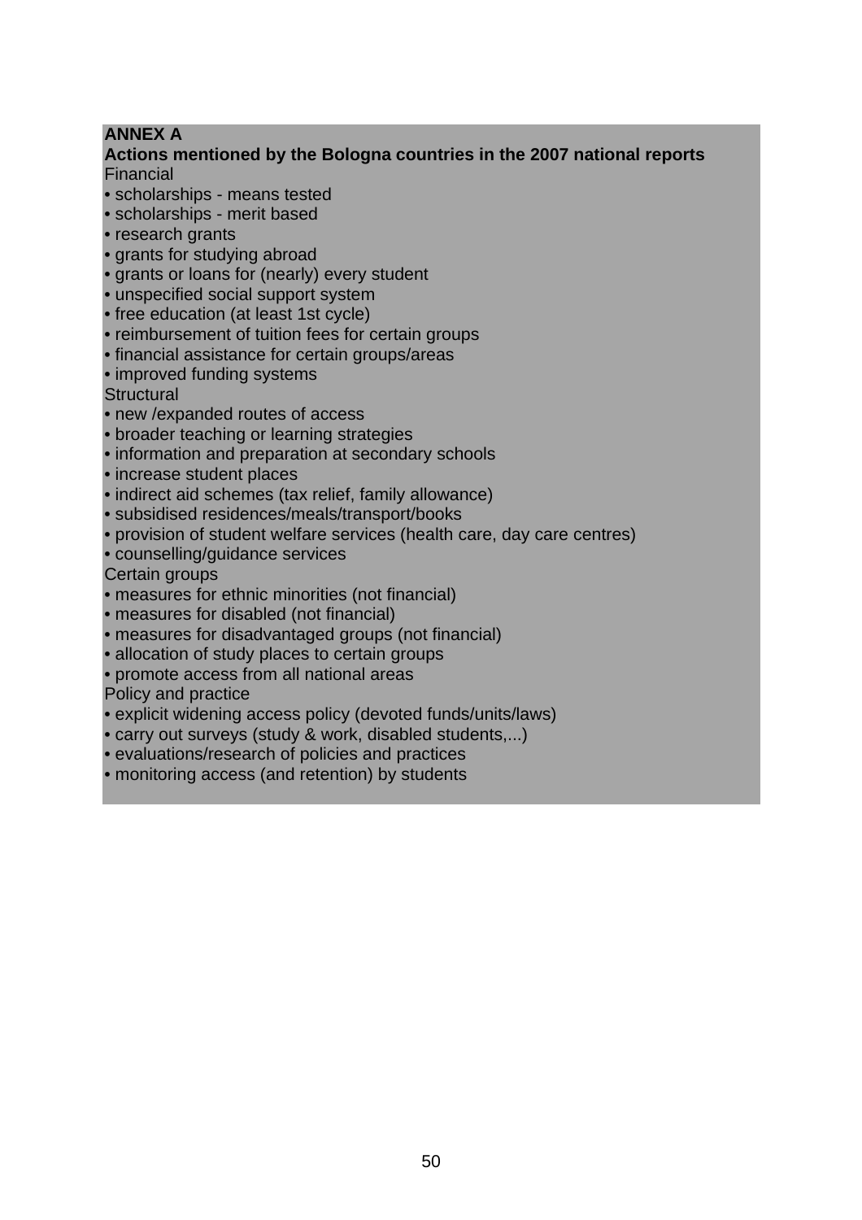**ANNEX A**

**Actions mentioned by the Bologna countries in the 2007 national reports**

Financial

- scholarships - means tested
- scholarships - merit based
- research grants
- grants for studying abroad
- grants or loans for (nearly) every student
- unspecified social support system
- free education (at least 1st cycle)
- reimbursement of tuition fees for certain groups
- financial assistance for certain groups/areas
- improved funding systems

Structural

- new /expanded routes of access
- broader teaching or learning strategies
- information and preparation at secondary schools
- increase student places
- indirect aid schemes (tax relief, family allowance)
- subsidised residences/meals/transport/books
- provision of student welfare services (health care, day care centres)
- counselling/guidance services

Certain groups

- measures for ethnic minorities (not financial)
- measures for disabled (not financial)
- measures for disadvantaged groups (not financial)
- allocation of study places to certain groups
- promote access from all national areas

Policy and practice

- explicit widening access policy (devoted funds/units/laws)
- carry out surveys (study & work, disabled students,...)
- evaluations/research of policies and practices
- monitoring access (and retention) by students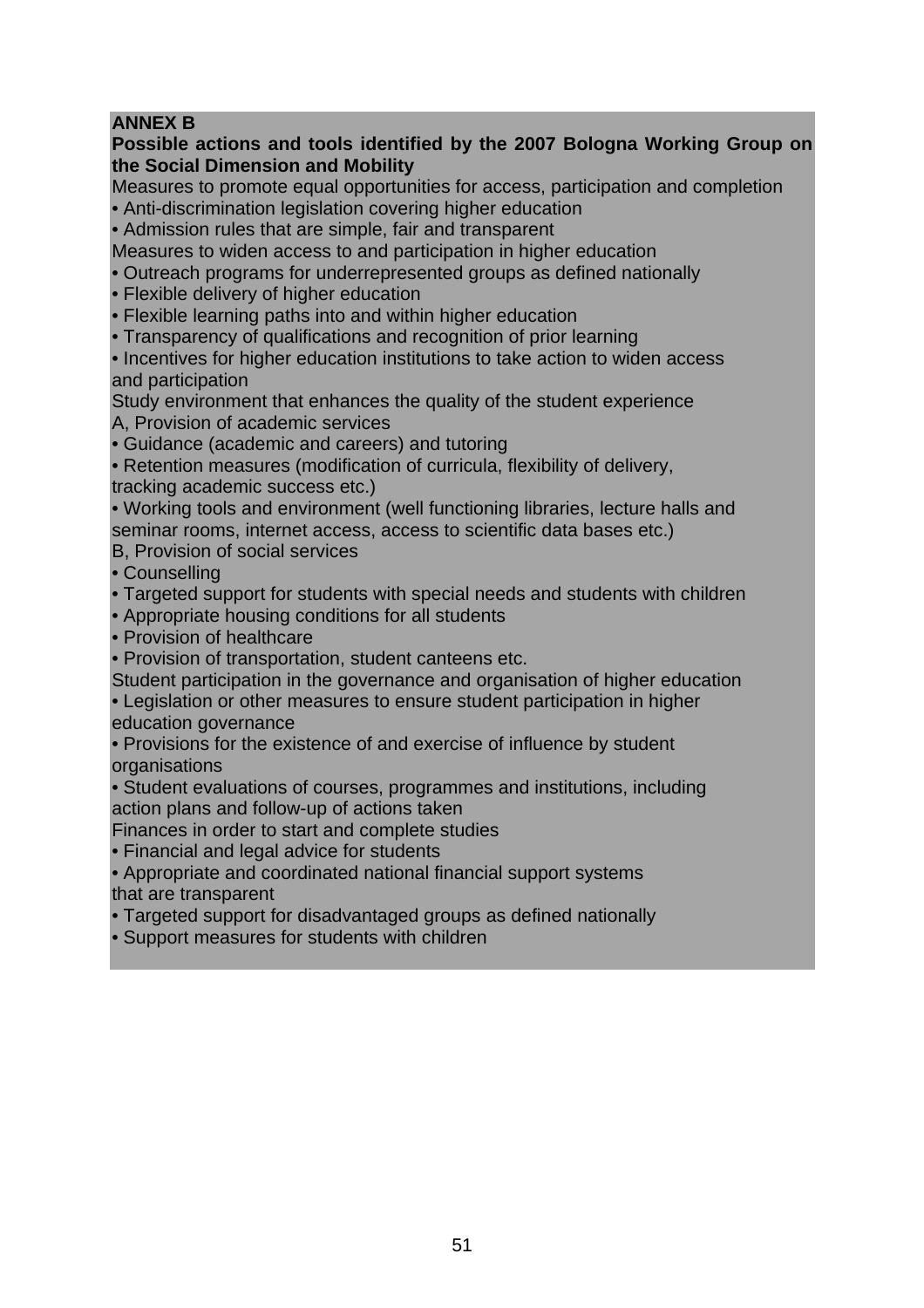**ANNEX B**

**Possible actions and tools identified by the 2007 Bologna Working Group on the Social Dimension and Mobility**

Measures to promote equal opportunities for access, participation and completion

- Anti-discrimination legislation covering higher education
- Admission rules that are simple, fair and transparent

Measures to widen access to and participation in higher education

- Outreach programs for underrepresented groups as defined nationally
- Flexible delivery of higher education
- Flexible learning paths into and within higher education
- Transparency of qualifications and recognition of prior learning
- Incentives for higher education institutions to take action to widen access and participation

Study environment that enhances the quality of the student experience

A, Provision of academic services

- Guidance (academic and careers) and tutoring
- Retention measures (modification of curricula, flexibility of delivery, tracking academic success etc.)
- Working tools and environment (well functioning libraries, lecture halls and seminar rooms, internet access, access to scientific data bases etc.)

B, Provision of social services

- Counselling
- Targeted support for students with special needs and students with children
- Appropriate housing conditions for all students
- Provision of healthcare
- Provision of transportation, student canteens etc.

Student participation in the governance and organisation of higher education

- Legislation or other measures to ensure student participation in higher education governance
- Provisions for the existence of and exercise of influence by student organisations
- Student evaluations of courses, programmes and institutions, including action plans and follow-up of actions taken

Finances in order to start and complete studies

- Financial and legal advice for students
- Appropriate and coordinated national financial support systems that are transparent
- Targeted support for disadvantaged groups as defined nationally
- Support measures for students with children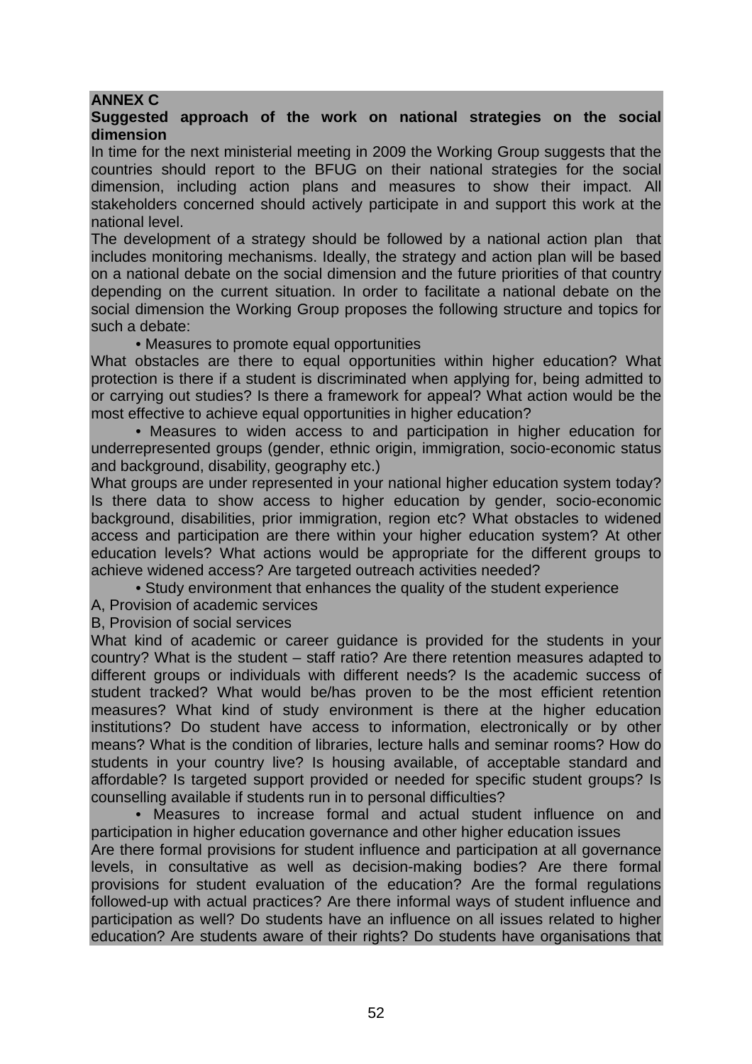## ANNEX C

### Suggested approach of the work on national strategies on the social dimension

In time for the next ministerial meeting in 2009 the Working Group suggests that the countries should report to the BFUG on their national strategies for the social dimension, including action plans and measures to show their impact. All stakeholders concerned should actively participate in and support this work at the national level.

The development of a strategy should be followed by a national action plan that includes monitoring mechanisms. Ideally, the strategy and action plan will be based on a national debate on the social dimension and the future priorities of that country depending on the current situation. In order to facilitate a national debate on the social dimension the Working Group proposes the following structure and topics for such a debate:

- Measures to promote equal opportunities

What obstacles are there to equal opportunities within higher education? What protection is there if a student is discriminated when applying for, being admitted to or carrying out studies? Is there a framework for appeal? What action would be the most effective to achieve equal opportunities in higher education?

- Measures to widen access to and participation in higher education for underrepresented groups (gender, ethnic origin, immigration, socio-economic status and background, disability, geography etc.)

What groups are under represented in your national higher education system today? Is there data to show access to higher education by gender, socio-economic background, disabilities, prior immigration, region etc? What obstacles to widened access and participation are there within your higher education system? At other education levels? What actions would be appropriate for the different groups to achieve widened access? Are targeted outreach activities needed?

- Study environment that enhances the quality of the student experience

A, Provision of academic services

B, Provision of social services

What kind of academic or career guidance is provided for the students in your country? What is the student – staff ratio? Are there retention measures adapted to different groups or individuals with different needs? Is the academic success of student tracked? What would be/has proven to be the most efficient retention measures? What kind of study environment is there at the higher education institutions? Do student have access to information, electronically or by other means? What is the condition of libraries, lecture halls and seminar rooms? How do students in your country live? Is housing available, of acceptable standard and affordable? Is targeted support provided or needed for specific student groups? Is counselling available if students run in to personal difficulties?

- Measures to increase formal and actual student influence on and participation in higher education governance and other higher education issues

Are there formal provisions for student influence and participation at all governance levels, in consultative as well as decision-making bodies? Are there formal provisions for student evaluation of the education? Are the formal regulations followed-up with actual practices? Are there informal ways of student influence and participation as well? Do students have an influence on all issues related to higher education? Are students aware of their rights? Do students have organisations that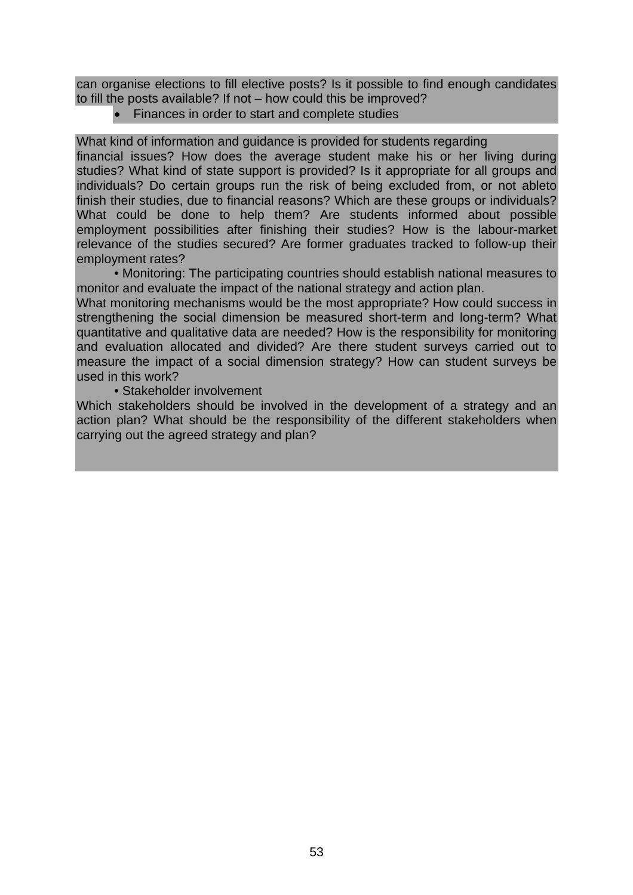can organise elections to fill elective posts? Is it possible to find enough candidates to fill the posts available? If not – how could this be improved?

- Finances in order to start and complete studies

What kind of information and guidance is provided for students regarding financial issues? How does the average student make his or her living during studies? What kind of state support is provided? Is it appropriate for all groups and individuals? Do certain groups run the risk of being excluded from, or not ableto finish their studies, due to financial reasons? Which are these groups or individuals? What could be done to help them? Are students informed about possible employment possibilities after finishing their studies? How is the labour-market relevance of the studies secured? Are former graduates tracked to follow-up their employment rates?

- Monitoring: The participating countries should establish national measures to monitor and evaluate the impact of the national strategy and action plan.

What monitoring mechanisms would be the most appropriate? How could success in strengthening the social dimension be measured short-term and long-term? What quantitative and qualitative data are needed? How is the responsibility for monitoring and evaluation allocated and divided? Are there student surveys carried out to measure the impact of a social dimension strategy? How can student surveys be used in this work?

- Stakeholder involvement

Which stakeholders should be involved in the development of a strategy and an action plan? What should be the responsibility of the different stakeholders when carrying out the agreed strategy and plan?